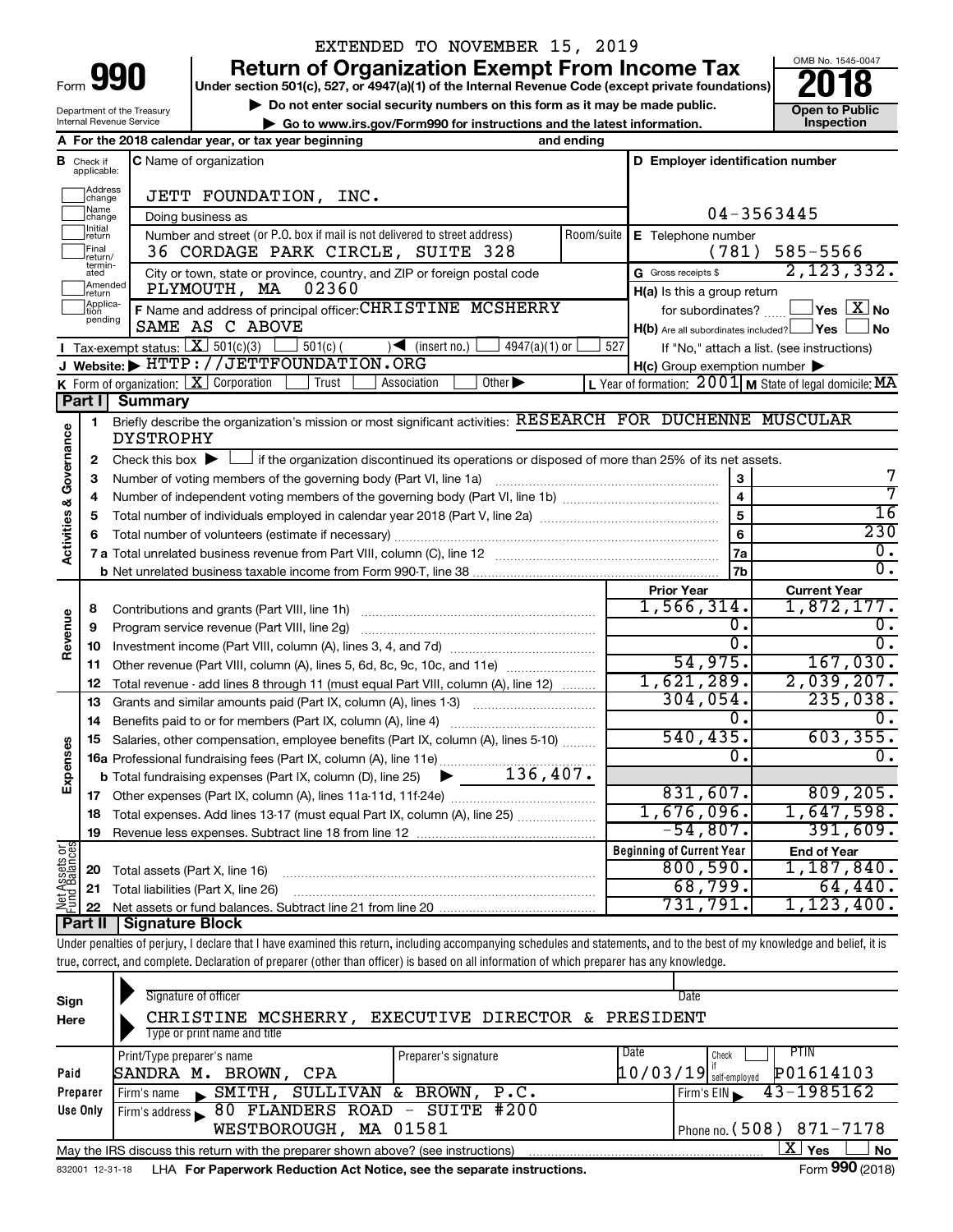EXTENDED TO NOVEMBER 15, 2019

# Form 990 — Return of Organization Exempt From Income Tax (2018)

Under section 501(c), 527, or 4947(a)(1) of the Internal Revenue Code (except private foundations)

▶ Do not enter social security numbers on this form as it may be made public.

▶ Go to www.irs.gov/Form990 for instructions and the latest information.

Department of the Treasury, Internal Revenue Service

OMB No. 1545-0047 — Open to Public Inspection

**A** For the 2018 calendar year, or tax year beginning and ending

**B** Check if applicable: Address change, Name change, Initial return, Final return/terminated, Amended return, Application pending

**C** Name of organization: JETT FOUNDATION, INC.

Doing business as

Number and street (or P.O. box if mail is not delivered to street address): 36 CORDAGE PARK CIRCLE, SUITE 328 — Room/suite

City or town, state or province, country, and ZIP or foreign postal code: PLYMOUTH, MA 02360

**D** Employer identification number: 04-3563445

**E** Telephone number: (781) 585-5566

**G** Gross receipts $ 2,123,332.

**F** Name and address of principal officer: CHRISTINE MCSHERRY, SAME AS C ABOVE

**H(a)** Is this a group return for subordinates? ☐ Yes ☒ No

**H(b)** Are all subordinates included? ☐ Yes ☐ No — If "No," attach a list. (see instructions)

**H(c)** Group exemption number ▶

**I** Tax-exempt status: ☒ 501(c)(3) ☐ 501(c)( ) ◀ (insert no.) ☐ 4947(a)(1) or ☐ 527

**J** Website: ▶ HTTP://JETTFOUNDATION.ORG

**K** Form of organization: ☒ Corporation ☐ Trust ☐ Association ☐ Other ▶

**L** Year of formation: 2001 **M** State of legal domicile: MA

## Part I Summary

**Activities & Governance**

1 Briefly describe the organization's mission or most significant activities: RESEARCH FOR DUCHENNE MUSCULAR DYSTROPHY

2 Check this box ▶ ☐ if the organization discontinued its operations or disposed of more than 25% of its net assets.

| Line | Description | | Value |
|---|---|---|---|
| 3 | Number of voting members of the governing body (Part VI, line 1a) | 3 | 7 |
| 4 | Number of independent voting members of the governing body (Part VI, line 1b) | 4 | 7 |
| 5 | Total number of individuals employed in calendar year 2018 (Part V, line 2a) | 5 | 16 |
| 6 | Total number of volunteers (estimate if necessary) | 6 | 230 |
| 7a | Total unrelated business revenue from Part VIII, column (C), line 12 | 7a | 0. |
| 7b | Net unrelated business taxable income from Form 990-T, line 38 | 7b | 0. |

| Line | Description | Prior Year | Current Year |
|---|---|---|---|
| **Revenue** | | | |
| 8 | Contributions and grants (Part VIII, line 1h) | 1,566,314. | 1,872,177. |
| 9 | Program service revenue (Part VIII, line 2g) | 0. | 0. |
| 10 | Investment income (Part VIII, column (A), lines 3, 4, and 7d) | 0. | 0. |
| 11 | Other revenue (Part VIII, column (A), lines 5, 6d, 8c, 9c, 10c, and 11e) | 54,975. | 167,030. |
| 12 | Total revenue - add lines 8 through 11 (must equal Part VIII, column (A), line 12) | 1,621,289. | 2,039,207. |
| **Expenses** | | | |
| 13 | Grants and similar amounts paid (Part IX, column (A), lines 1-3) | 304,054. | 235,038. |
| 14 | Benefits paid to or for members (Part IX, column (A), line 4) | 0. | 0. |
| 15 | Salaries, other compensation, employee benefits (Part IX, column (A), lines 5-10) | 540,435. | 603,355. |
| 16a | Professional fundraising fees (Part IX, column (A), line 11e) | 0. | 0. |
| b | Total fundraising expenses (Part IX, column (D), line 25) ▶ 136,407. | | |
| 17 | Other expenses (Part IX, column (A), lines 11a-11d, 11f-24e) | 831,607. | 809,205. |
| 18 | Total expenses. Add lines 13-17 (must equal Part IX, column (A), line 25) | 1,676,096. | 1,647,598. |
| 19 | Revenue less expenses. Subtract line 18 from line 12 | -54,807. | 391,609. |

| Line | Net Assets or Fund Balances | Beginning of Current Year | End of Year |
|---|---|---|---|
| 20 | Total assets (Part X, line 16) | 800,590. | 1,187,840. |
| 21 | Total liabilities (Part X, line 26) | 68,799. | 64,440. |
| 22 | Net assets or fund balances. Subtract line 21 from line 20 | 731,791. | 1,123,400. |

## Part II Signature Block

Under penalties of perjury, I declare that I have examined this return, including accompanying schedules and statements, and to the best of my knowledge and belief, it is true, correct, and complete. Declaration of preparer (other than officer) is based on all information of which preparer has any knowledge.

**Sign Here**

Signature of officer — Date

CHRISTINE MCSHERRY, EXECUTIVE DIRECTOR & PRESIDENT

Type or print name and title

**Paid Preparer Use Only**

| Print/Type preparer's name | Preparer's signature | Date | Check if self-employed | PTIN |
|---|---|---|---|---|
| SANDRA M. BROWN, CPA | | 10/03/19 | ☐ | P01614103 |

Firm's name ▶ SMITH, SULLIVAN & BROWN, P.C. — Firm's EIN ▶ 43-1985162

Firm's address ▶ 80 FLANDERS ROAD - SUITE #200, WESTBOROUGH, MA 01581 — Phone no. (508) 871-7178

May the IRS discuss this return with the preparer shown above? (see instructions) ☒ Yes ☐ No

832001 12-31-18 LHA For Paperwork Reduction Act Notice, see the separate instructions. Form 990 (2018)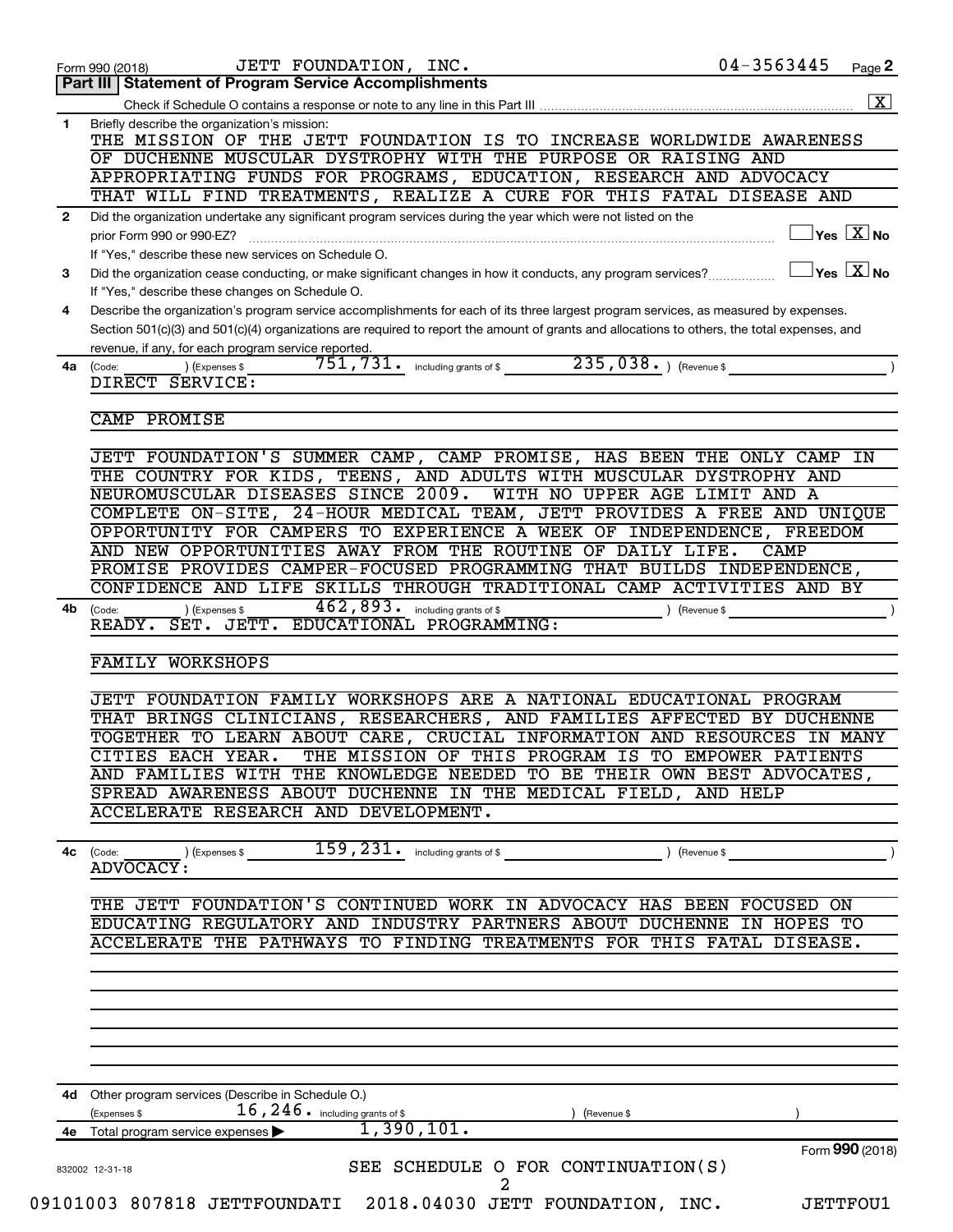Form 990 (2018) JETT FOUNDATION, INC. 04-3563445 Page **2**

**Part III | Statement of Program Service Accomplishments**

Check if Schedule O contains a response or note to any line in this Part III ..... [X]

**1** Briefly describe the organization's mission:

THE MISSION OF THE JETT FOUNDATION IS TO INCREASE WORLDWIDE AWARENESS OF DUCHENNE MUSCULAR DYSTROPHY WITH THE PURPOSE OR RAISING AND APPROPRIATING FUNDS FOR PROGRAMS, EDUCATION, RESEARCH AND ADVOCACY THAT WILL FIND TREATMENTS, REALIZE A CURE FOR THIS FATAL DISEASE AND

**2** Did the organization undertake any significant program services during the year which were not listed on the prior Form 990 or 990-EZ? ..... [ ] Yes [X] No

If "Yes," describe these new services on Schedule O.

**3** Did the organization cease conducting, or make significant changes in how it conducts, any program services? ..... [ ] Yes [X] No

If "Yes," describe these changes on Schedule O.

**4** Describe the organization's program service accomplishments for each of its three largest program services, as measured by expenses. Section 501(c)(3) and 501(c)(4) organizations are required to report the amount of grants and allocations to others, the total expenses, and revenue, if any, for each program service reported.

**4a** (Code: ) (Expenses $ 751,731. including grants of $ 235,038. ) (Revenue $ )

DIRECT SERVICE:

CAMP PROMISE

JETT FOUNDATION'S SUMMER CAMP, CAMP PROMISE, HAS BEEN THE ONLY CAMP IN THE COUNTRY FOR KIDS, TEENS, AND ADULTS WITH MUSCULAR DYSTROPHY AND NEUROMUSCULAR DISEASES SINCE 2009. WITH NO UPPER AGE LIMIT AND A COMPLETE ON-SITE, 24-HOUR MEDICAL TEAM, JETT PROVIDES A FREE AND UNIQUE OPPORTUNITY FOR CAMPERS TO EXPERIENCE A WEEK OF INDEPENDENCE, FREEDOM AND NEW OPPORTUNITIES AWAY FROM THE ROUTINE OF DAILY LIFE. CAMP PROMISE PROVIDES CAMPER-FOCUSED PROGRAMMING THAT BUILDS INDEPENDENCE, CONFIDENCE AND LIFE SKILLS THROUGH TRADITIONAL CAMP ACTIVITIES AND BY

**4b** (Code: ) (Expenses $ 462,893. including grants of $ ) (Revenue $ )

READY. SET. JETT. EDUCATIONAL PROGRAMMING:

FAMILY WORKSHOPS

JETT FOUNDATION FAMILY WORKSHOPS ARE A NATIONAL EDUCATIONAL PROGRAM THAT BRINGS CLINICIANS, RESEARCHERS, AND FAMILIES AFFECTED BY DUCHENNE TOGETHER TO LEARN ABOUT CARE, CRUCIAL INFORMATION AND RESOURCES IN MANY CITIES EACH YEAR. THE MISSION OF THIS PROGRAM IS TO EMPOWER PATIENTS AND FAMILIES WITH THE KNOWLEDGE NEEDED TO BE THEIR OWN BEST ADVOCATES, SPREAD AWARENESS ABOUT DUCHENNE IN THE MEDICAL FIELD, AND HELP ACCELERATE RESEARCH AND DEVELOPMENT.

**4c** (Code: ) (Expenses $ 159,231. including grants of $ ) (Revenue $ )

ADVOCACY:

THE JETT FOUNDATION'S CONTINUED WORK IN ADVOCACY HAS BEEN FOCUSED ON EDUCATING REGULATORY AND INDUSTRY PARTNERS ABOUT DUCHENNE IN HOPES TO ACCELERATE THE PATHWAYS TO FINDING TREATMENTS FOR THIS FATAL DISEASE.

**4d** Other program services (Describe in Schedule O.)

(Expenses $ 16,246. including grants of $ ) (Revenue $ )

**4e** Total program service expenses ▶ 1,390,101.

SEE SCHEDULE O FOR CONTINUATION(S)

Form **990** (2018)

832002 12-31-18

09101003 807818 JETTFOUNDATI 2018.04030 JETT FOUNDATION, INC. JETTFOU1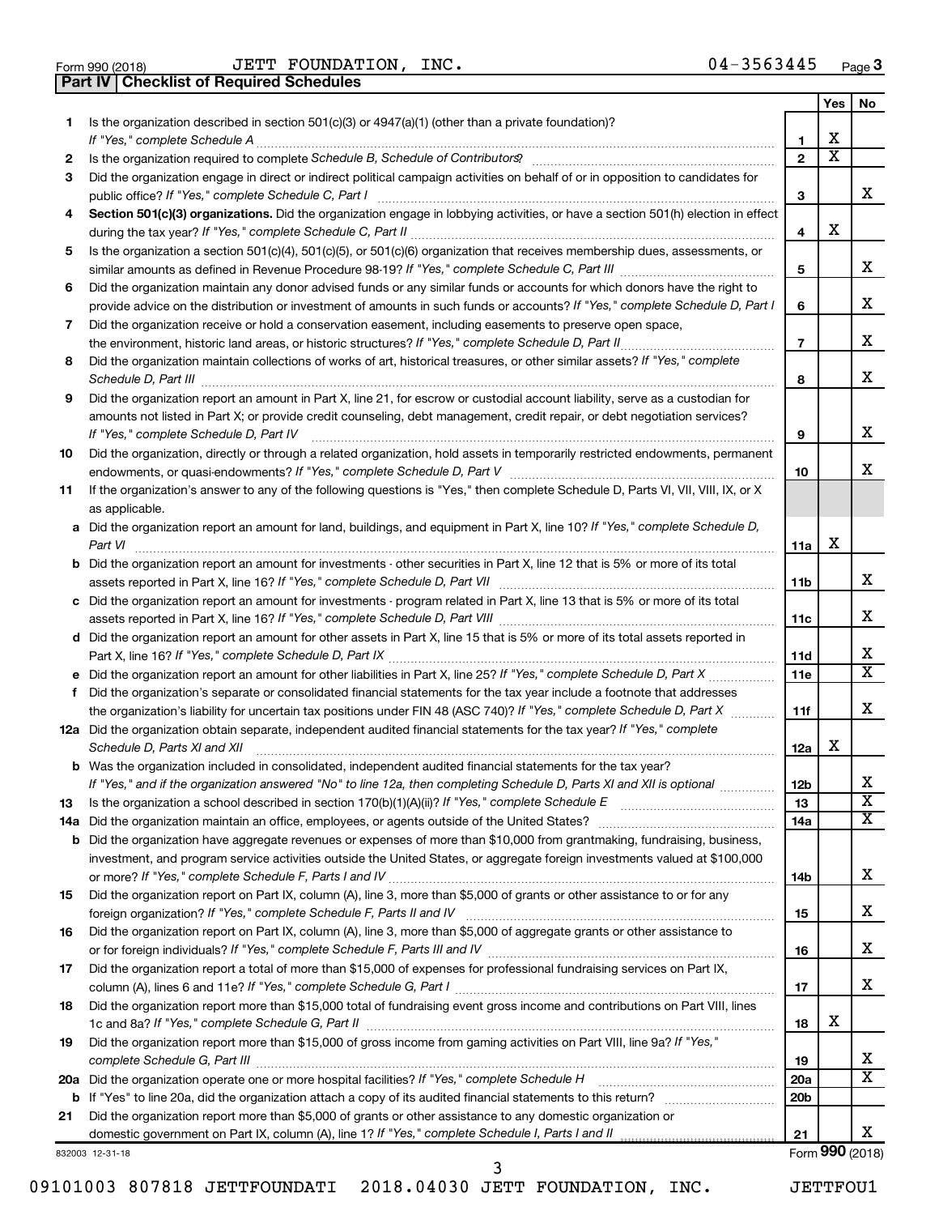Form 990 (2018) JETT FOUNDATION, INC. 04-3563445 Page 3

## Part IV Checklist of Required Schedules

| | | | Yes | No |
|---|---|---|---|---|
| 1 | Is the organization described in section 501(c)(3) or 4947(a)(1) (other than a private foundation)? *If "Yes," complete Schedule A* | 1 | X | |
| 2 | Is the organization required to complete *Schedule B, Schedule of Contributors*? | 2 | X | |
| 3 | Did the organization engage in direct or indirect political campaign activities on behalf of or in opposition to candidates for public office? *If "Yes," complete Schedule C, Part I* | 3 | | X |
| 4 | **Section 501(c)(3) organizations.** Did the organization engage in lobbying activities, or have a section 501(h) election in effect during the tax year? *If "Yes," complete Schedule C, Part II* | 4 | X | |
| 5 | Is the organization a section 501(c)(4), 501(c)(5), or 501(c)(6) organization that receives membership dues, assessments, or similar amounts as defined in Revenue Procedure 98-19? *If "Yes," complete Schedule C, Part III* | 5 | | X |
| 6 | Did the organization maintain any donor advised funds or any similar funds or accounts for which donors have the right to provide advice on the distribution or investment of amounts in such funds or accounts? *If "Yes," complete Schedule D, Part I* | 6 | | X |
| 7 | Did the organization receive or hold a conservation easement, including easements to preserve open space, the environment, historic land areas, or historic structures? *If "Yes," complete Schedule D, Part II* | 7 | | X |
| 8 | Did the organization maintain collections of works of art, historical treasures, or other similar assets? *If "Yes," complete Schedule D, Part III* | 8 | | X |
| 9 | Did the organization report an amount in Part X, line 21, for escrow or custodial account liability, serve as a custodian for amounts not listed in Part X; or provide credit counseling, debt management, credit repair, or debt negotiation services? *If "Yes," complete Schedule D, Part IV* | 9 | | X |
| 10 | Did the organization, directly or through a related organization, hold assets in temporarily restricted endowments, permanent endowments, or quasi-endowments? *If "Yes," complete Schedule D, Part V* | 10 | | X |
| 11 | If the organization's answer to any of the following questions is "Yes," then complete Schedule D, Parts VI, VII, VIII, IX, or X as applicable. | | | |
| a | Did the organization report an amount for land, buildings, and equipment in Part X, line 10? *If "Yes," complete Schedule D, Part VI* | 11a | X | |
| b | Did the organization report an amount for investments - other securities in Part X, line 12 that is 5% or more of its total assets reported in Part X, line 16? *If "Yes," complete Schedule D, Part VII* | 11b | | X |
| c | Did the organization report an amount for investments - program related in Part X, line 13 that is 5% or more of its total assets reported in Part X, line 16? *If "Yes," complete Schedule D, Part VIII* | 11c | | X |
| d | Did the organization report an amount for other assets in Part X, line 15 that is 5% or more of its total assets reported in Part X, line 16? *If "Yes," complete Schedule D, Part IX* | 11d | | X |
| e | Did the organization report an amount for other liabilities in Part X, line 25? *If "Yes," complete Schedule D, Part X* | 11e | | X |
| f | Did the organization's separate or consolidated financial statements for the tax year include a footnote that addresses the organization's liability for uncertain tax positions under FIN 48 (ASC 740)? *If "Yes," complete Schedule D, Part X* | 11f | | X |
| 12a | Did the organization obtain separate, independent audited financial statements for the tax year? *If "Yes," complete Schedule D, Parts XI and XII* | 12a | X | |
| b | Was the organization included in consolidated, independent audited financial statements for the tax year? *If "Yes," and if the organization answered "No" to line 12a, then completing Schedule D, Parts XI and XII is optional* | 12b | | X |
| 13 | Is the organization a school described in section 170(b)(1)(A)(ii)? *If "Yes," complete Schedule E* | 13 | | X |
| 14a | Did the organization maintain an office, employees, or agents outside of the United States? | 14a | | X |
| b | Did the organization have aggregate revenues or expenses of more than $10,000 from grantmaking, fundraising, business, investment, and program service activities outside the United States, or aggregate foreign investments valued at $100,000 or more? *If "Yes," complete Schedule F, Parts I and IV* | 14b | | X |
| 15 | Did the organization report on Part IX, column (A), line 3, more than $5,000 of grants or other assistance to or for any foreign organization? *If "Yes," complete Schedule F, Parts II and IV* | 15 | | X |
| 16 | Did the organization report on Part IX, column (A), line 3, more than $5,000 of aggregate grants or other assistance to or for foreign individuals? *If "Yes," complete Schedule F, Parts III and IV* | 16 | | X |
| 17 | Did the organization report a total of more than $15,000 of expenses for professional fundraising services on Part IX, column (A), lines 6 and 11e? *If "Yes," complete Schedule G, Part I* | 17 | | X |
| 18 | Did the organization report more than $15,000 total of fundraising event gross income and contributions on Part VIII, lines 1c and 8a? *If "Yes," complete Schedule G, Part II* | 18 | X | |
| 19 | Did the organization report more than $15,000 of gross income from gaming activities on Part VIII, line 9a? *If "Yes," complete Schedule G, Part III* | 19 | | X |
| 20a | Did the organization operate one or more hospital facilities? *If "Yes," complete Schedule H* | 20a | | X |
| b | If "Yes" to line 20a, did the organization attach a copy of its audited financial statements to this return? | 20b | | |
| 21 | Did the organization report more than $5,000 of grants or other assistance to any domestic organization or domestic government on Part IX, column (A), line 1? *If "Yes," complete Schedule I, Parts I and II* | 21 | | X |

832003 12-31-18

Form **990** (2018)

09101003 807818 JETTFOUNDATI 2018.04030 JETT FOUNDATION, INC. JETTFOU1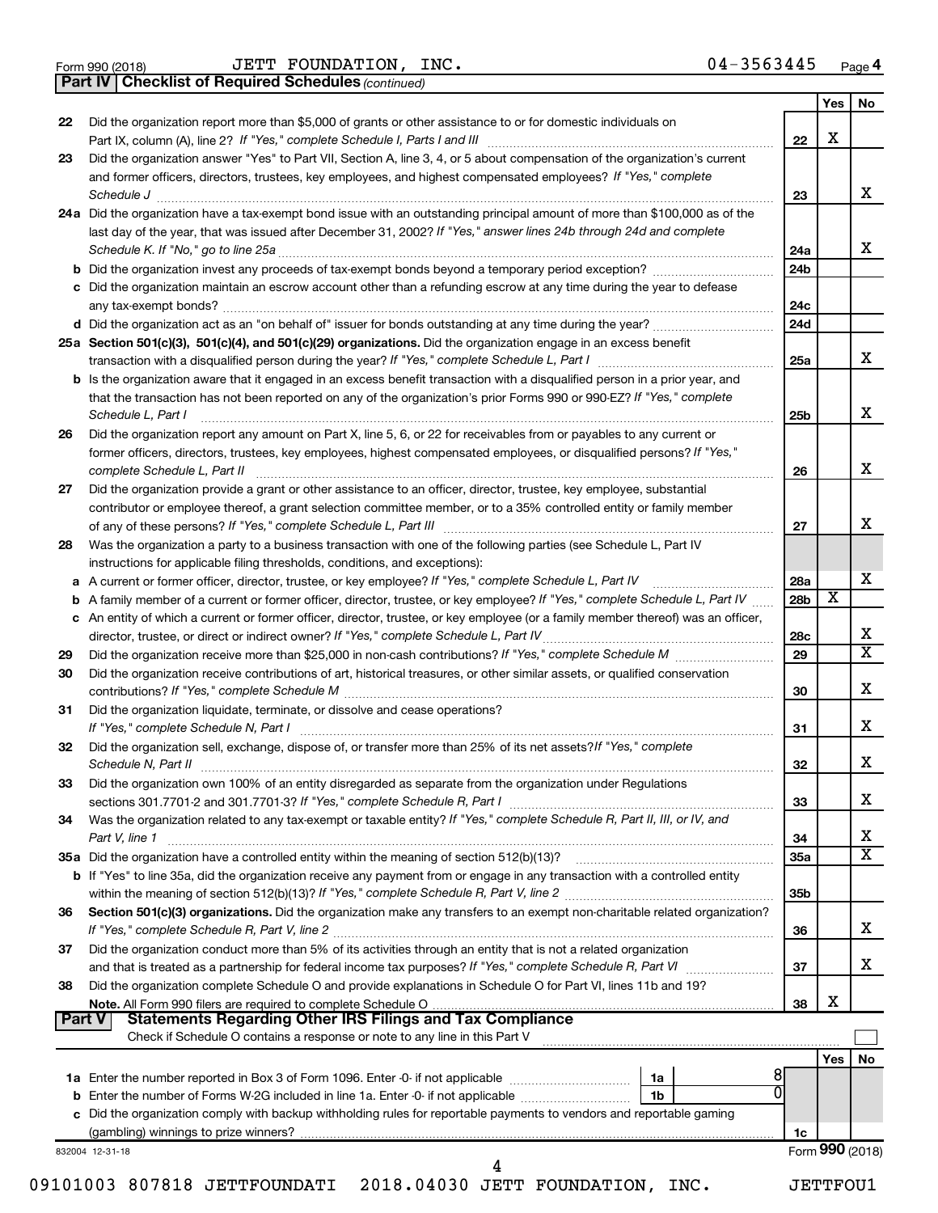Form 990 (2018) JETT FOUNDATION, INC. 04-3563445 Page 4

**Part IV | Checklist of Required Schedules** *(continued)*

| | | | Yes | No |
|---|---|---|---|---|
| 22 | Did the organization report more than $5,000 of grants or other assistance to or for domestic individuals on Part IX, column (A), line 2? *If "Yes," complete Schedule I, Parts I and III* | 22 | X | |
| 23 | Did the organization answer "Yes" to Part VII, Section A, line 3, 4, or 5 about compensation of the organization's current and former officers, directors, trustees, key employees, and highest compensated employees? *If "Yes," complete Schedule J* | 23 | | X |
| 24a | Did the organization have a tax-exempt bond issue with an outstanding principal amount of more than $100,000 as of the last day of the year, that was issued after December 31, 2002? *If "Yes," answer lines 24b through 24d and complete Schedule K. If "No," go to line 25a* | 24a | | X |
| b | Did the organization invest any proceeds of tax-exempt bonds beyond a temporary period exception? | 24b | | |
| c | Did the organization maintain an escrow account other than a refunding escrow at any time during the year to defease any tax-exempt bonds? | 24c | | |
| d | Did the organization act as an "on behalf of" issuer for bonds outstanding at any time during the year? | 24d | | |
| 25a | **Section 501(c)(3), 501(c)(4), and 501(c)(29) organizations.** Did the organization engage in an excess benefit transaction with a disqualified person during the year? *If "Yes," complete Schedule L, Part I* | 25a | | X |
| b | Is the organization aware that it engaged in an excess benefit transaction with a disqualified person in a prior year, and that the transaction has not been reported on any of the organization's prior Forms 990 or 990-EZ? *If "Yes," complete Schedule L, Part I* | 25b | | X |
| 26 | Did the organization report any amount on Part X, line 5, 6, or 22 for receivables from or payables to any current or former officers, directors, trustees, key employees, highest compensated employees, or disqualified persons? *If "Yes," complete Schedule L, Part II* | 26 | | X |
| 27 | Did the organization provide a grant or other assistance to an officer, director, trustee, key employee, substantial contributor or employee thereof, a grant selection committee member, or to a 35% controlled entity or family member of any of these persons? *If "Yes," complete Schedule L, Part III* | 27 | | X |
| 28 | Was the organization a party to a business transaction with one of the following parties (see Schedule L, Part IV instructions for applicable filing thresholds, conditions, and exceptions): | | | |
| a | A current or former officer, director, trustee, or key employee? *If "Yes," complete Schedule L, Part IV* | 28a | | X |
| b | A family member of a current or former officer, director, trustee, or key employee? *If "Yes," complete Schedule L, Part IV* | 28b | X | |
| c | An entity of which a current or former officer, director, trustee, or key employee (or a family member thereof) was an officer, director, trustee, or direct or indirect owner? *If "Yes," complete Schedule L, Part IV* | 28c | | X |
| 29 | Did the organization receive more than $25,000 in non-cash contributions? *If "Yes," complete Schedule M* | 29 | | X |
| 30 | Did the organization receive contributions of art, historical treasures, or other similar assets, or qualified conservation contributions? *If "Yes," complete Schedule M* | 30 | | X |
| 31 | Did the organization liquidate, terminate, or dissolve and cease operations? *If "Yes," complete Schedule N, Part I* | 31 | | X |
| 32 | Did the organization sell, exchange, dispose of, or transfer more than 25% of its net assets? *If "Yes," complete Schedule N, Part II* | 32 | | X |
| 33 | Did the organization own 100% of an entity disregarded as separate from the organization under Regulations sections 301.7701-2 and 301.7701-3? *If "Yes," complete Schedule R, Part I* | 33 | | X |
| 34 | Was the organization related to any tax-exempt or taxable entity? *If "Yes," complete Schedule R, Part II, III, or IV, and Part V, line 1* | 34 | | X |
| 35a | Did the organization have a controlled entity within the meaning of section 512(b)(13)? | 35a | | X |
| b | If "Yes" to line 35a, did the organization receive any payment from or engage in any transaction with a controlled entity within the meaning of section 512(b)(13)? *If "Yes," complete Schedule R, Part V, line 2* | 35b | | |
| 36 | **Section 501(c)(3) organizations.** Did the organization make any transfers to an exempt non-charitable related organization? *If "Yes," complete Schedule R, Part V, line 2* | 36 | | X |
| 37 | Did the organization conduct more than 5% of its activities through an entity that is not a related organization and that is treated as a partnership for federal income tax purposes? *If "Yes," complete Schedule R, Part VI* | 37 | | X |
| 38 | Did the organization complete Schedule O and provide explanations in Schedule O for Part VI, lines 11b and 19? **Note.** All Form 990 filers are required to complete Schedule O | 38 | X | |

**Part V | Statements Regarding Other IRS Filings and Tax Compliance**

Check if Schedule O contains a response or note to any line in this Part V ☐

| | | | | | Yes | No |
|---|---|---|---|---|---|---|
| 1a | Enter the number reported in Box 3 of Form 1096. Enter -0- if not applicable | 1a | 8 | | | |
| b | Enter the number of Forms W-2G included in line 1a. Enter -0- if not applicable | 1b | 0 | | | |
| c | Did the organization comply with backup withholding rules for reportable payments to vendors and reportable gaming (gambling) winnings to prize winners? | | | 1c | | |

832004 12-31-18 Form **990** (2018)

09101003 807818 JETTFOUNDATI 2018.04030 JETT FOUNDATION, INC. JETTFOU1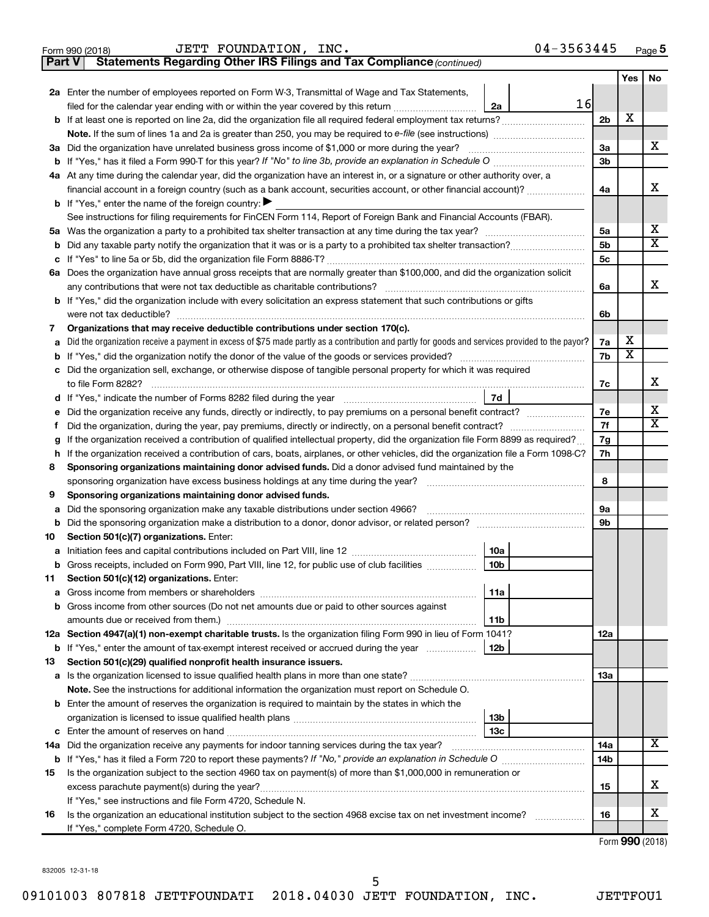Form 990 (2018) JETT FOUNDATION, INC. 04-3563445 Page 5

**Part V Statements Regarding Other IRS Filings and Tax Compliance** *(continued)*

| | | | | Yes | No |
|---|---|---|---|---|---|
| **2a** | Enter the number of employees reported on Form W-3, Transmittal of Wage and Tax Statements, filed for the calendar year ending with or within the year covered by this return | 2a 16 | | | |
| **b** | If at least one is reported on line 2a, did the organization file all required federal employment tax returns? | | 2b | X | |
| | **Note.** If the sum of lines 1a and 2a is greater than 250, you may be required to *e-file* (see instructions) | | | | |
| **3a** | Did the organization have unrelated business gross income of $1,000 or more during the year? | | 3a | | X |
| **b** | If "Yes," has it filed a Form 990-T for this year? *If "No" to line 3b, provide an explanation in Schedule O* | | 3b | | |
| **4a** | At any time during the calendar year, did the organization have an interest in, or a signature or other authority over, a financial account in a foreign country (such as a bank account, securities account, or other financial account)? | | 4a | | X |
| **b** | If "Yes," enter the name of the foreign country: ▶ | | | | |
| | See instructions for filing requirements for FinCEN Form 114, Report of Foreign Bank and Financial Accounts (FBAR). | | | | |
| **5a** | Was the organization a party to a prohibited tax shelter transaction at any time during the tax year? | | 5a | | X |
| **b** | Did any taxable party notify the organization that it was or is a party to a prohibited tax shelter transaction? | | 5b | | X |
| **c** | If "Yes" to line 5a or 5b, did the organization file Form 8886-T? | | 5c | | |
| **6a** | Does the organization have annual gross receipts that are normally greater than $100,000, and did the organization solicit any contributions that were not tax deductible as charitable contributions? | | 6a | | X |
| **b** | If "Yes," did the organization include with every solicitation an express statement that such contributions or gifts were not tax deductible? | | 6b | | |
| **7** | **Organizations that may receive deductible contributions under section 170(c).** | | | | |
| **a** | Did the organization receive a payment in excess of $75 made partly as a contribution and partly for goods and services provided to the payor? | | 7a | X | |
| **b** | If "Yes," did the organization notify the donor of the value of the goods or services provided? | | 7b | X | |
| **c** | Did the organization sell, exchange, or otherwise dispose of tangible personal property for which it was required to file Form 8282? | | 7c | | X |
| **d** | If "Yes," indicate the number of Forms 8282 filed during the year | 7d | | | |
| **e** | Did the organization receive any funds, directly or indirectly, to pay premiums on a personal benefit contract? | | 7e | | X |
| **f** | Did the organization, during the year, pay premiums, directly or indirectly, on a personal benefit contract? | | 7f | | X |
| **g** | If the organization received a contribution of qualified intellectual property, did the organization file Form 8899 as required? | | 7g | | |
| **h** | If the organization received a contribution of cars, boats, airplanes, or other vehicles, did the organization file a Form 1098-C? | | 7h | | |
| **8** | **Sponsoring organizations maintaining donor advised funds.** Did a donor advised fund maintained by the sponsoring organization have excess business holdings at any time during the year? | | 8 | | |
| **9** | **Sponsoring organizations maintaining donor advised funds.** | | | | |
| **a** | Did the sponsoring organization make any taxable distributions under section 4966? | | 9a | | |
| **b** | Did the sponsoring organization make a distribution to a donor, donor advisor, or related person? | | 9b | | |
| **10** | **Section 501(c)(7) organizations.** Enter: | | | | |
| **a** | Initiation fees and capital contributions included on Part VIII, line 12 | 10a | | | |
| **b** | Gross receipts, included on Form 990, Part VIII, line 12, for public use of club facilities | 10b | | | |
| **11** | **Section 501(c)(12) organizations.** Enter: | | | | |
| **a** | Gross income from members or shareholders | 11a | | | |
| **b** | Gross income from other sources (Do not net amounts due or paid to other sources against amounts due or received from them.) | 11b | | | |
| **12a** | **Section 4947(a)(1) non-exempt charitable trusts.** Is the organization filing Form 990 in lieu of Form 1041? | | 12a | | |
| **b** | If "Yes," enter the amount of tax-exempt interest received or accrued during the year | 12b | | | |
| **13** | **Section 501(c)(29) qualified nonprofit health insurance issuers.** | | | | |
| **a** | Is the organization licensed to issue qualified health plans in more than one state? | | 13a | | |
| | **Note.** See the instructions for additional information the organization must report on Schedule O. | | | | |
| **b** | Enter the amount of reserves the organization is required to maintain by the states in which the organization is licensed to issue qualified health plans | 13b | | | |
| **c** | Enter the amount of reserves on hand | 13c | | | |
| **14a** | Did the organization receive any payments for indoor tanning services during the tax year? | | 14a | | X |
| **b** | If "Yes," has it filed a Form 720 to report these payments? *If "No," provide an explanation in Schedule O* | | 14b | | |
| **15** | Is the organization subject to the section 4960 tax on payment(s) of more than $1,000,000 in remuneration or excess parachute payment(s) during the year? | | 15 | | X |
| | If "Yes," see instructions and file Form 4720, Schedule N. | | | | |
| **16** | Is the organization an educational institution subject to the section 4968 excise tax on net investment income? | | 16 | | X |
| | If "Yes," complete Form 4720, Schedule O. | | | | |

Form **990** (2018)

832005 12-31-18

09101003 807818 JETTFOUNDATI 2018.04030 JETT FOUNDATION, INC. JETTFOU1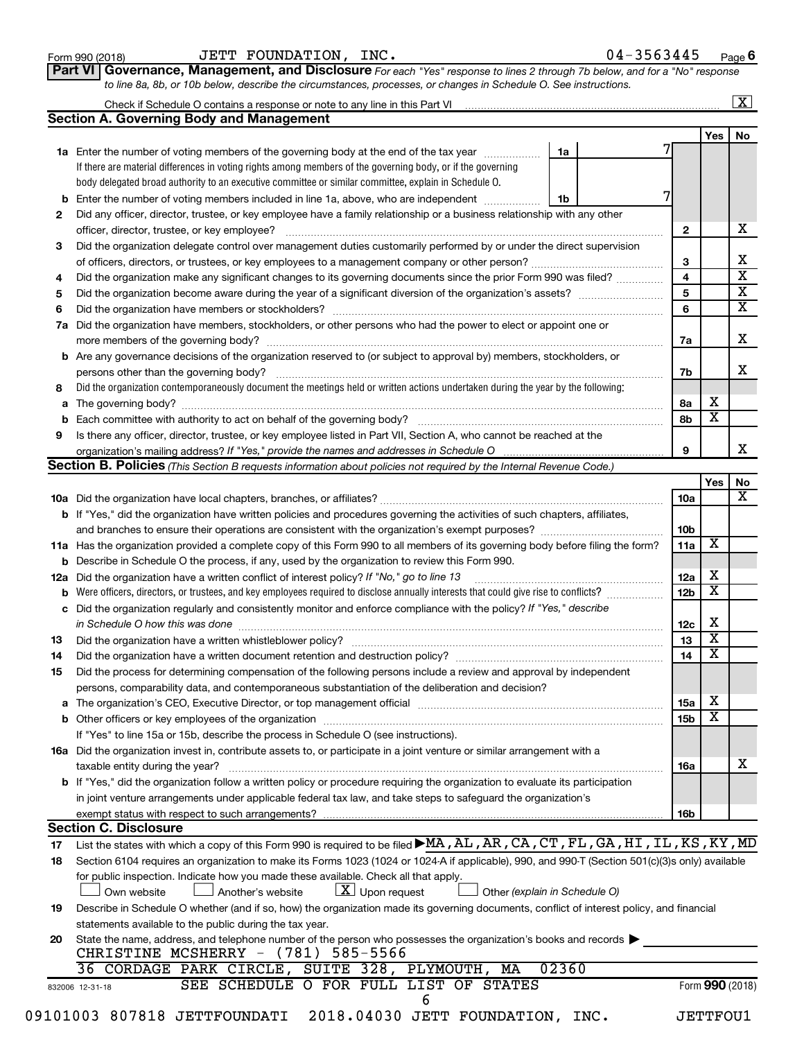Form 990 (2018) JETT FOUNDATION, INC. 04-3563445 Page 6

**Part VI Governance, Management, and Disclosure** *For each "Yes" response to lines 2 through 7b below, and for a "No" response to line 8a, 8b, or 10b below, describe the circumstances, processes, or changes in Schedule O. See instructions.*

Check if Schedule O contains a response or note to any line in this Part VI [X]

## Section A. Governing Body and Management

| | | | Yes | No |
|---|---|---|---|---|
| **1a** | Enter the number of voting members of the governing body at the end of the tax year — **1a**: 7. If there are material differences in voting rights among members of the governing body, or if the governing body delegated broad authority to an executive committee or similar committee, explain in Schedule O. | | | |
| **b** | Enter the number of voting members included in line 1a, above, who are independent — **1b**: 7 | | | |
| **2** | Did any officer, director, trustee, or key employee have a family relationship or a business relationship with any other officer, director, trustee, or key employee? | 2 | | X |
| **3** | Did the organization delegate control over management duties customarily performed by or under the direct supervision of officers, directors, or trustees, or key employees to a management company or other person? | 3 | | X |
| **4** | Did the organization make any significant changes to its governing documents since the prior Form 990 was filed? | 4 | | X |
| **5** | Did the organization become aware during the year of a significant diversion of the organization's assets? | 5 | | X |
| **6** | Did the organization have members or stockholders? | 6 | | X |
| **7a** | Did the organization have members, stockholders, or other persons who had the power to elect or appoint one or more members of the governing body? | 7a | | X |
| **b** | Are any governance decisions of the organization reserved to (or subject to approval by) members, stockholders, or persons other than the governing body? | 7b | | X |
| **8** | Did the organization contemporaneously document the meetings held or written actions undertaken during the year by the following: | | | |
| **a** | The governing body? | 8a | X | |
| **b** | Each committee with authority to act on behalf of the governing body? | 8b | X | |
| **9** | Is there any officer, director, trustee, or key employee listed in Part VII, Section A, who cannot be reached at the organization's mailing address? *If "Yes," provide the names and addresses in Schedule O* | 9 | | X |

## Section B. Policies *(This Section B requests information about policies not required by the Internal Revenue Code.)*

| | | | Yes | No |
|---|---|---|---|---|
| **10a** | Did the organization have local chapters, branches, or affiliates? | 10a | | X |
| **b** | If "Yes," did the organization have written policies and procedures governing the activities of such chapters, affiliates, and branches to ensure their operations are consistent with the organization's exempt purposes? | 10b | | |
| **11a** | Has the organization provided a complete copy of this Form 990 to all members of its governing body before filing the form? | 11a | X | |
| **b** | Describe in Schedule O the process, if any, used by the organization to review this Form 990. | | | |
| **12a** | Did the organization have a written conflict of interest policy? *If "No," go to line 13* | 12a | X | |
| **b** | Were officers, directors, or trustees, and key employees required to disclose annually interests that could give rise to conflicts? | 12b | X | |
| **c** | Did the organization regularly and consistently monitor and enforce compliance with the policy? *If "Yes," describe in Schedule O how this was done* | 12c | X | |
| **13** | Did the organization have a written whistleblower policy? | 13 | X | |
| **14** | Did the organization have a written document retention and destruction policy? | 14 | X | |
| **15** | Did the process for determining compensation of the following persons include a review and approval by independent persons, comparability data, and contemporaneous substantiation of the deliberation and decision? | | | |
| **a** | The organization's CEO, Executive Director, or top management official | 15a | X | |
| **b** | Other officers or key employees of the organization | 15b | X | |
| | If "Yes" to line 15a or 15b, describe the process in Schedule O (see instructions). | | | |
| **16a** | Did the organization invest in, contribute assets to, or participate in a joint venture or similar arrangement with a taxable entity during the year? | 16a | | X |
| **b** | If "Yes," did the organization follow a written policy or procedure requiring the organization to evaluate its participation in joint venture arrangements under applicable federal tax law, and take steps to safeguard the organization's exempt status with respect to such arrangements? | 16b | | |

## Section C. Disclosure

**17** List the states with which a copy of this Form 990 is required to be filed ▶ MA,AL,AR,CA,CT,FL,GA,HI,IL,KS,KY,MD

**18** Section 6104 requires an organization to make its Forms 1023 (1024 or 1024-A if applicable), 990, and 990-T (Section 501(c)(3)s only) available for public inspection. Indicate how you made these available. Check all that apply.

[ ] Own website [ ] Another's website [X] Upon request [ ] Other *(explain in Schedule O)*

**19** Describe in Schedule O whether (and if so, how) the organization made its governing documents, conflict of interest policy, and financial statements available to the public during the tax year.

**20** State the name, address, and telephone number of the person who possesses the organization's books and records ▶

CHRISTINE MCSHERRY - (781) 585-5566
36 CORDAGE PARK CIRCLE, SUITE 328, PLYMOUTH, MA 02360

SEE SCHEDULE O FOR FULL LIST OF STATES

832006 12-31-18 Form 990 (2018)

09101003 807818 JETTFOUNDATI 2018.04030 JETT FOUNDATION, INC. JETTFOU1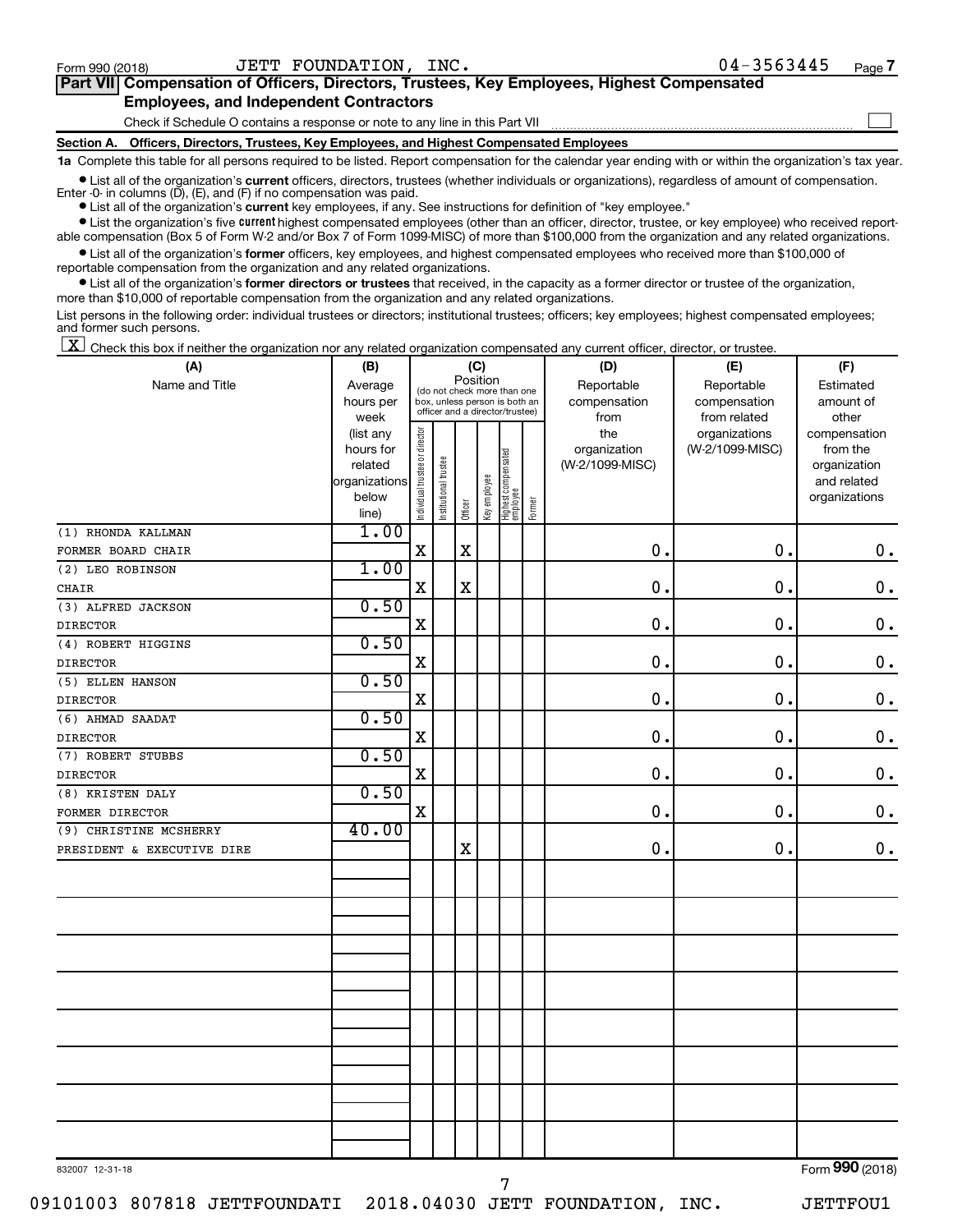Form 990 (2018) JETT FOUNDATION, INC. 04-3563445 Page 7

## Part VII Compensation of Officers, Directors, Trustees, Key Employees, Highest Compensated Employees, and Independent Contractors

Check if Schedule O contains a response or note to any line in this Part VII ☐

### Section A. Officers, Directors, Trustees, Key Employees, and Highest Compensated Employees

**1a** Complete this table for all persons required to be listed. Report compensation for the calendar year ending with or within the organization's tax year.

- List all of the organization's **current** officers, directors, trustees (whether individuals or organizations), regardless of amount of compensation. Enter -0- in columns (D), (E), and (F) if no compensation was paid.
- List all of the organization's **current** key employees, if any. See instructions for definition of "key employee."
- List the organization's five **current** highest compensated employees (other than an officer, director, trustee, or key employee) who received reportable compensation (Box 5 of Form W-2 and/or Box 7 of Form 1099-MISC) of more than $100,000 from the organization and any related organizations.
- List all of the organization's **former** officers, key employees, and highest compensated employees who received more than $100,000 of reportable compensation from the organization and any related organizations.
- List all of the organization's **former directors or trustees** that received, in the capacity as a former director or trustee of the organization, more than $10,000 of reportable compensation from the organization and any related organizations.

List persons in the following order: individual trustees or directors; institutional trustees; officers; key employees; highest compensated employees; and former such persons.

☒ Check this box if neither the organization nor any related organization compensated any current officer, director, or trustee.

| (A) Name and Title | (B) Average hours per week (list any hours for related organizations below line) | (C) Position: Individual trustee or director | Institutional trustee | Officer | Key employee | Highest compensated employee | Former | (D) Reportable compensation from the organization (W-2/1099-MISC) | (E) Reportable compensation from related organizations (W-2/1099-MISC) | (F) Estimated amount of other compensation from the organization and related organizations |
|---|---|---|---|---|---|---|---|---|---|---|
| (1) RHONDA KALLMAN<br>FORMER BOARD CHAIR | 1.00 | X | | X | | | | 0. | 0. | 0. |
| (2) LEO ROBINSON<br>CHAIR | 1.00 | X | | X | | | | 0. | 0. | 0. |
| (3) ALFRED JACKSON<br>DIRECTOR | 0.50 | X | | | | | | 0. | 0. | 0. |
| (4) ROBERT HIGGINS<br>DIRECTOR | 0.50 | X | | | | | | 0. | 0. | 0. |
| (5) ELLEN HANSON<br>DIRECTOR | 0.50 | X | | | | | | 0. | 0. | 0. |
| (6) AHMAD SAADAT<br>DIRECTOR | 0.50 | X | | | | | | 0. | 0. | 0. |
| (7) ROBERT STUBBS<br>DIRECTOR | 0.50 | X | | | | | | 0. | 0. | 0. |
| (8) KRISTEN DALY<br>FORMER DIRECTOR | 0.50 | X | | | | | | 0. | 0. | 0. |
| (9) CHRISTINE MCSHERRY<br>PRESIDENT & EXECUTIVE DIRE | 40.00 | | | X | | | | 0. | 0. | 0. |

832007 12-31-18 Form 990 (2018)

09101003 807818 JETTFOUNDATI 2018.04030 JETT FOUNDATION, INC. JETTFOU1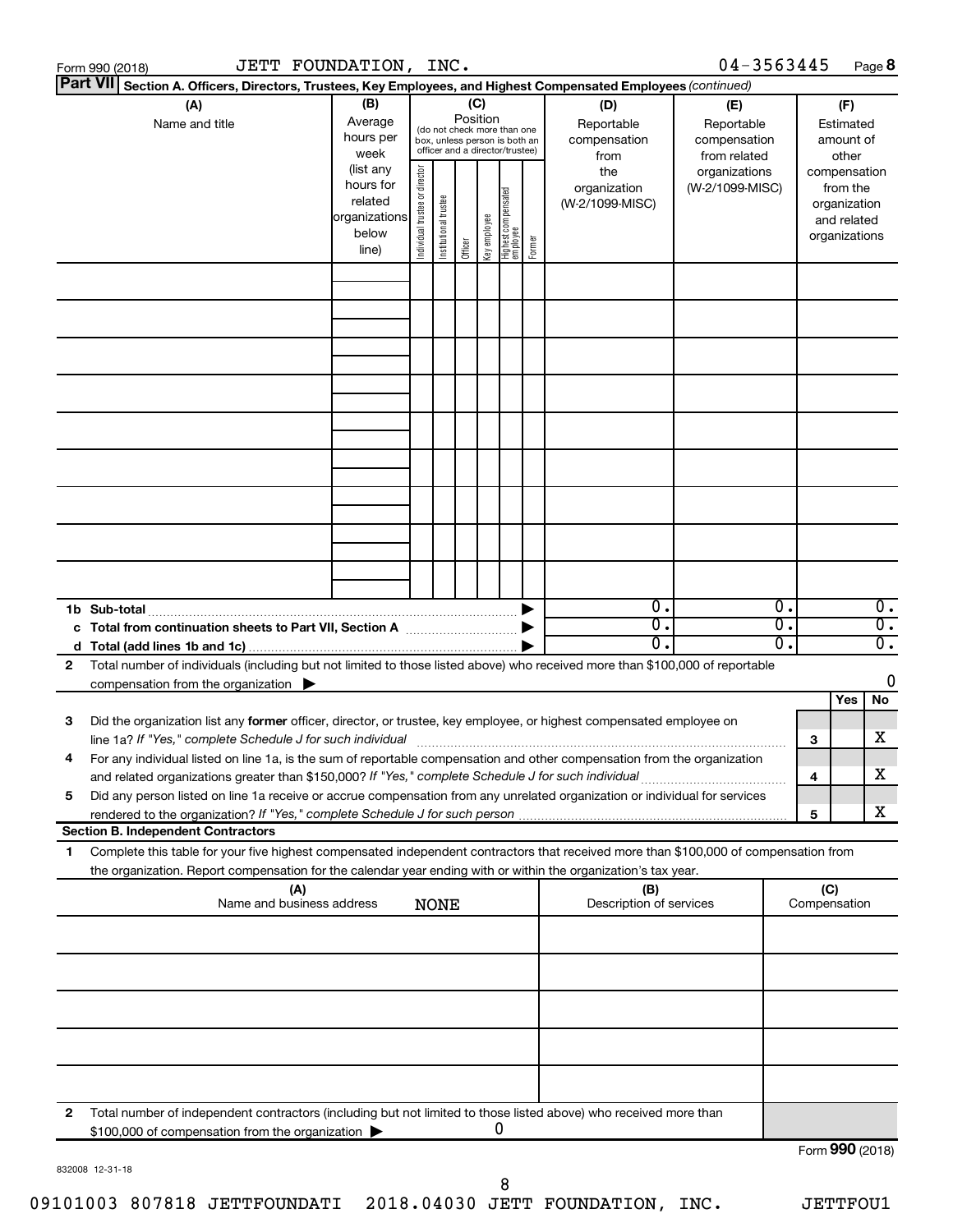Form 990 (2018) JETT FOUNDATION, INC. 04-3563445 Page **8**

**Part VII** **Section A. Officers, Directors, Trustees, Key Employees, and Highest Compensated Employees** *(continued)*

| (A) Name and title | (B) Average hours per week (list any hours for related organizations below line) | (C) Position (do not check more than one box, unless person is both an officer and a director/trustee): Individual trustee or director | Institutional trustee | Officer | Key employee | Highest compensated employee | Former | (D) Reportable compensation from the organization (W-2/1099-MISC) | (E) Reportable compensation from related organizations (W-2/1099-MISC) | (F) Estimated amount of other compensation from the organization and related organizations |
|---|---|---|---|---|---|---|---|---|---|---|
| | | | | | | | | | | |
| | | | | | | | | | | |
| | | | | | | | | | | |
| | | | | | | | | | | |
| | | | | | | | | | | |
| | | | | | | | | | | |
| | | | | | | | | | | |
| | | | | | | | | | | |
| | | | | | | | | | | |
| **1b Sub-total** | | | | | | | | 0. | 0. | 0. |
| **c Total from continuation sheets to Part VII, Section A** | | | | | | | | 0. | 0. | 0. |
| **d Total (add lines 1b and 1c)** | | | | | | | | 0. | 0. | 0. |

**2** Total number of individuals (including but not limited to those listed above) who received more than $100,000 of reportable compensation from the organization ▶ 0

| | | | Yes | No |
|---|---|---|---|---|
| **3** | Did the organization list any **former** officer, director, or trustee, key employee, or highest compensated employee on line 1a? *If "Yes," complete Schedule J for such individual* | 3 | | X |
| **4** | For any individual listed on line 1a, is the sum of reportable compensation and other compensation from the organization and related organizations greater than $150,000? *If "Yes," complete Schedule J for such individual* | 4 | | X |
| **5** | Did any person listed on line 1a receive or accrue compensation from any unrelated organization or individual for services rendered to the organization? *If "Yes," complete Schedule J for such person* | 5 | | X |

**Section B. Independent Contractors**

**1** Complete this table for your five highest compensated independent contractors that received more than $100,000 of compensation from the organization. Report compensation for the calendar year ending with or within the organization's tax year.

| (A) Name and business address | (B) Description of services | (C) Compensation |
|---|---|---|
| NONE | | |
| | | |
| | | |
| | | |
| | | |
| | | |

**2** Total number of independent contractors (including but not limited to those listed above) who received more than $100,000 of compensation from the organization ▶ 0

Form **990** (2018)

832008 12-31-18

09101003 807818 JETTFOUNDATI 2018.04030 JETT FOUNDATION, INC. JETTFOU1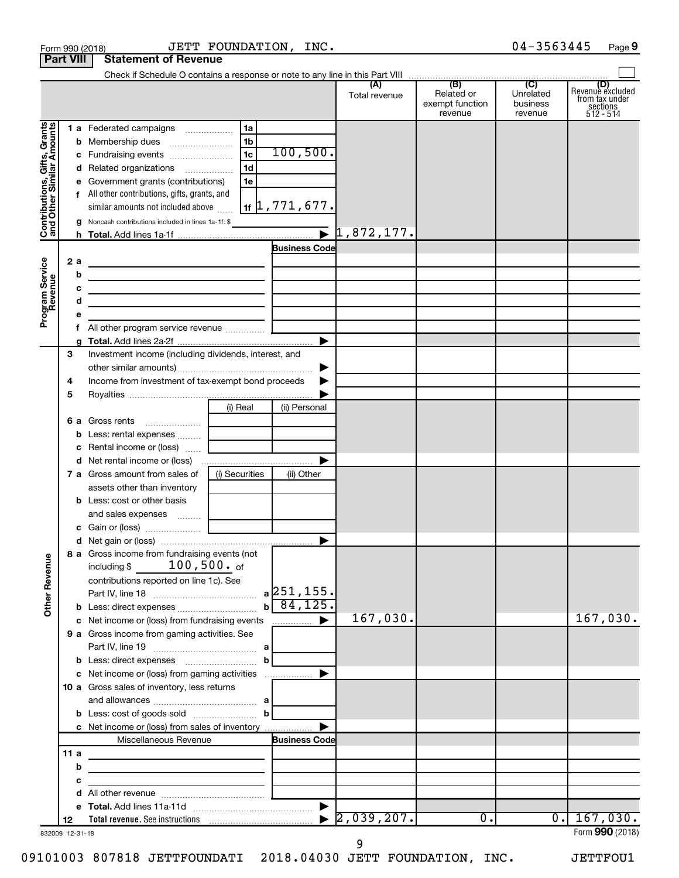Form 990 (2018) JETT FOUNDATION, INC. 04-3563445 Page 9

**Part VIII Statement of Revenue**

Check if Schedule O contains a response or note to any line in this Part VIII ☐

| | | | | (A) Total revenue | (B) Related or exempt function revenue | (C) Unrelated business revenue | (D) Revenue excluded from tax under sections 512 - 514 |
|---|---|---|---|---|---|---|---|
| **Contributions, Gifts, Grants and Other Similar Amounts** | 1 a | Federated campaigns | 1a | | | | |
| | b | Membership dues | 1b | | | | |
| | c | Fundraising events | 1c 100,500. | | | | |
| | d | Related organizations | 1d | | | | |
| | e | Government grants (contributions) | 1e | | | | |
| | f | All other contributions, gifts, grants, and similar amounts not included above | 1f 1,771,677. | | | | |
| | g | Noncash contributions included in lines 1a-1f: $ | | | | | |
| | h | **Total.** Add lines 1a-1f | ▶ | 1,872,177. | | | |
| **Program Service Revenue** | | | Business Code | | | | |
| | 2 a | | | | | | |
| | b | | | | | | |
| | c | | | | | | |
| | d | | | | | | |
| | e | | | | | | |
| | f | All other program service revenue | | | | | |
| | g | **Total.** Add lines 2a-2f | ▶ | | | | |
| | 3 | Investment income (including dividends, interest, and other similar amounts) | ▶ | | | | |
| | 4 | Income from investment of tax-exempt bond proceeds | ▶ | | | | |
| | 5 | Royalties | ▶ | | | | |
| | | | (i) Real / (ii) Personal | | | | |
| | 6 a | Gross rents | | | | | |
| | b | Less: rental expenses | | | | | |
| | c | Rental income or (loss) | | | | | |
| | d | Net rental income or (loss) | ▶ | | | | |
| | 7 a | Gross amount from sales of assets other than inventory | (i) Securities / (ii) Other | | | | |
| | b | Less: cost or other basis and sales expenses | | | | | |
| | c | Gain or (loss) | | | | | |
| | d | Net gain or (loss) | ▶ | | | | |
| **Other Revenue** | 8 a | Gross income from fundraising events (not including $ 100,500. of contributions reported on line 1c). See Part IV, line 18 | a 251,155. | | | | |
| | b | Less: direct expenses | b 84,125. | | | | |
| | c | Net income or (loss) from fundraising events | ▶ | 167,030. | | | 167,030. |
| | 9 a | Gross income from gaming activities. See Part IV, line 19 | a | | | | |
| | b | Less: direct expenses | b | | | | |
| | c | Net income or (loss) from gaming activities | ▶ | | | | |
| | 10 a | Gross sales of inventory, less returns and allowances | a | | | | |
| | b | Less: cost of goods sold | b | | | | |
| | c | Net income or (loss) from sales of inventory | ▶ | | | | |
| | | Miscellaneous Revenue | Business Code | | | | |
| | 11 a | | | | | | |
| | b | | | | | | |
| | c | | | | | | |
| | d | All other revenue | | | | | |
| | e | **Total.** Add lines 11a-11d | ▶ | | | | |
| | 12 | **Total revenue.** See instructions | ▶ | 2,039,207. | 0. | 0. | 167,030. |

832009 12-31-18

Form **990** (2018)

09101003 807818 JETTFOUNDATI 2018.04030 JETT FOUNDATION, INC. JETTFOU1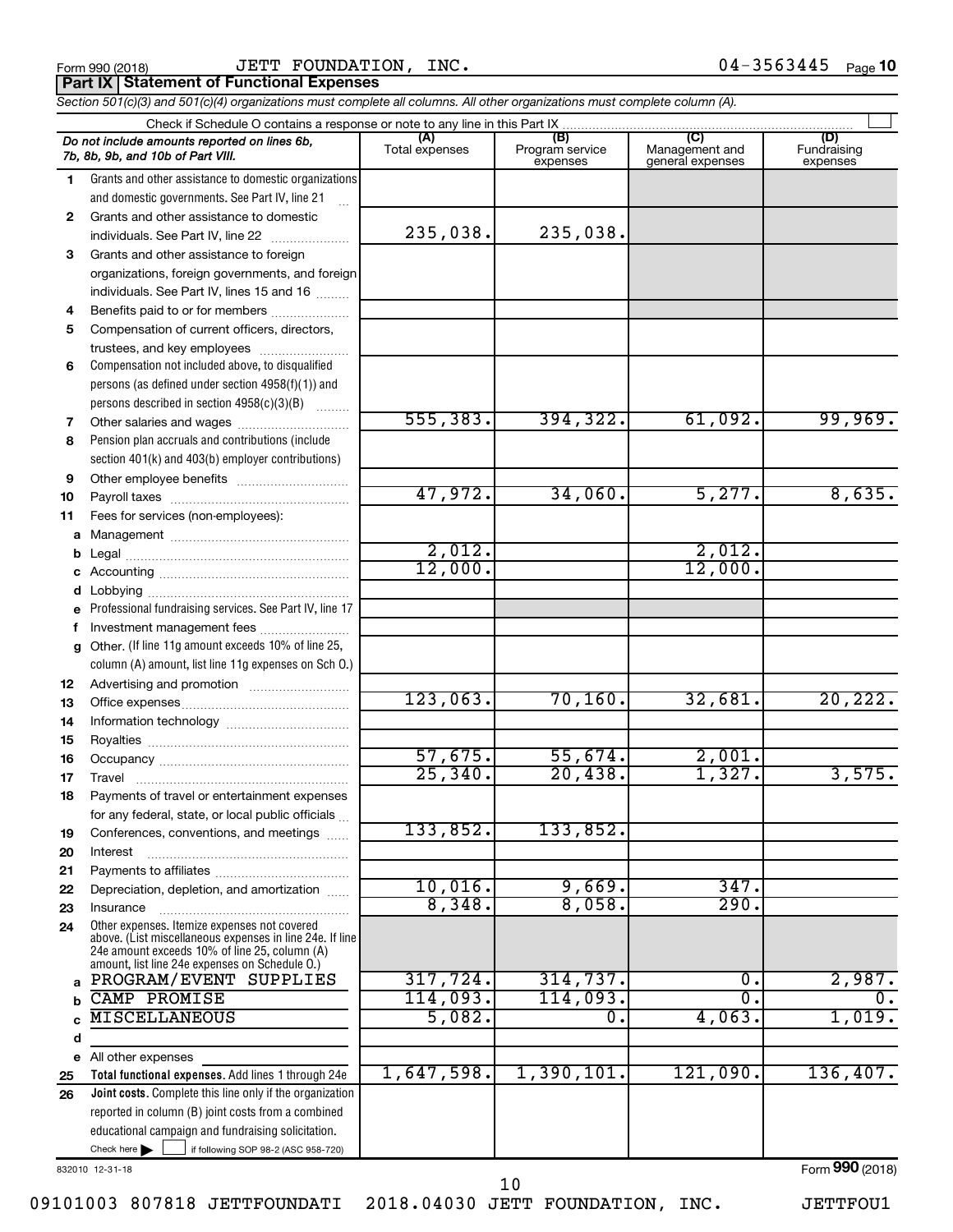Form 990 (2018) JETT FOUNDATION, INC. 04-3563445 Page 10

**Part IX | Statement of Functional Expenses**

*Section 501(c)(3) and 501(c)(4) organizations must complete all columns. All other organizations must complete column (A).*

Check if Schedule O contains a response or note to any line in this Part IX

| | *Do not include amounts reported on lines 6b, 7b, 8b, 9b, and 10b of Part VIII.* | (A) Total expenses | (B) Program service expenses | (C) Management and general expenses | (D) Fundraising expenses |
|---|---|---|---|---|---|
| 1 | Grants and other assistance to domestic organizations and domestic governments. See Part IV, line 21 | | | | |
| 2 | Grants and other assistance to domestic individuals. See Part IV, line 22 | 235,038. | 235,038. | | |
| 3 | Grants and other assistance to foreign organizations, foreign governments, and foreign individuals. See Part IV, lines 15 and 16 | | | | |
| 4 | Benefits paid to or for members | | | | |
| 5 | Compensation of current officers, directors, trustees, and key employees | | | | |
| 6 | Compensation not included above, to disqualified persons (as defined under section 4958(f)(1)) and persons described in section 4958(c)(3)(B) | | | | |
| 7 | Other salaries and wages | 555,383. | 394,322. | 61,092. | 99,969. |
| 8 | Pension plan accruals and contributions (include section 401(k) and 403(b) employer contributions) | | | | |
| 9 | Other employee benefits | | | | |
| 10 | Payroll taxes | 47,972. | 34,060. | 5,277. | 8,635. |
| 11 | Fees for services (non-employees): | | | | |
| a | Management | | | | |
| b | Legal | 2,012. | | 2,012. | |
| c | Accounting | 12,000. | | 12,000. | |
| d | Lobbying | | | | |
| e | Professional fundraising services. See Part IV, line 17 | | | | |
| f | Investment management fees | | | | |
| g | Other. (If line 11g amount exceeds 10% of line 25, column (A) amount, list line 11g expenses on Sch O.) | | | | |
| 12 | Advertising and promotion | | | | |
| 13 | Office expenses | 123,063. | 70,160. | 32,681. | 20,222. |
| 14 | Information technology | | | | |
| 15 | Royalties | | | | |
| 16 | Occupancy | 57,675. | 55,674. | 2,001. | |
| 17 | Travel | 25,340. | 20,438. | 1,327. | 3,575. |
| 18 | Payments of travel or entertainment expenses for any federal, state, or local public officials | | | | |
| 19 | Conferences, conventions, and meetings | 133,852. | 133,852. | | |
| 20 | Interest | | | | |
| 21 | Payments to affiliates | | | | |
| 22 | Depreciation, depletion, and amortization | 10,016. | 9,669. | 347. | |
| 23 | Insurance | 8,348. | 8,058. | 290. | |
| 24 | Other expenses. Itemize expenses not covered above. (List miscellaneous expenses in line 24e. If line 24e amount exceeds 10% of line 25, column (A) amount, list line 24e expenses on Schedule O.) | | | | |
| a | PROGRAM/EVENT SUPPLIES | 317,724. | 314,737. | 0. | 2,987. |
| b | CAMP PROMISE | 114,093. | 114,093. | 0. | 0. |
| c | MISCELLANEOUS | 5,082. | 0. | 4,063. | 1,019. |
| d | | | | | |
| e | All other expenses | | | | |
| 25 | **Total functional expenses.** Add lines 1 through 24e | 1,647,598. | 1,390,101. | 121,090. | 136,407. |
| 26 | **Joint costs.** Complete this line only if the organization reported in column (B) joint costs from a combined educational campaign and fundraising solicitation. Check here ☐ if following SOP 98-2 (ASC 958-720) | | | | |

832010 12-31-18 Form **990** (2018)

09101003 807818 JETTFOUNDATI 2018.04030 JETT FOUNDATION, INC. JETTFOU1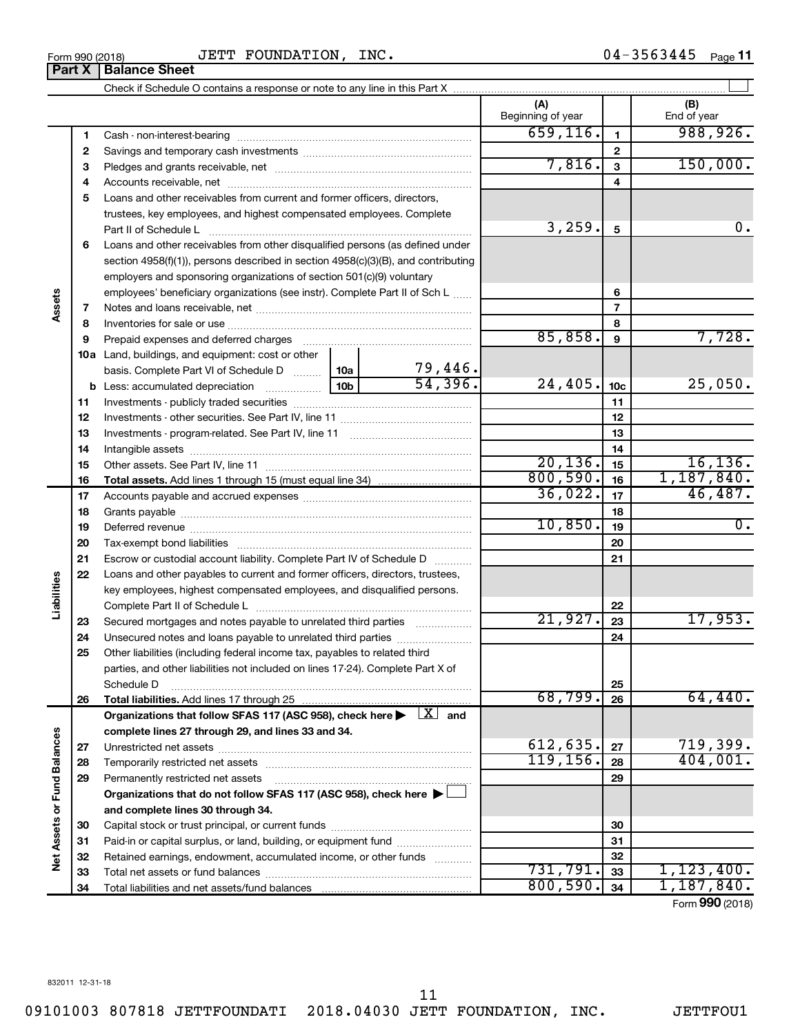Form 990 (2018) JETT FOUNDATION, INC. 04-3563445

## Part X | Balance Sheet

Check if Schedule O contains a response or note to any line in this Part X ☐

| | | | | (A) Beginning of year | | (B) End of year |
|---|---|---|---|---|---|---|
| **Assets** | 1 | Cash - non-interest-bearing | | 659,116. | 1 | 988,926. |
| | 2 | Savings and temporary cash investments | | | 2 | |
| | 3 | Pledges and grants receivable, net | | 7,816. | 3 | 150,000. |
| | 4 | Accounts receivable, net | | | 4 | |
| | 5 | Loans and other receivables from current and former officers, directors, trustees, key employees, and highest compensated employees. Complete Part II of Schedule L | | 3,259. | 5 | 0. |
| | 6 | Loans and other receivables from other disqualified persons (as defined under section 4958(f)(1)), persons described in section 4958(c)(3)(B), and contributing employers and sponsoring organizations of section 501(c)(9) voluntary employees' beneficiary organizations (see instr). Complete Part II of Sch L | | | 6 | |
| | 7 | Notes and loans receivable, net | | | 7 | |
| | 8 | Inventories for sale or use | | | 8 | |
| | 9 | Prepaid expenses and deferred charges | | 85,858. | 9 | 7,728. |
| | 10a | Land, buildings, and equipment: cost or other basis. Complete Part VI of Schedule D | 10a 79,446. | | | |
| | b | Less: accumulated depreciation | 10b 54,396. | 24,405. | 10c | 25,050. |
| | 11 | Investments - publicly traded securities | | | 11 | |
| | 12 | Investments - other securities. See Part IV, line 11 | | | 12 | |
| | 13 | Investments - program-related. See Part IV, line 11 | | | 13 | |
| | 14 | Intangible assets | | | 14 | |
| | 15 | Other assets. See Part IV, line 11 | | 20,136. | 15 | 16,136. |
| | 16 | **Total assets.** Add lines 1 through 15 (must equal line 34) | | 800,590. | 16 | 1,187,840. |
| **Liabilities** | 17 | Accounts payable and accrued expenses | | 36,022. | 17 | 46,487. |
| | 18 | Grants payable | | | 18 | |
| | 19 | Deferred revenue | | 10,850. | 19 | 0. |
| | 20 | Tax-exempt bond liabilities | | | 20 | |
| | 21 | Escrow or custodial account liability. Complete Part IV of Schedule D | | | 21 | |
| | 22 | Loans and other payables to current and former officers, directors, trustees, key employees, highest compensated employees, and disqualified persons. Complete Part II of Schedule L | | | 22 | |
| | 23 | Secured mortgages and notes payable to unrelated third parties | | 21,927. | 23 | 17,953. |
| | 24 | Unsecured notes and loans payable to unrelated third parties | | | 24 | |
| | 25 | Other liabilities (including federal income tax, payables to related third parties, and other liabilities not included on lines 17-24). Complete Part X of Schedule D | | | 25 | |
| | 26 | **Total liabilities.** Add lines 17 through 25 | | 68,799. | 26 | 64,440. |
| **Net Assets or Fund Balances** | | **Organizations that follow SFAS 117 (ASC 958), check here ▶ ☒ and complete lines 27 through 29, and lines 33 and 34.** | | | | |
| | 27 | Unrestricted net assets | | 612,635. | 27 | 719,399. |
| | 28 | Temporarily restricted net assets | | 119,156. | 28 | 404,001. |
| | 29 | Permanently restricted net assets | | | 29 | |
| | | **Organizations that do not follow SFAS 117 (ASC 958), check here ▶ ☐ and complete lines 30 through 34.** | | | | |
| | 30 | Capital stock or trust principal, or current funds | | | 30 | |
| | 31 | Paid-in or capital surplus, or land, building, or equipment fund | | | 31 | |
| | 32 | Retained earnings, endowment, accumulated income, or other funds | | | 32 | |
| | 33 | Total net assets or fund balances | | 731,791. | 33 | 1,123,400. |
| | 34 | Total liabilities and net assets/fund balances | | 800,590. | 34 | 1,187,840. |

Form **990** (2018)

832011 12-31-18

09101003 807818 JETTFOUNDATI 2018.04030 JETT FOUNDATION, INC. JETTFOU1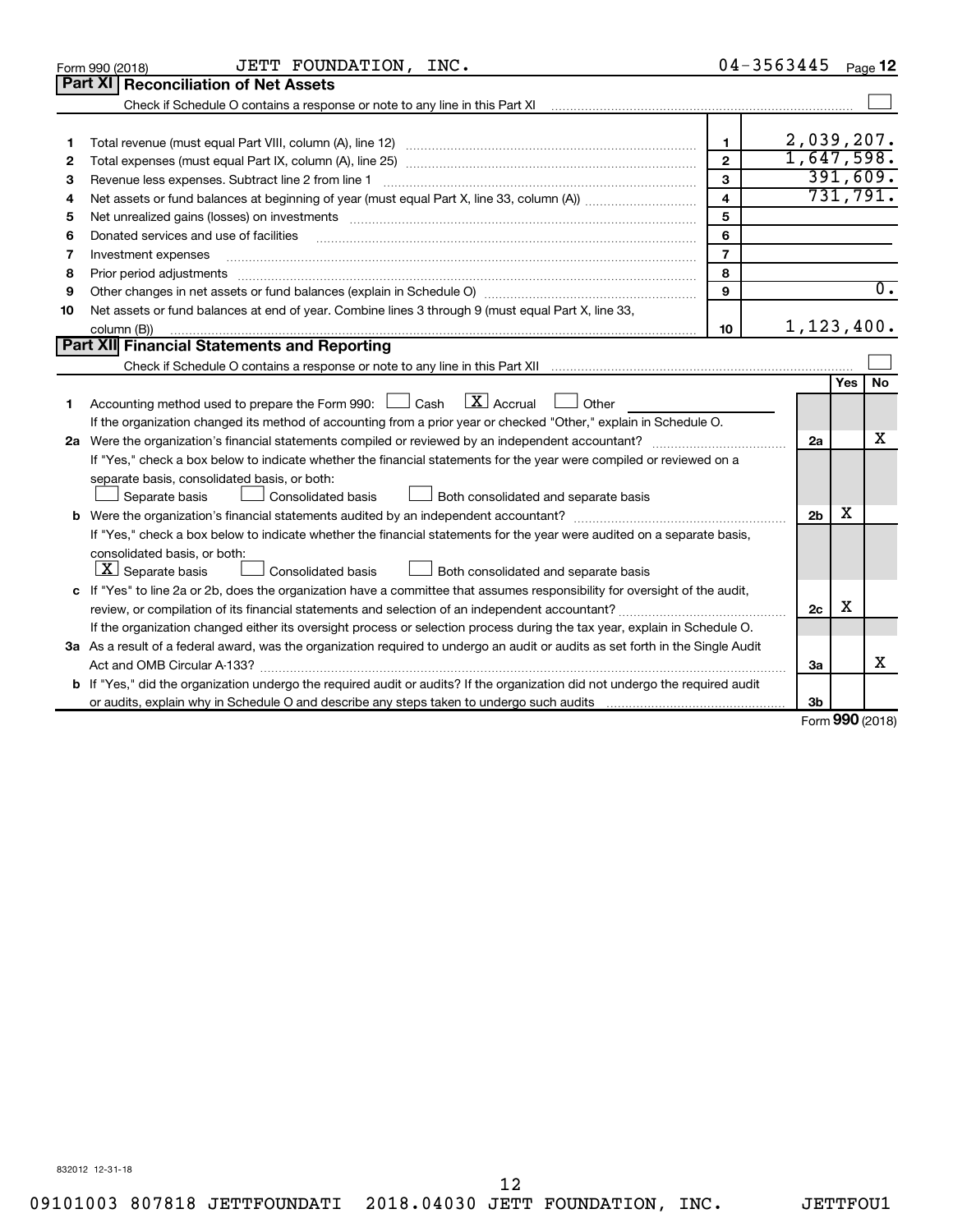Form 990 (2018) JETT FOUNDATION, INC. 04-3563445 Page **12**

## Part XI Reconciliation of Net Assets

Check if Schedule O contains a response or note to any line in this Part XI ☐

| | | | |
|---|---|---|---|
| 1 | Total revenue (must equal Part VIII, column (A), line 12) | 1 | 2,039,207. |
| 2 | Total expenses (must equal Part IX, column (A), line 25) | 2 | 1,647,598. |
| 3 | Revenue less expenses. Subtract line 2 from line 1 | 3 | 391,609. |
| 4 | Net assets or fund balances at beginning of year (must equal Part X, line 33, column (A)) | 4 | 731,791. |
| 5 | Net unrealized gains (losses) on investments | 5 | |
| 6 | Donated services and use of facilities | 6 | |
| 7 | Investment expenses | 7 | |
| 8 | Prior period adjustments | 8 | |
| 9 | Other changes in net assets or fund balances (explain in Schedule O) | 9 | 0. |
| 10 | Net assets or fund balances at end of year. Combine lines 3 through 9 (must equal Part X, line 33, column (B)) | 10 | 1,123,400. |

## Part XII Financial Statements and Reporting

Check if Schedule O contains a response or note to any line in this Part XII ☐

| | | | Yes | No |
|---|---|---|---|---|
| 1 | Accounting method used to prepare the Form 990: ☐ Cash ☒ Accrual ☐ Other<br>If the organization changed its method of accounting from a prior year or checked "Other," explain in Schedule O. | | | |
| 2a | Were the organization's financial statements compiled or reviewed by an independent accountant? | 2a | | X |
| | If "Yes," check a box below to indicate whether the financial statements for the year were compiled or reviewed on a separate basis, consolidated basis, or both:<br>☐ Separate basis ☐ Consolidated basis ☐ Both consolidated and separate basis | | | |
| b | Were the organization's financial statements audited by an independent accountant? | 2b | X | |
| | If "Yes," check a box below to indicate whether the financial statements for the year were audited on a separate basis, consolidated basis, or both:<br>☒ Separate basis ☐ Consolidated basis ☐ Both consolidated and separate basis | | | |
| c | If "Yes" to line 2a or 2b, does the organization have a committee that assumes responsibility for oversight of the audit, review, or compilation of its financial statements and selection of an independent accountant? | 2c | X | |
| | If the organization changed either its oversight process or selection process during the tax year, explain in Schedule O. | | | |
| 3a | As a result of a federal award, was the organization required to undergo an audit or audits as set forth in the Single Audit Act and OMB Circular A-133? | 3a | | X |
| b | If "Yes," did the organization undergo the required audit or audits? If the organization did not undergo the required audit or audits, explain why in Schedule O and describe any steps taken to undergo such audits | 3b | | |

Form **990** (2018)

832012 12-31-18

09101003 807818 JETTFOUNDATI 2018.04030 JETT FOUNDATION, INC. JETTFOU1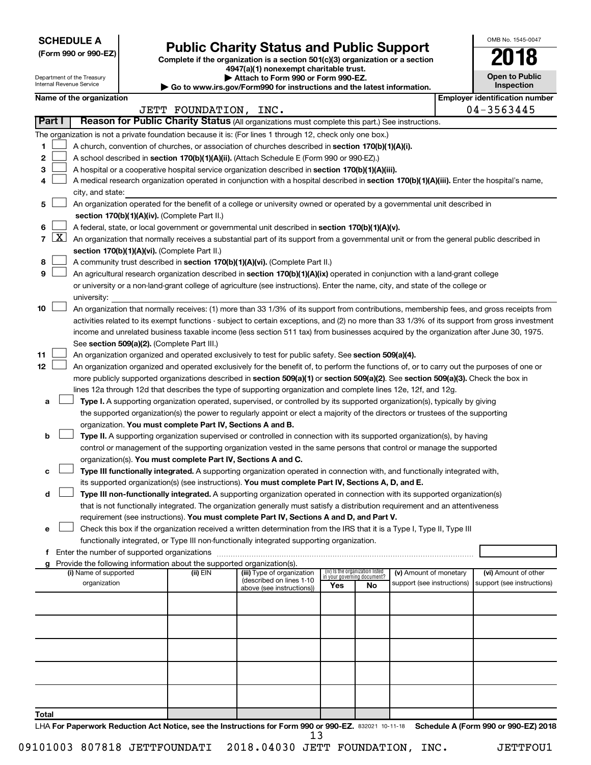**SCHEDULE A**
**(Form 990 or 990-EZ)**

Department of the Treasury
Internal Revenue Service

# Public Charity Status and Public Support

**Complete if the organization is a section 501(c)(3) organization or a section 4947(a)(1) nonexempt charitable trust.**
**▶ Attach to Form 990 or Form 990-EZ.**
**▶ Go to www.irs.gov/Form990 for instructions and the latest information.**

OMB No. 1545-0047

**2018**

**Open to Public Inspection**

**Name of the organization:** JETT FOUNDATION, INC.

**Employer identification number:** 04-3563445

## Part I — Reason for Public Charity Status (All organizations must complete this part.) See instructions.

The organization is not a private foundation because it is: (For lines 1 through 12, check only one box.)

1. ☐ A church, convention of churches, or association of churches described in **section 170(b)(1)(A)(i).**
2. ☐ A school described in **section 170(b)(1)(A)(ii).** (Attach Schedule E (Form 990 or 990-EZ).)
3. ☐ A hospital or a cooperative hospital service organization described in **section 170(b)(1)(A)(iii).**
4. ☐ A medical research organization operated in conjunction with a hospital described in **section 170(b)(1)(A)(iii).** Enter the hospital's name, city, and state:
5. ☐ An organization operated for the benefit of a college or university owned or operated by a governmental unit described in **section 170(b)(1)(A)(iv).** (Complete Part II.)
6. ☐ A federal, state, or local government or governmental unit described in **section 170(b)(1)(A)(v).**
7. ☒ An organization that normally receives a substantial part of its support from a governmental unit or from the general public described in **section 170(b)(1)(A)(vi).** (Complete Part II.)
8. ☐ A community trust described in **section 170(b)(1)(A)(vi).** (Complete Part II.)
9. ☐ An agricultural research organization described in **section 170(b)(1)(A)(ix)** operated in conjunction with a land-grant college or university or a non-land-grant college of agriculture (see instructions). Enter the name, city, and state of the college or university:
10. ☐ An organization that normally receives: (1) more than 33 1/3% of its support from contributions, membership fees, and gross receipts from activities related to its exempt functions - subject to certain exceptions, and (2) no more than 33 1/3% of its support from gross investment income and unrelated business taxable income (less section 511 tax) from businesses acquired by the organization after June 30, 1975. See **section 509(a)(2).** (Complete Part III.)
11. ☐ An organization organized and operated exclusively to test for public safety. See **section 509(a)(4).**
12. ☐ An organization organized and operated exclusively for the benefit of, to perform the functions of, or to carry out the purposes of one or more publicly supported organizations described in **section 509(a)(1)** or **section 509(a)(2)**. See **section 509(a)(3).** Check the box in lines 12a through 12d that describes the type of supporting organization and complete lines 12e, 12f, and 12g.
   - **a** ☐ **Type I.** A supporting organization operated, supervised, or controlled by its supported organization(s), typically by giving the supported organization(s) the power to regularly appoint or elect a majority of the directors or trustees of the supporting organization. **You must complete Part IV, Sections A and B.**
   - **b** ☐ **Type II.** A supporting organization supervised or controlled in connection with its supported organization(s), by having control or management of the supporting organization vested in the same persons that control or manage the supported organization(s). **You must complete Part IV, Sections A and C.**
   - **c** ☐ **Type III functionally integrated.** A supporting organization operated in connection with, and functionally integrated with, its supported organization(s) (see instructions). **You must complete Part IV, Sections A, D, and E.**
   - **d** ☐ **Type III non-functionally integrated.** A supporting organization operated in connection with its supported organization(s) that is not functionally integrated. The organization generally must satisfy a distribution requirement and an attentiveness requirement (see instructions). **You must complete Part IV, Sections A and D, and Part V.**
   - **e** ☐ Check this box if the organization received a written determination from the IRS that it is a Type I, Type II, Type III functionally integrated, or Type III non-functionally integrated supporting organization.
   - **f** Enter the number of supported organizations
   - **g** Provide the following information about the supported organization(s).

| (i) Name of supported organization | (ii) EIN | (iii) Type of organization (described on lines 1-10 above (see instructions)) | (iv) Is the organization listed in your governing document? Yes | No | (v) Amount of monetary support (see instructions) | (vi) Amount of other support (see instructions) |
|---|---|---|---|---|---|---|
| | | | | | | |
| | | | | | | |
| | | | | | | |
| | | | | | | |
| | | | | | | |
| **Total** | | | | | | |

LHA **For Paperwork Reduction Act Notice, see the Instructions for Form 990 or 990-EZ.** 832021 10-11-18 **Schedule A (Form 990 or 990-EZ) 2018**

09101003 807818 JETTFOUNDATI 2018.04030 JETT FOUNDATION, INC. JETTFOU1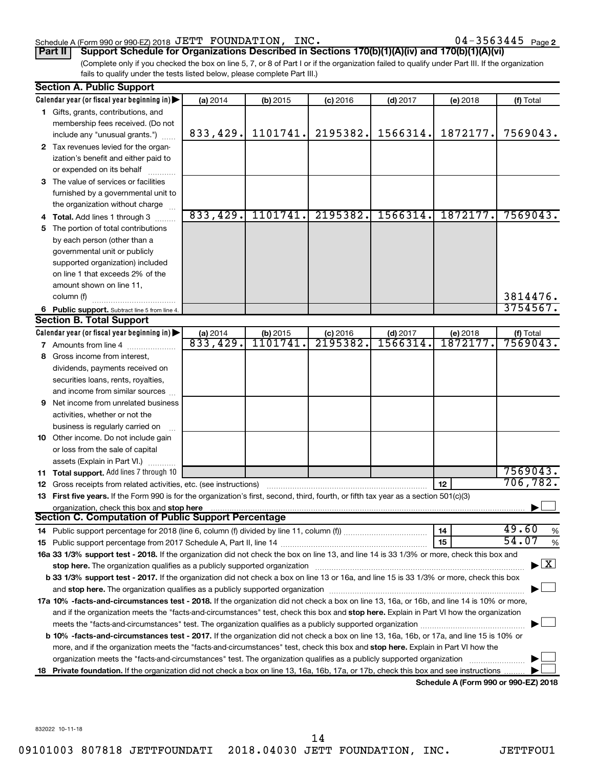Schedule A (Form 990 or 990-EZ) 2018 JETT FOUNDATION, INC. 04-3563445 Page 2

**Part II** **Support Schedule for Organizations Described in Sections 170(b)(1)(A)(iv) and 170(b)(1)(A)(vi)**

(Complete only if you checked the box on line 5, 7, or 8 of Part I or if the organization failed to qualify under Part III. If the organization fails to qualify under the tests listed below, please complete Part III.)

**Section A. Public Support**

| Calendar year (or fiscal year beginning in) ▶ | (a) 2014 | (b) 2015 | (c) 2016 | (d) 2017 | (e) 2018 | (f) Total |
|---|---|---|---|---|---|---|
| **1** Gifts, grants, contributions, and membership fees received. (Do not include any "unusual grants.") | 833,429. | 1101741. | 2195382. | 1566314. | 1872177. | 7569043. |
| **2** Tax revenues levied for the organization's benefit and either paid to or expended on its behalf | | | | | | |
| **3** The value of services or facilities furnished by a governmental unit to the organization without charge | | | | | | |
| **4 Total.** Add lines 1 through 3 | 833,429. | 1101741. | 2195382. | 1566314. | 1872177. | 7569043. |
| **5** The portion of total contributions by each person (other than a governmental unit or publicly supported organization) included on line 1 that exceeds 2% of the amount shown on line 11, column (f) | | | | | | 3814476. |
| **6 Public support.** Subtract line 5 from line 4. | | | | | | 3754567. |

**Section B. Total Support**

| Calendar year (or fiscal year beginning in) ▶ | (a) 2014 | (b) 2015 | (c) 2016 | (d) 2017 | (e) 2018 | (f) Total |
|---|---|---|---|---|---|---|
| **7** Amounts from line 4 | 833,429. | 1101741. | 2195382. | 1566314. | 1872177. | 7569043. |
| **8** Gross income from interest, dividends, payments received on securities loans, rents, royalties, and income from similar sources | | | | | | |
| **9** Net income from unrelated business activities, whether or not the business is regularly carried on | | | | | | |
| **10** Other income. Do not include gain or loss from the sale of capital assets (Explain in Part VI.) | | | | | | |
| **11 Total support.** Add lines 7 through 10 | | | | | | 7569043. |

**12** Gross receipts from related activities, etc. (see instructions) ..... **12** 706,782.

**13 First five years.** If the Form 990 is for the organization's first, second, third, fourth, or fifth tax year as a section 501(c)(3) organization, check this box and **stop here** ..... ☐

**Section C. Computation of Public Support Percentage**

**14** Public support percentage for 2018 (line 6, column (f) divided by line 11, column (f)) ..... **14** 49.60 %

**15** Public support percentage from 2017 Schedule A, Part II, line 14 ..... **15** 54.07 %

**16a 33 1/3% support test - 2018.** If the organization did not check the box on line 13, and line 14 is 33 1/3% or more, check this box and **stop here.** The organization qualifies as a publicly supported organization ..... ☒

**b 33 1/3% support test - 2017.** If the organization did not check a box on line 13 or 16a, and line 15 is 33 1/3% or more, check this box and **stop here.** The organization qualifies as a publicly supported organization ..... ☐

**17a 10% -facts-and-circumstances test - 2018.** If the organization did not check a box on line 13, 16a, or 16b, and line 14 is 10% or more, and if the organization meets the "facts-and-circumstances" test, check this box and **stop here.** Explain in Part VI how the organization meets the "facts-and-circumstances" test. The organization qualifies as a publicly supported organization ..... ☐

**b 10% -facts-and-circumstances test - 2017.** If the organization did not check a box on line 13, 16a, 16b, or 17a, and line 15 is 10% or more, and if the organization meets the "facts-and-circumstances" test, check this box and **stop here.** Explain in Part VI how the organization meets the "facts-and-circumstances" test. The organization qualifies as a publicly supported organization ..... ☐

**18 Private foundation.** If the organization did not check a box on line 13, 16a, 16b, 17a, or 17b, check this box and see instructions ..... ☐

**Schedule A (Form 990 or 990-EZ) 2018**

832022 10-11-18

09101003 807818 JETTFOUNDATI 2018.04030 JETT FOUNDATION, INC. JETTFOU1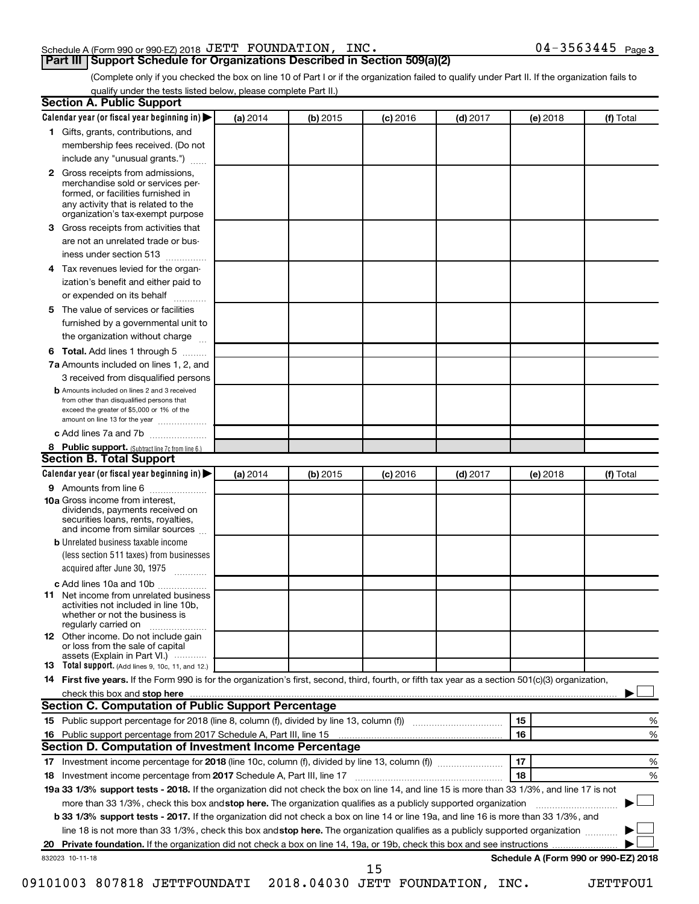Schedule A (Form 990 or 990-EZ) 2018 JETT FOUNDATION, INC. 04-3563445 Page 3

## Part III Support Schedule for Organizations Described in Section 509(a)(2)

(Complete only if you checked the box on line 10 of Part I or if the organization failed to qualify under Part II. If the organization fails to qualify under the tests listed below, please complete Part II.)

### Section A. Public Support

| Calendar year (or fiscal year beginning in) ▶ | (a) 2014 | (b) 2015 | (c) 2016 | (d) 2017 | (e) 2018 | (f) Total |
|---|---|---|---|---|---|---|
| **1** Gifts, grants, contributions, and membership fees received. (Do not include any "unusual grants.") | | | | | | |
| **2** Gross receipts from admissions, merchandise sold or services performed, or facilities furnished in any activity that is related to the organization's tax-exempt purpose | | | | | | |
| **3** Gross receipts from activities that are not an unrelated trade or business under section 513 | | | | | | |
| **4** Tax revenues levied for the organization's benefit and either paid to or expended on its behalf | | | | | | |
| **5** The value of services or facilities furnished by a governmental unit to the organization without charge | | | | | | |
| **6 Total.** Add lines 1 through 5 | | | | | | |
| **7a** Amounts included on lines 1, 2, and 3 received from disqualified persons | | | | | | |
| **b** Amounts included on lines 2 and 3 received from other than disqualified persons that exceed the greater of $5,000 or 1% of the amount on line 13 for the year | | | | | | |
| **c** Add lines 7a and 7b | | | | | | |
| **8 Public support.** (Subtract line 7c from line 6.) | | | | | | |

### Section B. Total Support

| Calendar year (or fiscal year beginning in) ▶ | (a) 2014 | (b) 2015 | (c) 2016 | (d) 2017 | (e) 2018 | (f) Total |
|---|---|---|---|---|---|---|
| **9** Amounts from line 6 | | | | | | |
| **10a** Gross income from interest, dividends, payments received on securities loans, rents, royalties, and income from similar sources | | | | | | |
| **b** Unrelated business taxable income (less section 511 taxes) from businesses acquired after June 30, 1975 | | | | | | |
| **c** Add lines 10a and 10b | | | | | | |
| **11** Net income from unrelated business activities not included in line 10b, whether or not the business is regularly carried on | | | | | | |
| **12** Other income. Do not include gain or loss from the sale of capital assets (Explain in Part VI.) | | | | | | |
| **13 Total support.** (Add lines 9, 10c, 11, and 12.) | | | | | | |

**14 First five years.** If the Form 990 is for the organization's first, second, third, fourth, or fifth tax year as a section 501(c)(3) organization, check this box and **stop here** ▶ ☐

### Section C. Computation of Public Support Percentage

| | | |
|---|---|---|
| **15** Public support percentage for 2018 (line 8, column (f), divided by line 13, column (f)) | 15 | % |
| **16** Public support percentage from 2017 Schedule A, Part III, line 15 | 16 | % |

### Section D. Computation of Investment Income Percentage

| | | |
|---|---|---|
| **17** Investment income percentage for **2018** (line 10c, column (f), divided by line 13, column (f)) | 17 | % |
| **18** Investment income percentage from **2017** Schedule A, Part III, line 17 | 18 | % |

**19a 33 1/3% support tests - 2018.** If the organization did not check the box on line 14, and line 15 is more than 33 1/3%, and line 17 is not more than 33 1/3%, check this box and **stop here.** The organization qualifies as a publicly supported organization ▶ ☐

**b 33 1/3% support tests - 2017.** If the organization did not check a box on line 14 or line 19a, and line 16 is more than 33 1/3%, and line 18 is not more than 33 1/3%, check this box and **stop here.** The organization qualifies as a publicly supported organization ▶ ☐

**20 Private foundation.** If the organization did not check a box on line 14, 19a, or 19b, check this box and see instructions ▶ ☐

832023 10-11-18 **Schedule A (Form 990 or 990-EZ) 2018**

09101003 807818 JETTFOUNDATI 2018.04030 JETT FOUNDATION, INC. JETTFOU1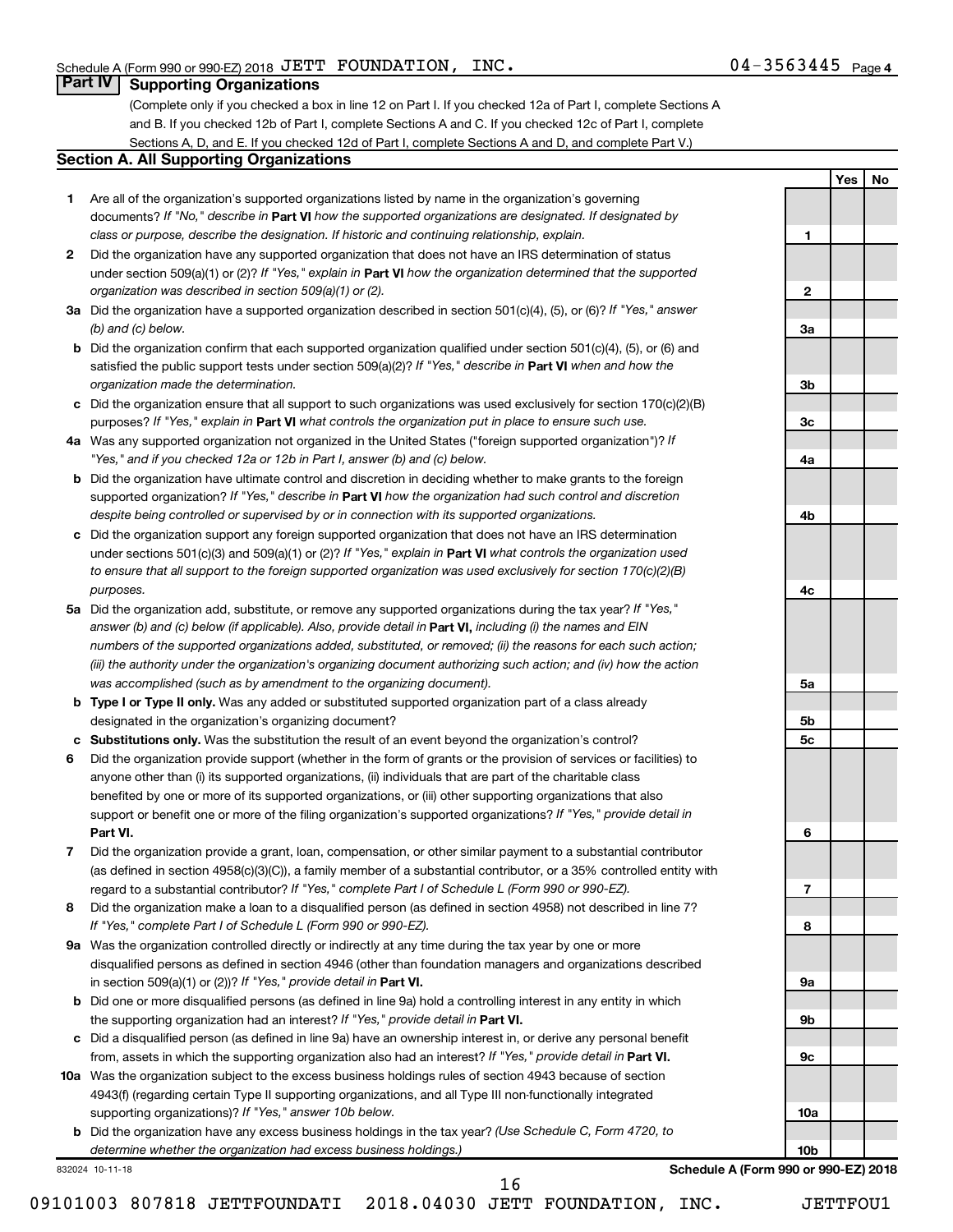Schedule A (Form 990 or 990-EZ) 2018 JETT FOUNDATION, INC. 04-3563445 Page 4

## Part IV Supporting Organizations

(Complete only if you checked a box in line 12 on Part I. If you checked 12a of Part I, complete Sections A and B. If you checked 12b of Part I, complete Sections A and C. If you checked 12c of Part I, complete Sections A, D, and E. If you checked 12d of Part I, complete Sections A and D, and complete Part V.)

### Section A. All Supporting Organizations

| | | Line | Yes | No |
|---|---|---|---|---|
| **1** | Are all of the organization's supported organizations listed by name in the organization's governing documents? *If "No," describe in* **Part VI** *how the supported organizations are designated. If designated by class or purpose, describe the designation. If historic and continuing relationship, explain.* | 1 | | |
| **2** | Did the organization have any supported organization that does not have an IRS determination of status under section 509(a)(1) or (2)? *If "Yes," explain in* **Part VI** *how the organization determined that the supported organization was described in section 509(a)(1) or (2).* | 2 | | |
| **3a** | Did the organization have a supported organization described in section 501(c)(4), (5), or (6)? *If "Yes," answer (b) and (c) below.* | 3a | | |
| **b** | Did the organization confirm that each supported organization qualified under section 501(c)(4), (5), or (6) and satisfied the public support tests under section 509(a)(2)? *If "Yes," describe in* **Part VI** *when and how the organization made the determination.* | 3b | | |
| **c** | Did the organization ensure that all support to such organizations was used exclusively for section 170(c)(2)(B) purposes? *If "Yes," explain in* **Part VI** *what controls the organization put in place to ensure such use.* | 3c | | |
| **4a** | Was any supported organization not organized in the United States ("foreign supported organization")? *If "Yes," and if you checked 12a or 12b in Part I, answer (b) and (c) below.* | 4a | | |
| **b** | Did the organization have ultimate control and discretion in deciding whether to make grants to the foreign supported organization? *If "Yes," describe in* **Part VI** *how the organization had such control and discretion despite being controlled or supervised by or in connection with its supported organizations.* | 4b | | |
| **c** | Did the organization support any foreign supported organization that does not have an IRS determination under sections 501(c)(3) and 509(a)(1) or (2)? *If "Yes," explain in* **Part VI** *what controls the organization used to ensure that all support to the foreign supported organization was used exclusively for section 170(c)(2)(B) purposes.* | 4c | | |
| **5a** | Did the organization add, substitute, or remove any supported organizations during the tax year? *If "Yes," answer (b) and (c) below (if applicable). Also, provide detail in* **Part VI,** *including (i) the names and EIN numbers of the supported organizations added, substituted, or removed; (ii) the reasons for each such action; (iii) the authority under the organization's organizing document authorizing such action; and (iv) how the action was accomplished (such as by amendment to the organizing document).* | 5a | | |
| **b** | **Type I or Type II only.** Was any added or substituted supported organization part of a class already designated in the organization's organizing document? | 5b | | |
| **c** | **Substitutions only.** Was the substitution the result of an event beyond the organization's control? | 5c | | |
| **6** | Did the organization provide support (whether in the form of grants or the provision of services or facilities) to anyone other than (i) its supported organizations, (ii) individuals that are part of the charitable class benefited by one or more of its supported organizations, or (iii) other supporting organizations that also support or benefit one or more of the filing organization's supported organizations? *If "Yes," provide detail in* **Part VI.** | 6 | | |
| **7** | Did the organization provide a grant, loan, compensation, or other similar payment to a substantial contributor (as defined in section 4958(c)(3)(C)), a family member of a substantial contributor, or a 35% controlled entity with regard to a substantial contributor? *If "Yes," complete Part I of Schedule L (Form 990 or 990-EZ).* | 7 | | |
| **8** | Did the organization make a loan to a disqualified person (as defined in section 4958) not described in line 7? *If "Yes," complete Part I of Schedule L (Form 990 or 990-EZ).* | 8 | | |
| **9a** | Was the organization controlled directly or indirectly at any time during the tax year by one or more disqualified persons as defined in section 4946 (other than foundation managers and organizations described in section 509(a)(1) or (2))? *If "Yes," provide detail in* **Part VI.** | 9a | | |
| **b** | Did one or more disqualified persons (as defined in line 9a) hold a controlling interest in any entity in which the supporting organization had an interest? *If "Yes," provide detail in* **Part VI.** | 9b | | |
| **c** | Did a disqualified person (as defined in line 9a) have an ownership interest in, or derive any personal benefit from, assets in which the supporting organization also had an interest? *If "Yes," provide detail in* **Part VI.** | 9c | | |
| **10a** | Was the organization subject to the excess business holdings rules of section 4943 because of section 4943(f) (regarding certain Type II supporting organizations, and all Type III non-functionally integrated supporting organizations)? *If "Yes," answer 10b below.* | 10a | | |
| **b** | Did the organization have any excess business holdings in the tax year? *(Use Schedule C, Form 4720, to determine whether the organization had excess business holdings.)* | 10b | | |

832024 10-11-18 **Schedule A (Form 990 or 990-EZ) 2018**

09101003 807818 JETTFOUNDATI 2018.04030 JETT FOUNDATION, INC. JETTFOU1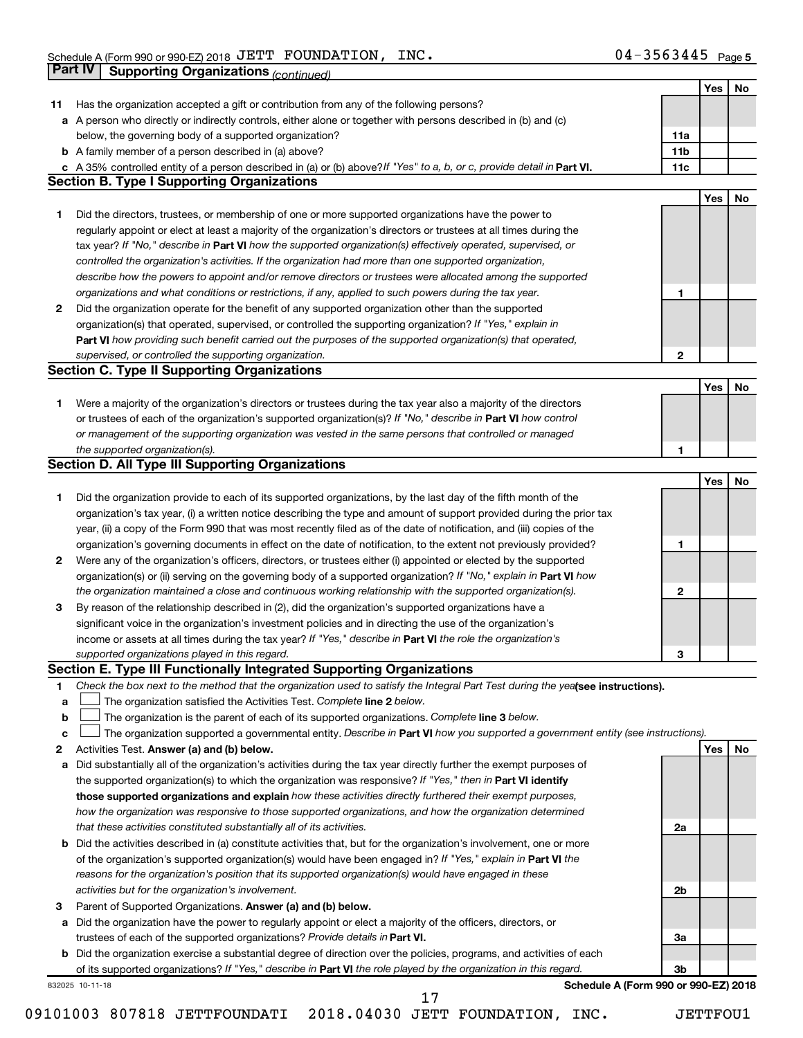Schedule A (Form 990 or 990-EZ) 2018 JETT FOUNDATION, INC. 04-3563445 Page 5

**Part IV | Supporting Organizations** *(continued)*

| | | | Yes | No |
|---|---|---|---|---|
| **11** | Has the organization accepted a gift or contribution from any of the following persons? | | | |
| **a** | A person who directly or indirectly controls, either alone or together with persons described in (b) and (c) below, the governing body of a supported organization? | **11a** | | |
| **b** | A family member of a person described in (a) above? | **11b** | | |
| **c** | A 35% controlled entity of a person described in (a) or (b) above? *If "Yes" to a, b, or c, provide detail in* **Part VI.** | **11c** | | |

**Section B. Type I Supporting Organizations**

| | | | Yes | No |
|---|---|---|---|---|
| **1** | Did the directors, trustees, or membership of one or more supported organizations have the power to regularly appoint or elect at least a majority of the organization's directors or trustees at all times during the tax year? *If "No," describe in* **Part VI** *how the supported organization(s) effectively operated, supervised, or controlled the organization's activities. If the organization had more than one supported organization, describe how the powers to appoint and/or remove directors or trustees were allocated among the supported organizations and what conditions or restrictions, if any, applied to such powers during the tax year.* | **1** | | |
| **2** | Did the organization operate for the benefit of any supported organization other than the supported organization(s) that operated, supervised, or controlled the supporting organization? *If "Yes," explain in* **Part VI** *how providing such benefit carried out the purposes of the supported organization(s) that operated, supervised, or controlled the supporting organization.* | **2** | | |

**Section C. Type II Supporting Organizations**

| | | | Yes | No |
|---|---|---|---|---|
| **1** | Were a majority of the organization's directors or trustees during the tax year also a majority of the directors or trustees of each of the organization's supported organization(s)? *If "No," describe in* **Part VI** *how control or management of the supporting organization was vested in the same persons that controlled or managed the supported organization(s).* | **1** | | |

**Section D. All Type III Supporting Organizations**

| | | | Yes | No |
|---|---|---|---|---|
| **1** | Did the organization provide to each of its supported organizations, by the last day of the fifth month of the organization's tax year, (i) a written notice describing the type and amount of support provided during the prior tax year, (ii) a copy of the Form 990 that was most recently filed as of the date of notification, and (iii) copies of the organization's governing documents in effect on the date of notification, to the extent not previously provided? | **1** | | |
| **2** | Were any of the organization's officers, directors, or trustees either (i) appointed or elected by the supported organization(s) or (ii) serving on the governing body of a supported organization? *If "No," explain in* **Part VI** *how the organization maintained a close and continuous working relationship with the supported organization(s).* | **2** | | |
| **3** | By reason of the relationship described in (2), did the organization's supported organizations have a significant voice in the organization's investment policies and in directing the use of the organization's income or assets at all times during the tax year? *If "Yes," describe in* **Part VI** *the role the organization's supported organizations played in this regard.* | **3** | | |

**Section E. Type III Functionally Integrated Supporting Organizations**

**1** *Check the box next to the method that the organization used to satisfy the Integral Part Test during the year* **(see instructions).**

**a** ☐ The organization satisfied the Activities Test. *Complete* **line 2** *below.*

**b** ☐ The organization is the parent of each of its supported organizations. *Complete* **line 3** *below.*

**c** ☐ The organization supported a governmental entity. *Describe in* **Part VI** *how you supported a government entity (see instructions).*

| | | | Yes | No |
|---|---|---|---|---|
| **2** | Activities Test. **Answer (a) and (b) below.** | | | |
| **a** | Did substantially all of the organization's activities during the tax year directly further the exempt purposes of the supported organization(s) to which the organization was responsive? *If "Yes," then in* **Part VI identify those supported organizations and explain** *how these activities directly furthered their exempt purposes, how the organization was responsive to those supported organizations, and how the organization determined that these activities constituted substantially all of its activities.* | **2a** | | |
| **b** | Did the activities described in (a) constitute activities that, but for the organization's involvement, one or more of the organization's supported organization(s) would have been engaged in? *If "Yes," explain in* **Part VI** *the reasons for the organization's position that its supported organization(s) would have engaged in these activities but for the organization's involvement.* | **2b** | | |
| **3** | Parent of Supported Organizations. **Answer (a) and (b) below.** | | | |
| **a** | Did the organization have the power to regularly appoint or elect a majority of the officers, directors, or trustees of each of the supported organizations? *Provide details in* **Part VI.** | **3a** | | |
| **b** | Did the organization exercise a substantial degree of direction over the policies, programs, and activities of each of its supported organizations? *If "Yes," describe in* **Part VI** *the role played by the organization in this regard.* | **3b** | | |

832025 10-11-18 **Schedule A (Form 990 or 990-EZ) 2018**

09101003 807818 JETTFOUNDATI 2018.04030 JETT FOUNDATION, INC. JETTFOU1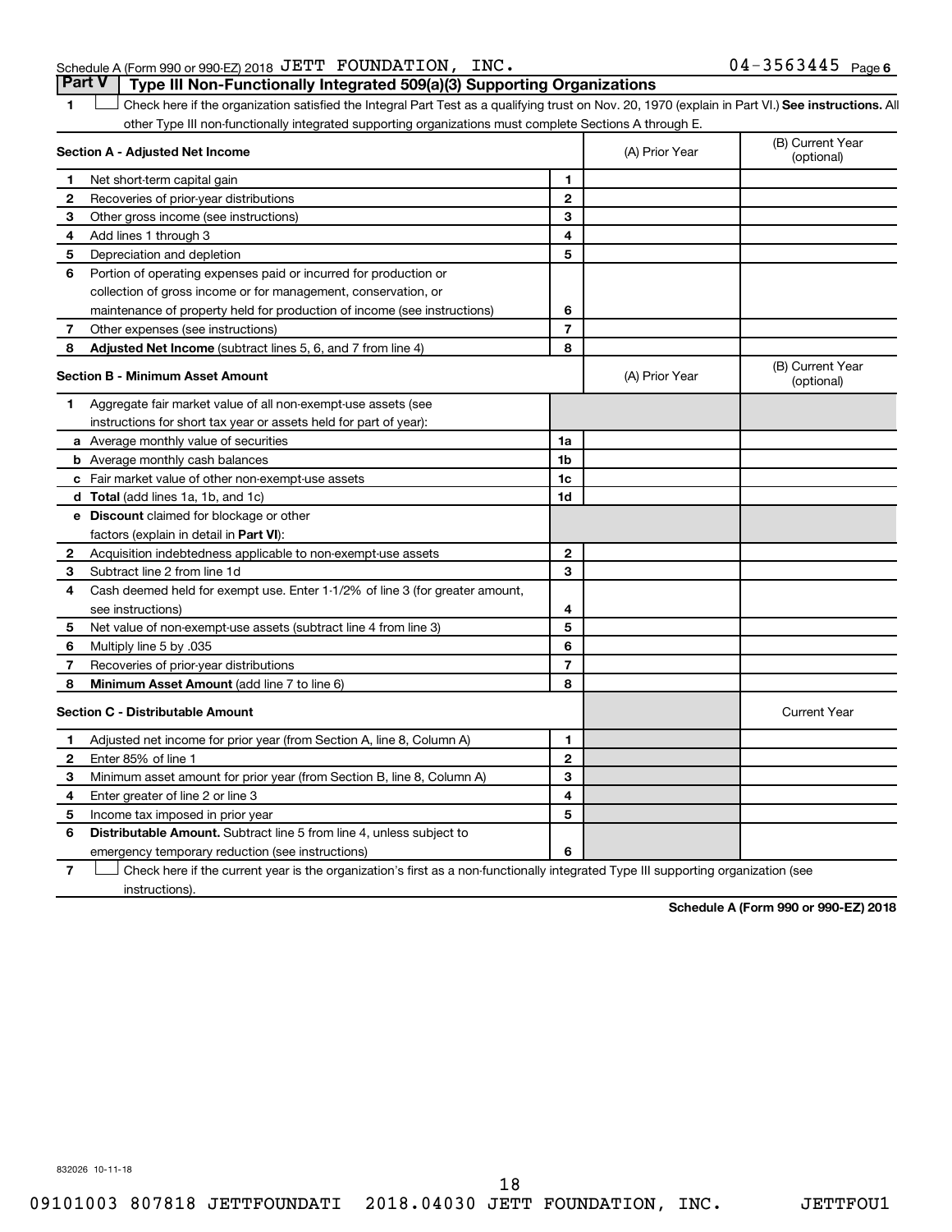Schedule A (Form 990 or 990-EZ) 2018 JETT FOUNDATION, INC. 04-3563445 Page 6

## Part V Type III Non-Functionally Integrated 509(a)(3) Supporting Organizations

1 ☐ Check here if the organization satisfied the Integral Part Test as a qualifying trust on Nov. 20, 1970 (explain in Part VI.) **See instructions.** All other Type III non-functionally integrated supporting organizations must complete Sections A through E.

| Section A - Adjusted Net Income | | | (A) Prior Year | (B) Current Year (optional) |
|---|---|---|---|---|
| 1 | Net short-term capital gain | 1 | | |
| 2 | Recoveries of prior-year distributions | 2 | | |
| 3 | Other gross income (see instructions) | 3 | | |
| 4 | Add lines 1 through 3 | 4 | | |
| 5 | Depreciation and depletion | 5 | | |
| 6 | Portion of operating expenses paid or incurred for production or collection of gross income or for management, conservation, or maintenance of property held for production of income (see instructions) | 6 | | |
| 7 | Other expenses (see instructions) | 7 | | |
| 8 | **Adjusted Net Income** (subtract lines 5, 6, and 7 from line 4) | 8 | | |

| Section B - Minimum Asset Amount | | | (A) Prior Year | (B) Current Year (optional) |
|---|---|---|---|---|
| 1 | Aggregate fair market value of all non-exempt-use assets (see instructions for short tax year or assets held for part of year): | | | |
| a | Average monthly value of securities | 1a | | |
| b | Average monthly cash balances | 1b | | |
| c | Fair market value of other non-exempt-use assets | 1c | | |
| d | **Total** (add lines 1a, 1b, and 1c) | 1d | | |
| e | **Discount** claimed for blockage or other factors (explain in detail in **Part VI**): | | | |
| 2 | Acquisition indebtedness applicable to non-exempt-use assets | 2 | | |
| 3 | Subtract line 2 from line 1d | 3 | | |
| 4 | Cash deemed held for exempt use. Enter 1-1/2% of line 3 (for greater amount, see instructions) | 4 | | |
| 5 | Net value of non-exempt-use assets (subtract line 4 from line 3) | 5 | | |
| 6 | Multiply line 5 by .035 | 6 | | |
| 7 | Recoveries of prior-year distributions | 7 | | |
| 8 | **Minimum Asset Amount** (add line 7 to line 6) | 8 | | |

| Section C - Distributable Amount | | | | Current Year |
|---|---|---|---|---|
| 1 | Adjusted net income for prior year (from Section A, line 8, Column A) | 1 | | |
| 2 | Enter 85% of line 1 | 2 | | |
| 3 | Minimum asset amount for prior year (from Section B, line 8, Column A) | 3 | | |
| 4 | Enter greater of line 2 or line 3 | 4 | | |
| 5 | Income tax imposed in prior year | 5 | | |
| 6 | **Distributable Amount.** Subtract line 5 from line 4, unless subject to emergency temporary reduction (see instructions) | 6 | | |

7 ☐ Check here if the current year is the organization's first as a non-functionally integrated Type III supporting organization (see instructions).

**Schedule A (Form 990 or 990-EZ) 2018**

832026 10-11-18

09101003 807818 JETTFOUNDATI 2018.04030 JETT FOUNDATION, INC. JETTFOU1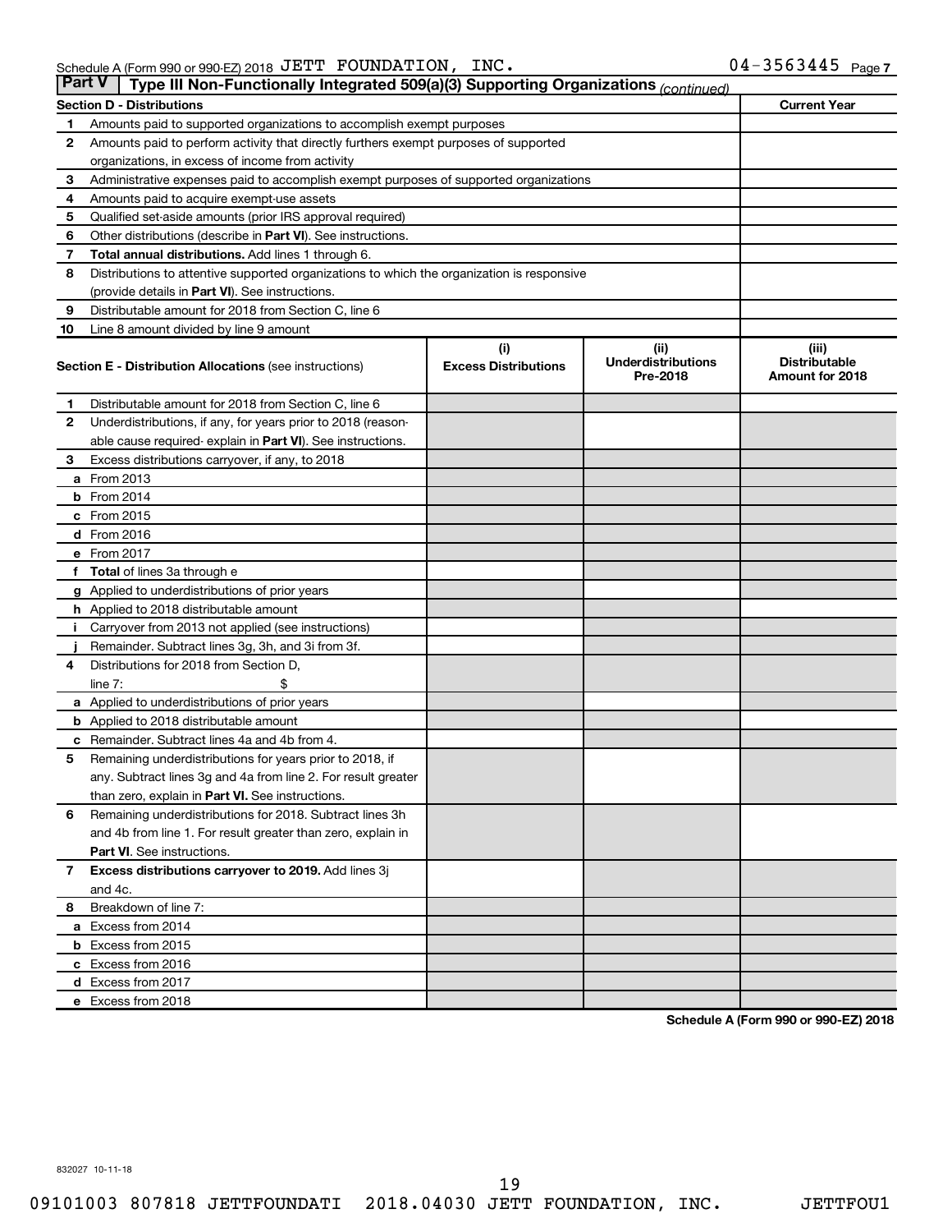Schedule A (Form 990 or 990-EZ) 2018 JETT FOUNDATION, INC. 04-3563445 Page 7

## Part V Type III Non-Functionally Integrated 509(a)(3) Supporting Organizations *(continued)*

| Section D - Distributions | | Current Year |
|---|---|---|
| 1 | Amounts paid to supported organizations to accomplish exempt purposes | |
| 2 | Amounts paid to perform activity that directly furthers exempt purposes of supported organizations, in excess of income from activity | |
| 3 | Administrative expenses paid to accomplish exempt purposes of supported organizations | |
| 4 | Amounts paid to acquire exempt-use assets | |
| 5 | Qualified set-aside amounts (prior IRS approval required) | |
| 6 | Other distributions (describe in **Part VI**). See instructions. | |
| 7 | **Total annual distributions.** Add lines 1 through 6. | |
| 8 | Distributions to attentive supported organizations to which the organization is responsive (provide details in **Part VI**). See instructions. | |
| 9 | Distributable amount for 2018 from Section C, line 6 | |
| 10 | Line 8 amount divided by line 9 amount | |

| Section E - Distribution Allocations (see instructions) | | (i) Excess Distributions | (ii) Underdistributions Pre-2018 | (iii) Distributable Amount for 2018 |
|---|---|---|---|---|
| 1 | Distributable amount for 2018 from Section C, line 6 | | | |
| 2 | Underdistributions, if any, for years prior to 2018 (reasonable cause required- explain in **Part VI**). See instructions. | | | |
| 3 | Excess distributions carryover, if any, to 2018 | | | |
| a | From 2013 | | | |
| b | From 2014 | | | |
| c | From 2015 | | | |
| d | From 2016 | | | |
| e | From 2017 | | | |
| f | **Total** of lines 3a through e | | | |
| g | Applied to underdistributions of prior years | | | |
| h | Applied to 2018 distributable amount | | | |
| i | Carryover from 2013 not applied (see instructions) | | | |
| j | Remainder. Subtract lines 3g, 3h, and 3i from 3f. | | | |
| 4 | Distributions for 2018 from Section D, line 7: $ | | | |
| a | Applied to underdistributions of prior years | | | |
| b | Applied to 2018 distributable amount | | | |
| c | Remainder. Subtract lines 4a and 4b from 4. | | | |
| 5 | Remaining underdistributions for years prior to 2018, if any. Subtract lines 3g and 4a from line 2. For result greater than zero, explain in **Part VI.** See instructions. | | | |
| 6 | Remaining underdistributions for 2018. Subtract lines 3h and 4b from line 1. For result greater than zero, explain in **Part VI**. See instructions. | | | |
| 7 | **Excess distributions carryover to 2019.** Add lines 3j and 4c. | | | |
| 8 | Breakdown of line 7: | | | |
| a | Excess from 2014 | | | |
| b | Excess from 2015 | | | |
| c | Excess from 2016 | | | |
| d | Excess from 2017 | | | |
| e | Excess from 2018 | | | |

**Schedule A (Form 990 or 990-EZ) 2018**

832027 10-11-18

09101003 807818 JETTFOUNDATI 2018.04030 JETT FOUNDATION, INC. JETTFOU1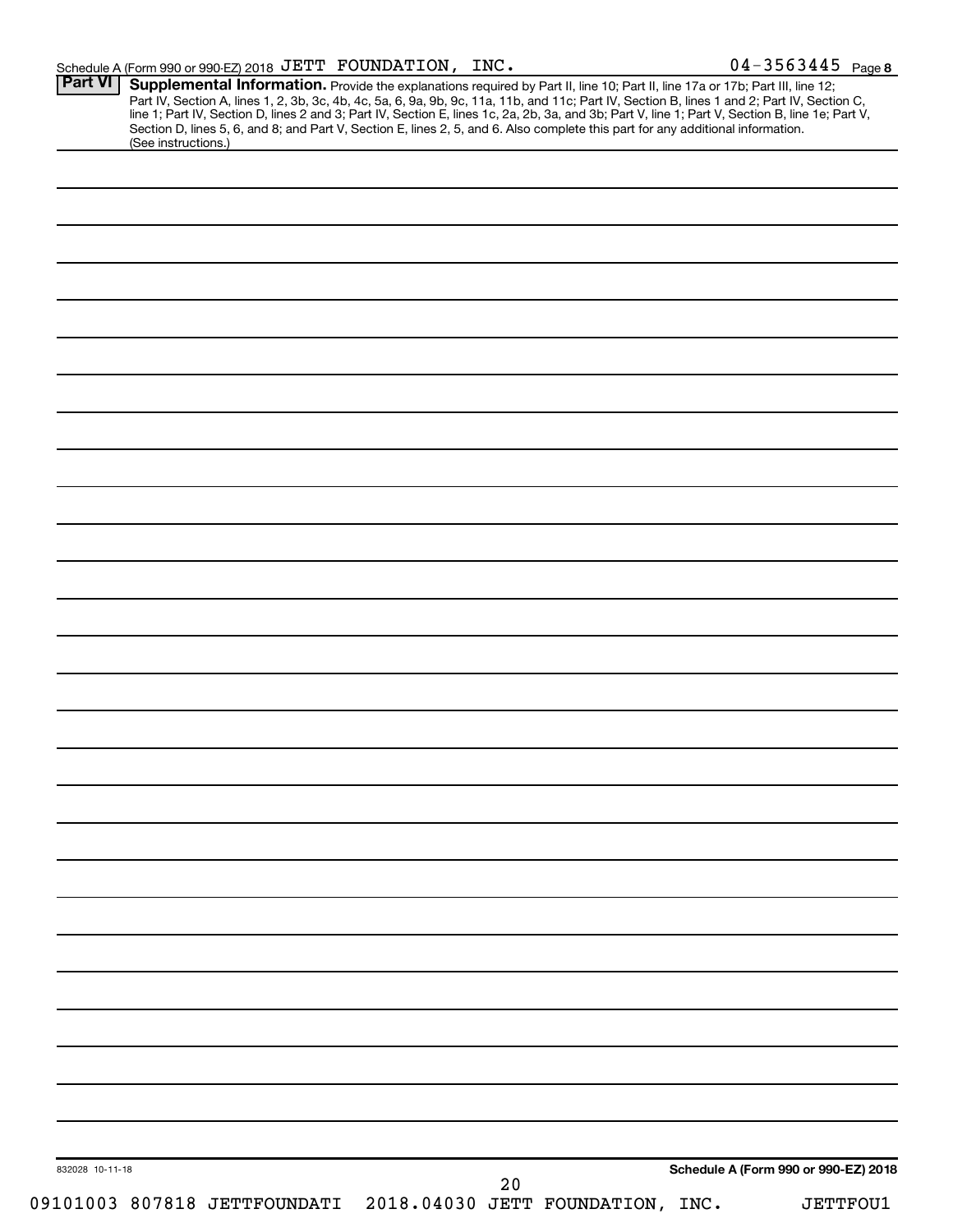Schedule A (Form 990 or 990-EZ) 2018 JETT FOUNDATION, INC. 04-3563445 Page 8

## Part VI Supplemental Information.

Provide the explanations required by Part II, line 10; Part II, line 17a or 17b; Part III, line 12; Part IV, Section A, lines 1, 2, 3b, 3c, 4b, 4c, 5a, 6, 9a, 9b, 9c, 11a, 11b, and 11c; Part IV, Section B, lines 1 and 2; Part IV, Section C, line 1; Part IV, Section D, lines 2 and 3; Part IV, Section E, lines 1c, 2a, 2b, 3a, and 3b; Part V, line 1; Part V, Section B, line 1e; Part V, Section D, lines 5, 6, and 8; and Part V, Section E, lines 2, 5, and 6. Also complete this part for any additional information. (See instructions.)

832028 10-11-18

Schedule A (Form 990 or 990-EZ) 2018

09101003 807818 JETTFOUNDATI 2018.04030 JETT FOUNDATION, INC. JETTFOU1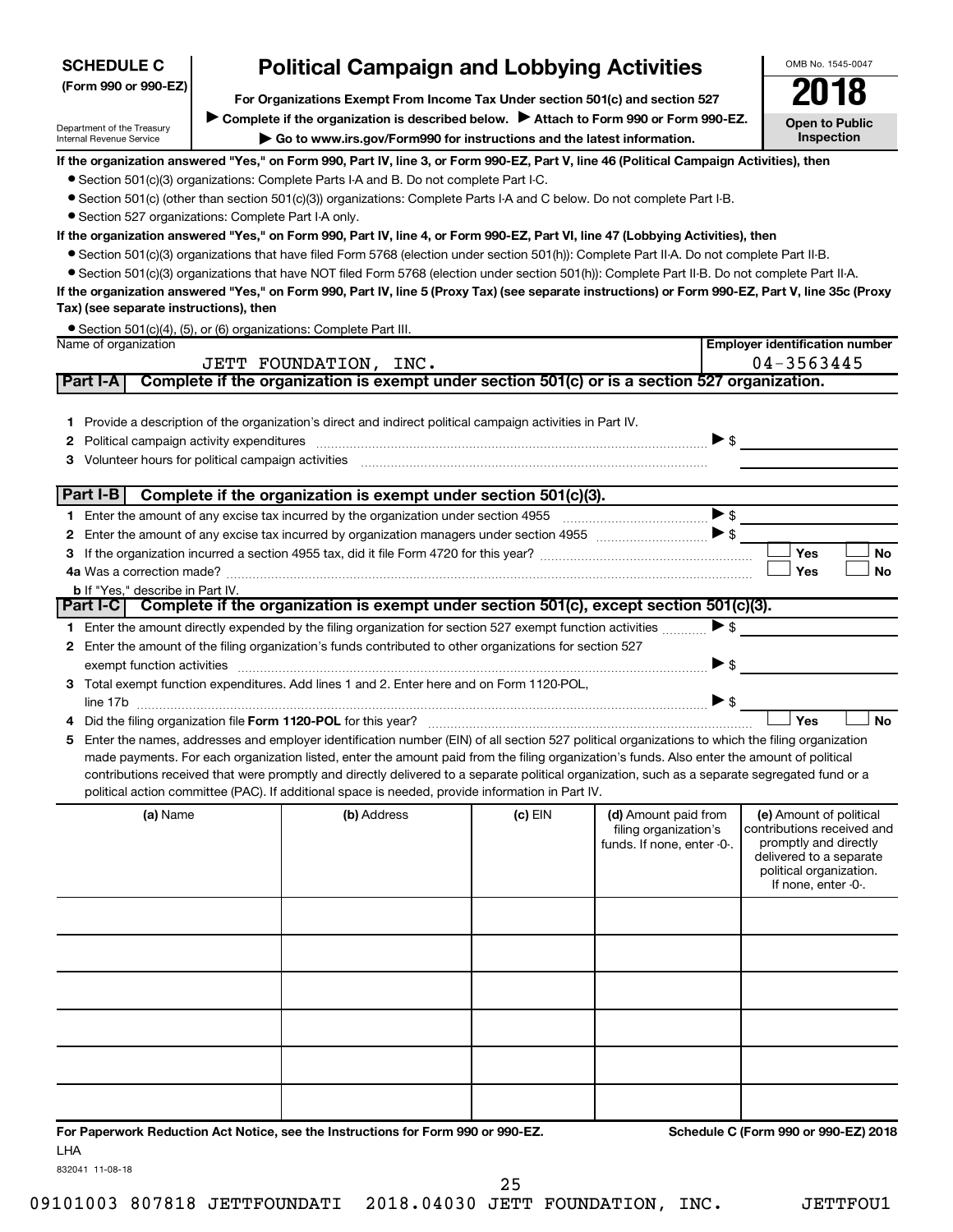**SCHEDULE C (Form 990 or 990-EZ)**

Department of the Treasury
Internal Revenue Service

# Political Campaign and Lobbying Activities

**For Organizations Exempt From Income Tax Under section 501(c) and section 527**

▶ **Complete if the organization is described below.** ▶ **Attach to Form 990 or Form 990-EZ.**

▶ **Go to www.irs.gov/Form990 for instructions and the latest information.**

OMB No. 1545-0047

**2018**

**Open to Public Inspection**

**If the organization answered "Yes," on Form 990, Part IV, line 3, or Form 990-EZ, Part V, line 46 (Political Campaign Activities), then**

- Section 501(c)(3) organizations: Complete Parts I-A and B. Do not complete Part I-C.
- Section 501(c) (other than section 501(c)(3)) organizations: Complete Parts I-A and C below. Do not complete Part I-B.
- Section 527 organizations: Complete Part I-A only.

**If the organization answered "Yes," on Form 990, Part IV, line 4, or Form 990-EZ, Part VI, line 47 (Lobbying Activities), then**

- Section 501(c)(3) organizations that have filed Form 5768 (election under section 501(h)): Complete Part II-A. Do not complete Part II-B.
- Section 501(c)(3) organizations that have NOT filed Form 5768 (election under section 501(h)): Complete Part II-B. Do not complete Part II-A.

**If the organization answered "Yes," on Form 990, Part IV, line 5 (Proxy Tax) (see separate instructions) or Form 990-EZ, Part V, line 35c (Proxy Tax) (see separate instructions), then**

- Section 501(c)(4), (5), or (6) organizations: Complete Part III.

| Name of organization | Employer identification number |
|---|---|
| JETT FOUNDATION, INC. | 04-3563445 |

## Part I-A Complete if the organization is exempt under section 501(c) or is a section 527 organization.

1. Provide a description of the organization's direct and indirect political campaign activities in Part IV.
2. Political campaign activity expenditures ▶ $
3. Volunteer hours for political campaign activities

## Part I-B Complete if the organization is exempt under section 501(c)(3).

1. Enter the amount of any excise tax incurred by the organization under section 4955 ▶ $
2. Enter the amount of any excise tax incurred by organization managers under section 4955 ▶ $
3. If the organization incurred a section 4955 tax, did it file Form 4720 for this year? ☐ Yes ☐ No

4a. Was a correction made? ☐ Yes ☐ No

b. If "Yes," describe in Part IV.

## Part I-C Complete if the organization is exempt under section 501(c), except section 501(c)(3).

1. Enter the amount directly expended by the filing organization for section 527 exempt function activities ▶ $
2. Enter the amount of the filing organization's funds contributed to other organizations for section 527 exempt function activities ▶ $
3. Total exempt function expenditures. Add lines 1 and 2. Enter here and on Form 1120-POL, line 17b ▶ $
4. Did the filing organization file **Form 1120-POL** for this year? ☐ Yes ☐ No
5. Enter the names, addresses and employer identification number (EIN) of all section 527 political organizations to which the filing organization made payments. For each organization listed, enter the amount paid from the filing organization's funds. Also enter the amount of political contributions received that were promptly and directly delivered to a separate political organization, such as a separate segregated fund or a political action committee (PAC). If additional space is needed, provide information in Part IV.

| (a) Name | (b) Address | (c) EIN | (d) Amount paid from filing organization's funds. If none, enter -0-. | (e) Amount of political contributions received and promptly and directly delivered to a separate political organization. If none, enter -0-. |
|---|---|---|---|---|
| | | | | |
| | | | | |
| | | | | |
| | | | | |
| | | | | |
| | | | | |

**For Paperwork Reduction Act Notice, see the Instructions for Form 990 or 990-EZ.**

**Schedule C (Form 990 or 990-EZ) 2018**

LHA

832041 11-08-18

09101003 807818 JETTFOUNDATI 2018.04030 JETT FOUNDATION, INC. JETTFOU1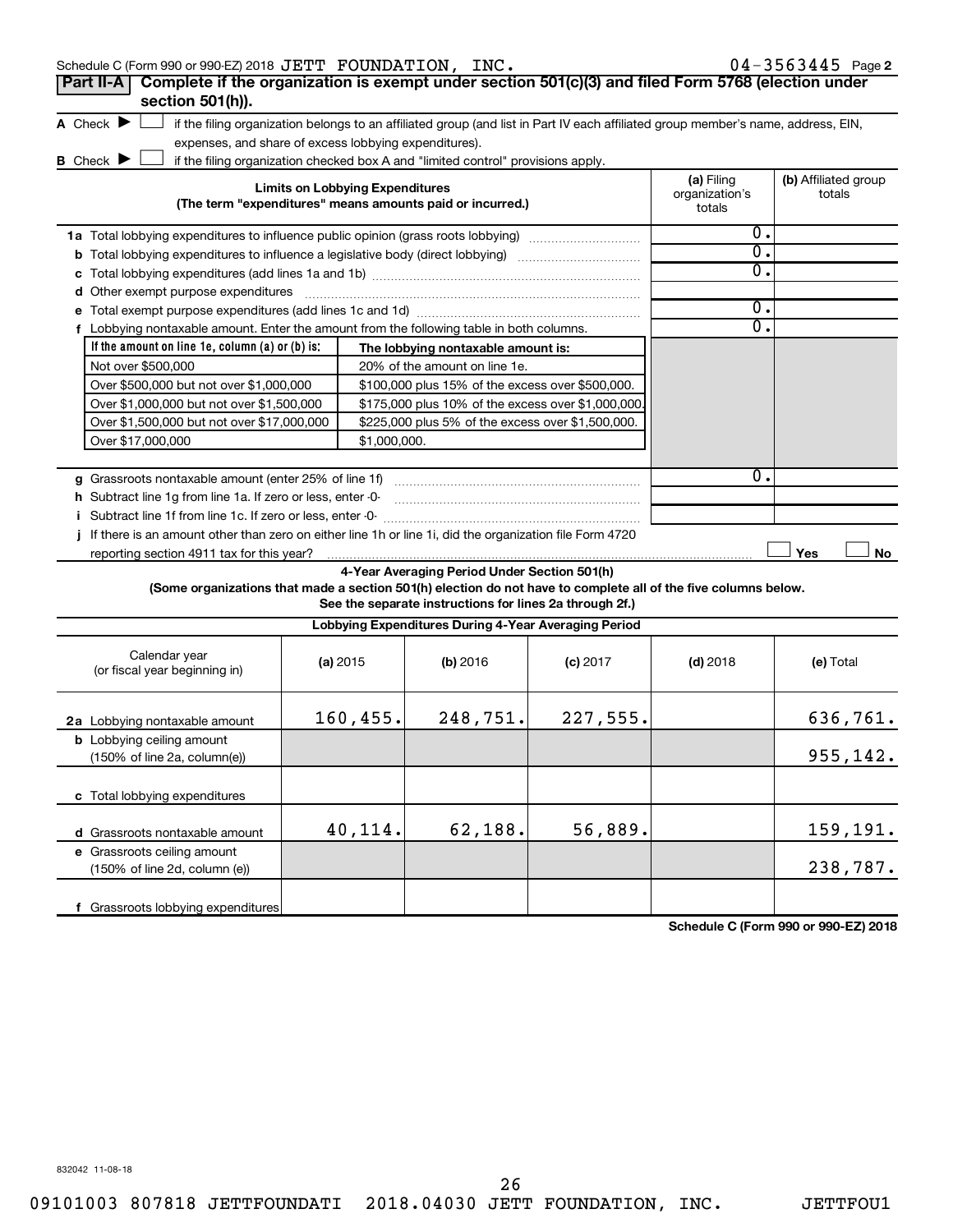Schedule C (Form 990 or 990-EZ) 2018 JETT FOUNDATION, INC. 04-3563445 Page 2

## Part II-A Complete if the organization is exempt under section 501(c)(3) and filed Form 5768 (election under section 501(h)).

**A** Check ☐ if the filing organization belongs to an affiliated group (and list in Part IV each affiliated group member's name, address, EIN, expenses, and share of excess lobbying expenditures).

**B** Check ☐ if the filing organization checked box A and "limited control" provisions apply.

| Limits on Lobbying Expenditures (The term "expenditures" means amounts paid or incurred.) | (a) Filing organization's totals | (b) Affiliated group totals |
|---|---|---|
| **1a** Total lobbying expenditures to influence public opinion (grass roots lobbying) | 0. | |
| **b** Total lobbying expenditures to influence a legislative body (direct lobbying) | 0. | |
| **c** Total lobbying expenditures (add lines 1a and 1b) | 0. | |
| **d** Other exempt purpose expenditures | | |
| **e** Total exempt purpose expenditures (add lines 1c and 1d) | 0. | |
| **f** Lobbying nontaxable amount. Enter the amount from the following table in both columns. | 0. | |

| If the amount on line 1e, column (a) or (b) is: | The lobbying nontaxable amount is: |
|---|---|
| Not over $500,000 | 20% of the amount on line 1e. |
| Over $500,000 but not over $1,000,000 | $100,000 plus 15% of the excess over $500,000. |
| Over $1,000,000 but not over $1,500,000 | $175,000 plus 10% of the excess over $1,000,000. |
| Over $1,500,000 but not over $17,000,000 | $225,000 plus 5% of the excess over $1,500,000. |
| Over $17,000,000 | $1,000,000. |

| | (a) Filing organization's totals | (b) Affiliated group totals |
|---|---|---|
| **g** Grassroots nontaxable amount (enter 25% of line 1f) | 0. | |
| **h** Subtract line 1g from line 1a. If zero or less, enter -0- | | |
| **i** Subtract line 1f from line 1c. If zero or less, enter -0- | | |

**j** If there is an amount other than zero on either line 1h or line 1i, did the organization file Form 4720 reporting section 4911 tax for this year? ☐ Yes ☐ No

### 4-Year Averaging Period Under Section 501(h)

**(Some organizations that made a section 501(h) election do not have to complete all of the five columns below. See the separate instructions for lines 2a through 2f.)**

| Lobbying Expenditures During 4-Year Averaging Period | | | | | |
|---|---|---|---|---|---|
| Calendar year (or fiscal year beginning in) | (a) 2015 | (b) 2016 | (c) 2017 | (d) 2018 | (e) Total |
| **2a** Lobbying nontaxable amount | 160,455. | 248,751. | 227,555. | | 636,761. |
| **b** Lobbying ceiling amount (150% of line 2a, column(e)) | | | | | 955,142. |
| **c** Total lobbying expenditures | | | | | |
| **d** Grassroots nontaxable amount | 40,114. | 62,188. | 56,889. | | 159,191. |
| **e** Grassroots ceiling amount (150% of line 2d, column (e)) | | | | | 238,787. |
| **f** Grassroots lobbying expenditures | | | | | |

**Schedule C (Form 990 or 990-EZ) 2018**

832042 11-08-18

09101003 807818 JETTFOUNDATI 2018.04030 JETT FOUNDATION, INC. JETTFOU1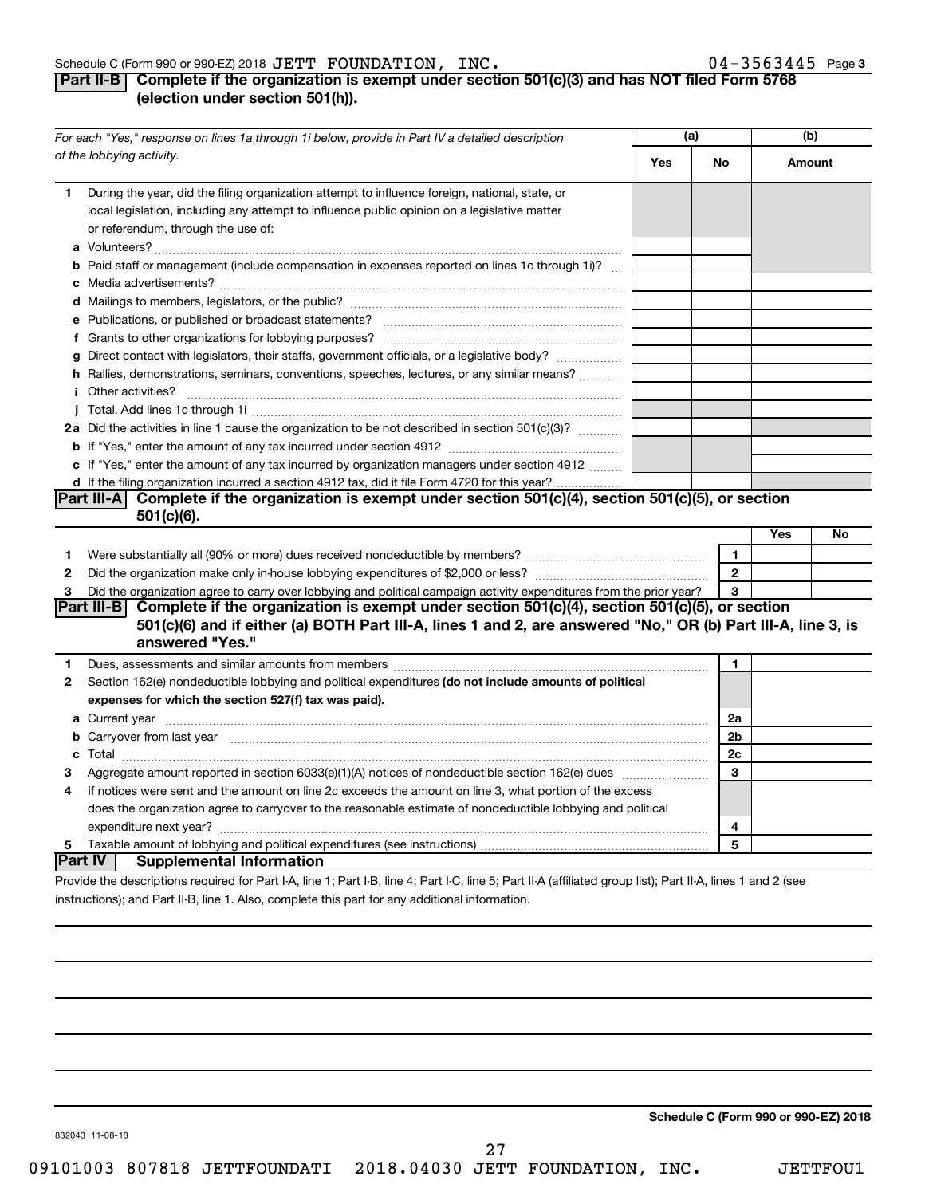Schedule C (Form 990 or 990-EZ) 2018 JETT FOUNDATION, INC. 04-3563445 Page 3

## Part II-B Complete if the organization is exempt under section 501(c)(3) and has NOT filed Form 5768 (election under section 501(h)).

| For each "Yes," response on lines 1a through 1i below, provide in Part IV a detailed description of the lobbying activity. | (a) Yes | (a) No | (b) Amount |
|---|---|---|---|
| **1** During the year, did the filing organization attempt to influence foreign, national, state, or local legislation, including any attempt to influence public opinion on a legislative matter or referendum, through the use of: | | | |
| **a** Volunteers? | | | |
| **b** Paid staff or management (include compensation in expenses reported on lines 1c through 1i)? | | | |
| **c** Media advertisements? | | | |
| **d** Mailings to members, legislators, or the public? | | | |
| **e** Publications, or published or broadcast statements? | | | |
| **f** Grants to other organizations for lobbying purposes? | | | |
| **g** Direct contact with legislators, their staffs, government officials, or a legislative body? | | | |
| **h** Rallies, demonstrations, seminars, conventions, speeches, lectures, or any similar means? | | | |
| **i** Other activities? | | | |
| **j** Total. Add lines 1c through 1i | | | |
| **2a** Did the activities in line 1 cause the organization to be not described in section 501(c)(3)? | | | |
| **b** If "Yes," enter the amount of any tax incurred under section 4912 | | | |
| **c** If "Yes," enter the amount of any tax incurred by organization managers under section 4912 | | | |
| **d** If the filing organization incurred a section 4912 tax, did it file Form 4720 for this year? | | | |

## Part III-A Complete if the organization is exempt under section 501(c)(4), section 501(c)(5), or section 501(c)(6).

| | | Line | Yes | No |
|---|---|---|---|---|
| **1** | Were substantially all (90% or more) dues received nondeductible by members? | 1 | | |
| **2** | Did the organization make only in-house lobbying expenditures of $2,000 or less? | 2 | | |
| **3** | Did the organization agree to carry over lobbying and political campaign activity expenditures from the prior year? | 3 | | |

## Part III-B Complete if the organization is exempt under section 501(c)(4), section 501(c)(5), or section 501(c)(6) and if either (a) BOTH Part III-A, lines 1 and 2, are answered "No," OR (b) Part III-A, line 3, is answered "Yes."

| | | Line | Amount |
|---|---|---|---|
| **1** | Dues, assessments and similar amounts from members | 1 | |
| **2** | Section 162(e) nondeductible lobbying and political expenditures **(do not include amounts of political expenses for which the section 527(f) tax was paid).** | | |
| **a** | Current year | 2a | |
| **b** | Carryover from last year | 2b | |
| **c** | Total | 2c | |
| **3** | Aggregate amount reported in section 6033(e)(1)(A) notices of nondeductible section 162(e) dues | 3 | |
| **4** | If notices were sent and the amount on line 2c exceeds the amount on line 3, what portion of the excess does the organization agree to carryover to the reasonable estimate of nondeductible lobbying and political expenditure next year? | 4 | |
| **5** | Taxable amount of lobbying and political expenditures (see instructions) | 5 | |

## Part IV Supplemental Information

Provide the descriptions required for Part I-A, line 1; Part I-B, line 4; Part I-C, line 5; Part II-A (affiliated group list); Part II-A, lines 1 and 2 (see instructions); and Part II-B, line 1. Also, complete this part for any additional information.

832043 11-08-18

**Schedule C (Form 990 or 990-EZ) 2018**

09101003 807818 JETTFOUNDATI 2018.04030 JETT FOUNDATION, INC. JETTFOU1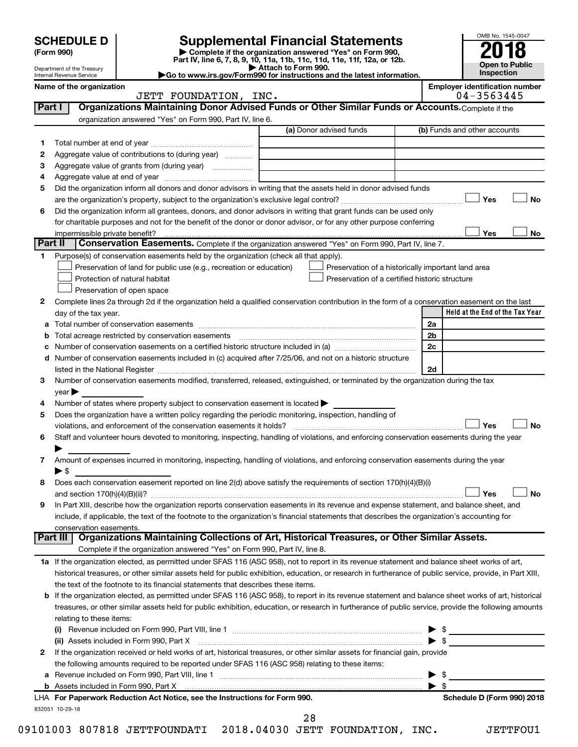# SCHEDULE D (Form 990)

Department of the Treasury
Internal Revenue Service

# Supplemental Financial Statements

▶ Complete if the organization answered "Yes" on Form 990, Part IV, line 6, 7, 8, 9, 10, 11a, 11b, 11c, 11d, 11e, 11f, 12a, or 12b.
▶ Attach to Form 990.
▶Go to www.irs.gov/Form990 for instructions and the latest information.

OMB No. 1545-0047

**2018**

**Open to Public Inspection**

**Name of the organization**
JETT FOUNDATION, INC.

**Employer identification number**
04-3563445

## Part I Organizations Maintaining Donor Advised Funds or Other Similar Funds or Accounts.

Complete if the organization answered "Yes" on Form 990, Part IV, line 6.

| | | (a) Donor advised funds | (b) Funds and other accounts |
|---|---|---|---|
| 1 | Total number at end of year | | |
| 2 | Aggregate value of contributions to (during year) | | |
| 3 | Aggregate value of grants from (during year) | | |
| 4 | Aggregate value at end of year | | |

5 Did the organization inform all donors and donor advisors in writing that the assets held in donor advised funds are the organization's property, subject to the organization's exclusive legal control? ☐ Yes ☐ No

6 Did the organization inform all grantees, donors, and donor advisors in writing that grant funds can be used only for charitable purposes and not for the benefit of the donor or donor advisor, or for any other purpose conferring impermissible private benefit? ☐ Yes ☐ No

## Part II Conservation Easements.

Complete if the organization answered "Yes" on Form 990, Part IV, line 7.

1 Purpose(s) of conservation easements held by the organization (check all that apply).

- ☐ Preservation of land for public use (e.g., recreation or education)
- ☐ Protection of natural habitat
- ☐ Preservation of open space
- ☐ Preservation of a historically important land area
- ☐ Preservation of a certified historic structure

2 Complete lines 2a through 2d if the organization held a qualified conservation contribution in the form of a conservation easement on the last day of the tax year.

| | | | Held at the End of the Tax Year |
|---|---|---|---|
| a | Total number of conservation easements | 2a | |
| b | Total acreage restricted by conservation easements | 2b | |
| c | Number of conservation easements on a certified historic structure included in (a) | 2c | |
| d | Number of conservation easements included in (c) acquired after 7/25/06, and not on a historic structure listed in the National Register | 2d | |

3 Number of conservation easements modified, transferred, released, extinguished, or terminated by the organization during the tax year ▶

4 Number of states where property subject to conservation easement is located ▶

5 Does the organization have a written policy regarding the periodic monitoring, inspection, handling of violations, and enforcement of the conservation easements it holds? ☐ Yes ☐ No

6 Staff and volunteer hours devoted to monitoring, inspecting, handling of violations, and enforcing conservation easements during the year ▶

7 Amount of expenses incurred in monitoring, inspecting, handling of violations, and enforcing conservation easements during the year ▶ $

8 Does each conservation easement reported on line 2(d) above satisfy the requirements of section 170(h)(4)(B)(i) and section 170(h)(4)(B)(ii)? ☐ Yes ☐ No

9 In Part XIII, describe how the organization reports conservation easements in its revenue and expense statement, and balance sheet, and include, if applicable, the text of the footnote to the organization's financial statements that describes the organization's accounting for conservation easements.

## Part III Organizations Maintaining Collections of Art, Historical Treasures, or Other Similar Assets.

Complete if the organization answered "Yes" on Form 990, Part IV, line 8.

1a If the organization elected, as permitted under SFAS 116 (ASC 958), not to report in its revenue statement and balance sheet works of art, historical treasures, or other similar assets held for public exhibition, education, or research in furtherance of public service, provide, in Part XIII, the text of the footnote to its financial statements that describes these items.

b If the organization elected, as permitted under SFAS 116 (ASC 958), to report in its revenue statement and balance sheet works of art, historical treasures, or other similar assets held for public exhibition, education, or research in furtherance of public service, provide the following amounts relating to these items:

(i) Revenue included on Form 990, Part VIII, line 1 ▶ $

(ii) Assets included in Form 990, Part X ▶ $

2 If the organization received or held works of art, historical treasures, or other similar assets for financial gain, provide the following amounts required to be reported under SFAS 116 (ASC 958) relating to these items:

a Revenue included on Form 990, Part VIII, line 1 ▶ $

b Assets included in Form 990, Part X ▶ $

LHA For Paperwork Reduction Act Notice, see the Instructions for Form 990. Schedule D (Form 990) 2018

832051 10-29-18

09101003 807818 JETTFOUNDATI 2018.04030 JETT FOUNDATION, INC. JETTFOU1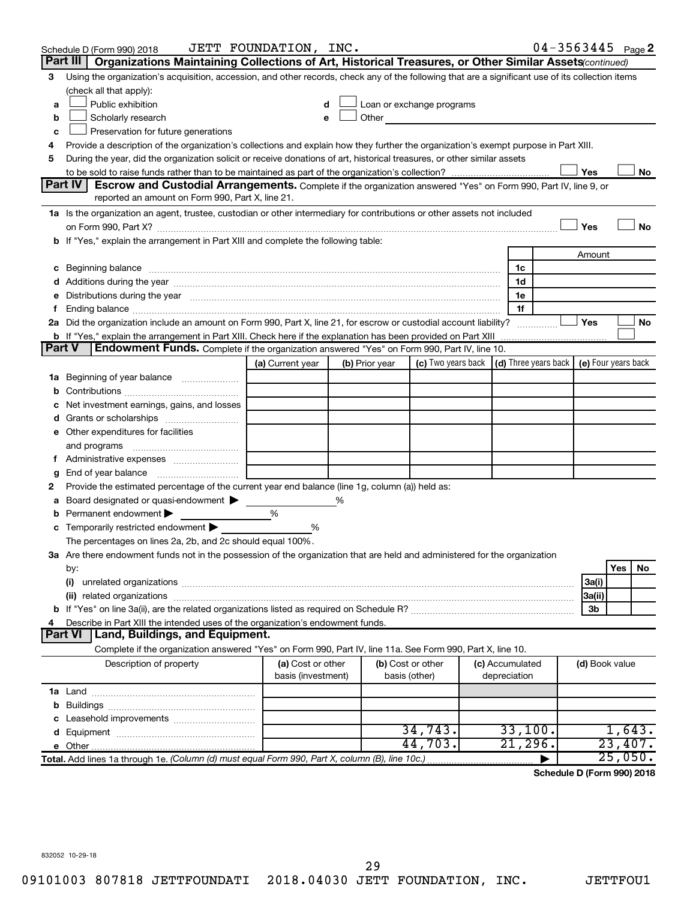Schedule D (Form 990) 2018 JETT FOUNDATION, INC. 04-3563445 Page 2

## Part III Organizations Maintaining Collections of Art, Historical Treasures, or Other Similar Assets *(continued)*

3 Using the organization's acquisition, accession, and other records, check any of the following that are a significant use of its collection items (check all that apply):

a ☐ Public exhibition
b ☐ Scholarly research
c ☐ Preservation for future generations
d ☐ Loan or exchange programs
e ☐ Other

4 Provide a description of the organization's collections and explain how they further the organization's exempt purpose in Part XIII.

5 During the year, did the organization solicit or receive donations of art, historical treasures, or other similar assets to be sold to raise funds rather than to be maintained as part of the organization's collection? ☐ Yes ☐ No

## Part IV Escrow and Custodial Arrangements.

Complete if the organization answered "Yes" on Form 990, Part IV, line 9, or reported an amount on Form 990, Part X, line 21.

1a Is the organization an agent, trustee, custodian or other intermediary for contributions or other assets not included on Form 990, Part X? ☐ Yes ☐ No

b If "Yes," explain the arrangement in Part XIII and complete the following table:

| | | Amount |
|---|---|---|
| c Beginning balance | 1c | |
| d Additions during the year | 1d | |
| e Distributions during the year | 1e | |
| f Ending balance | 1f | |

2a Did the organization include an amount on Form 990, Part X, line 21, for escrow or custodial account liability? ☐ Yes ☐ No

b If "Yes," explain the arrangement in Part XIII. Check here if the explanation has been provided on Part XIII ☐

## Part V Endowment Funds.

Complete if the organization answered "Yes" on Form 990, Part IV, line 10.

| | (a) Current year | (b) Prior year | (c) Two years back | (d) Three years back | (e) Four years back |
|---|---|---|---|---|---|
| 1a Beginning of year balance | | | | | |
| b Contributions | | | | | |
| c Net investment earnings, gains, and losses | | | | | |
| d Grants or scholarships | | | | | |
| e Other expenditures for facilities and programs | | | | | |
| f Administrative expenses | | | | | |
| g End of year balance | | | | | |

2 Provide the estimated percentage of the current year end balance (line 1g, column (a)) held as:

a Board designated or quasi-endowment ▶ %
b Permanent endowment ▶ %
c Temporarily restricted endowment ▶ %

The percentages on lines 2a, 2b, and 2c should equal 100%.

3a Are there endowment funds not in the possession of the organization that are held and administered for the organization by:

| | | Yes | No |
|---|---|---|---|
| (i) unrelated organizations | 3a(i) | | |
| (ii) related organizations | 3a(ii) | | |
| b If "Yes" on line 3a(ii), are the related organizations listed as required on Schedule R? | 3b | | |

4 Describe in Part XIII the intended uses of the organization's endowment funds.

## Part VI Land, Buildings, and Equipment.

Complete if the organization answered "Yes" on Form 990, Part IV, line 11a. See Form 990, Part X, line 10.

| Description of property | (a) Cost or other basis (investment) | (b) Cost or other basis (other) | (c) Accumulated depreciation | (d) Book value |
|---|---|---|---|---|
| 1a Land | | | | |
| b Buildings | | | | |
| c Leasehold improvements | | | | |
| d Equipment | | 34,743. | 33,100. | 1,643. |
| e Other | | 44,703. | 21,296. | 23,407. |
| Total. Add lines 1a through 1e. *(Column (d) must equal Form 990, Part X, column (B), line 10c.)* | | | ▶ | 25,050. |

Schedule D (Form 990) 2018

832052 10-29-18

09101003 807818 JETTFOUNDATI 2018.04030 JETT FOUNDATION, INC. JETTFOU1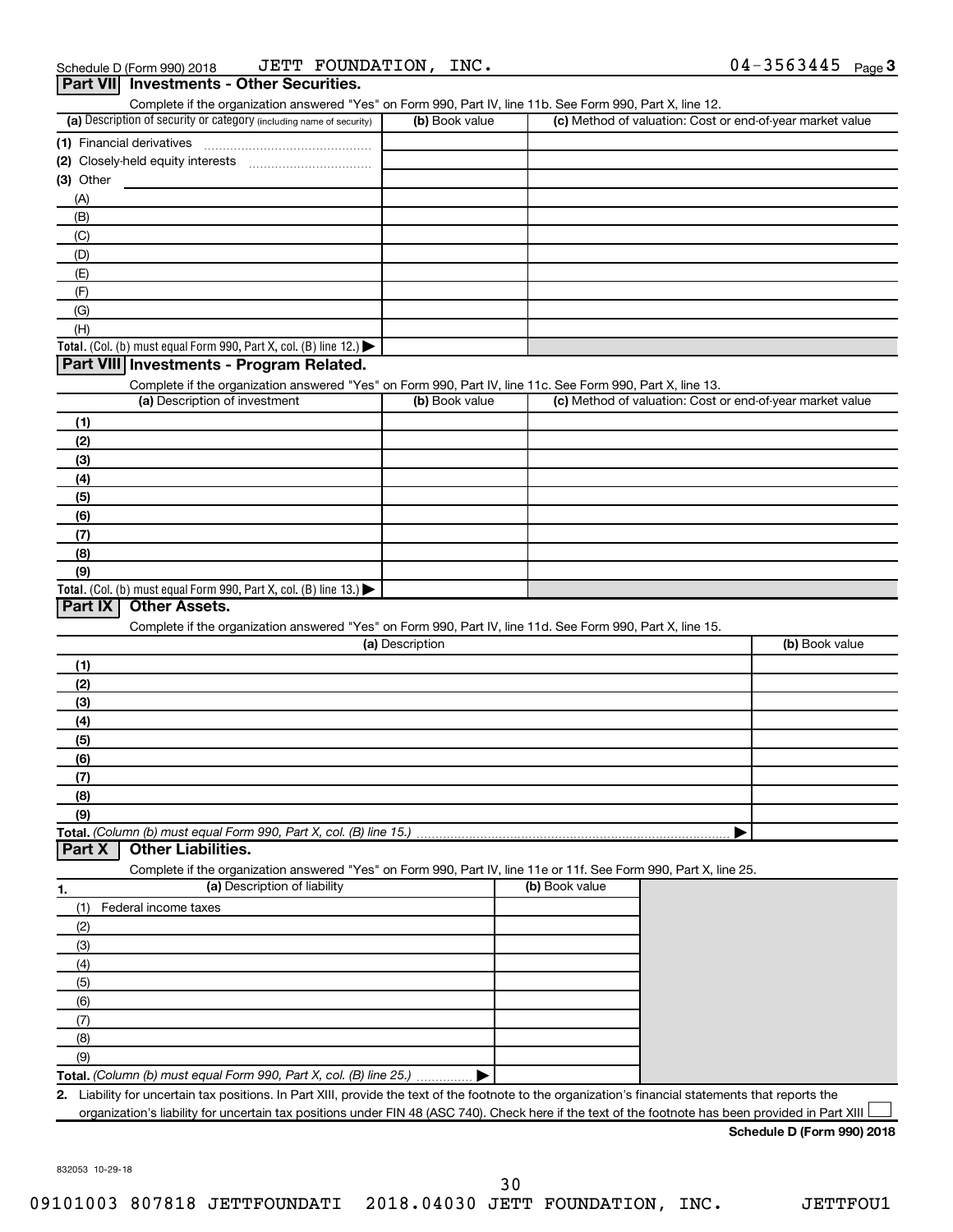Schedule D (Form 990) 2018 JETT FOUNDATION, INC. 04-3563445 Page 3

## Part VII Investments - Other Securities.

Complete if the organization answered "Yes" on Form 990, Part IV, line 11b. See Form 990, Part X, line 12.

| (a) Description of security or category (including name of security) | (b) Book value | (c) Method of valuation: Cost or end-of-year market value |
|---|---|---|
| (1) Financial derivatives | | |
| (2) Closely-held equity interests | | |
| (3) Other | | |
| (A) | | |
| (B) | | |
| (C) | | |
| (D) | | |
| (E) | | |
| (F) | | |
| (G) | | |
| (H) | | |
| **Total.** (Col. (b) must equal Form 990, Part X, col. (B) line 12.) ▶ | | |

## Part VIII Investments - Program Related.

Complete if the organization answered "Yes" on Form 990, Part IV, line 11c. See Form 990, Part X, line 13.

| (a) Description of investment | (b) Book value | (c) Method of valuation: Cost or end-of-year market value |
|---|---|---|
| (1) | | |
| (2) | | |
| (3) | | |
| (4) | | |
| (5) | | |
| (6) | | |
| (7) | | |
| (8) | | |
| (9) | | |
| **Total.** (Col. (b) must equal Form 990, Part X, col. (B) line 13.) ▶ | | |

## Part IX Other Assets.

Complete if the organization answered "Yes" on Form 990, Part IV, line 11d. See Form 990, Part X, line 15.

| (a) Description | (b) Book value |
|---|---|
| (1) | |
| (2) | |
| (3) | |
| (4) | |
| (5) | |
| (6) | |
| (7) | |
| (8) | |
| (9) | |
| **Total.** *(Column (b) must equal Form 990, Part X, col. (B) line 15.)* ▶ | |

## Part X Other Liabilities.

Complete if the organization answered "Yes" on Form 990, Part IV, line 11e or 11f. See Form 990, Part X, line 25.

| 1. (a) Description of liability | (b) Book value |
|---|---|
| (1) Federal income taxes | |
| (2) | |
| (3) | |
| (4) | |
| (5) | |
| (6) | |
| (7) | |
| (8) | |
| (9) | |
| **Total.** *(Column (b) must equal Form 990, Part X, col. (B) line 25.)* ▶ | |

2. Liability for uncertain tax positions. In Part XIII, provide the text of the footnote to the organization's financial statements that reports the organization's liability for uncertain tax positions under FIN 48 (ASC 740). Check here if the text of the footnote has been provided in Part XIII ☐

**Schedule D (Form 990) 2018**

832053 10-29-18

09101003 807818 JETTFOUNDATI 2018.04030 JETT FOUNDATION, INC. JETTFOU1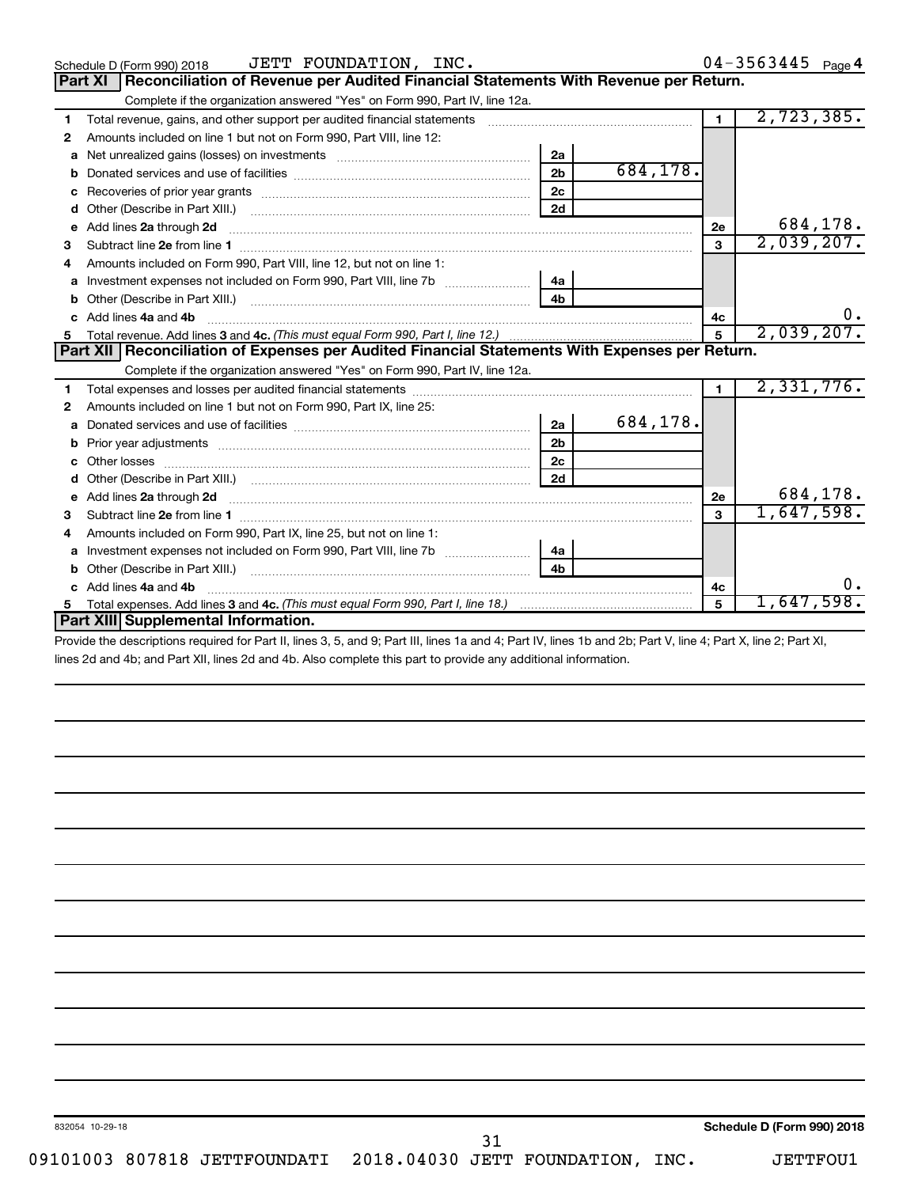Schedule D (Form 990) 2018 JETT FOUNDATION, INC. 04-3563445 Page 4

## Part XI Reconciliation of Revenue per Audited Financial Statements With Revenue per Return.

Complete if the organization answered "Yes" on Form 990, Part IV, line 12a.

| | | | | | |
|---|---|---|---|---|---|
| 1 | Total revenue, gains, and other support per audited financial statements | | | 1 | 2,723,385. |
| 2 | Amounts included on line 1 but not on Form 990, Part VIII, line 12: | | | | |
| a | Net unrealized gains (losses) on investments | 2a | | | |
| b | Donated services and use of facilities | 2b | 684,178. | | |
| c | Recoveries of prior year grants | 2c | | | |
| d | Other (Describe in Part XIII.) | 2d | | | |
| e | Add lines 2a through 2d | | | 2e | 684,178. |
| 3 | Subtract line 2e from line 1 | | | 3 | 2,039,207. |
| 4 | Amounts included on Form 990, Part VIII, line 12, but not on line 1: | | | | |
| a | Investment expenses not included on Form 990, Part VIII, line 7b | 4a | | | |
| b | Other (Describe in Part XIII.) | 4b | | | |
| c | Add lines 4a and 4b | | | 4c | 0. |
| 5 | Total revenue. Add lines 3 and 4c. *(This must equal Form 990, Part I, line 12.)* | | | 5 | 2,039,207. |

## Part XII Reconciliation of Expenses per Audited Financial Statements With Expenses per Return.

Complete if the organization answered "Yes" on Form 990, Part IV, line 12a.

| | | | | | |
|---|---|---|---|---|---|
| 1 | Total expenses and losses per audited financial statements | | | 1 | 2,331,776. |
| 2 | Amounts included on line 1 but not on Form 990, Part IX, line 25: | | | | |
| a | Donated services and use of facilities | 2a | 684,178. | | |
| b | Prior year adjustments | 2b | | | |
| c | Other losses | 2c | | | |
| d | Other (Describe in Part XIII.) | 2d | | | |
| e | Add lines 2a through 2d | | | 2e | 684,178. |
| 3 | Subtract line 2e from line 1 | | | 3 | 1,647,598. |
| 4 | Amounts included on Form 990, Part IX, line 25, but not on line 1: | | | | |
| a | Investment expenses not included on Form 990, Part VIII, line 7b | 4a | | | |
| b | Other (Describe in Part XIII.) | 4b | | | |
| c | Add lines 4a and 4b | | | 4c | 0. |
| 5 | Total expenses. Add lines 3 and 4c. *(This must equal Form 990, Part I, line 18.)* | | | 5 | 1,647,598. |

## Part XIII Supplemental Information.

Provide the descriptions required for Part II, lines 3, 5, and 9; Part III, lines 1a and 4; Part IV, lines 1b and 2b; Part V, line 4; Part X, line 2; Part XI, lines 2d and 4b; and Part XII, lines 2d and 4b. Also complete this part to provide any additional information.

832054 10-29-18 Schedule D (Form 990) 2018

09101003 807818 JETTFOUNDATI 2018.04030 JETT FOUNDATION, INC. JETTFOU1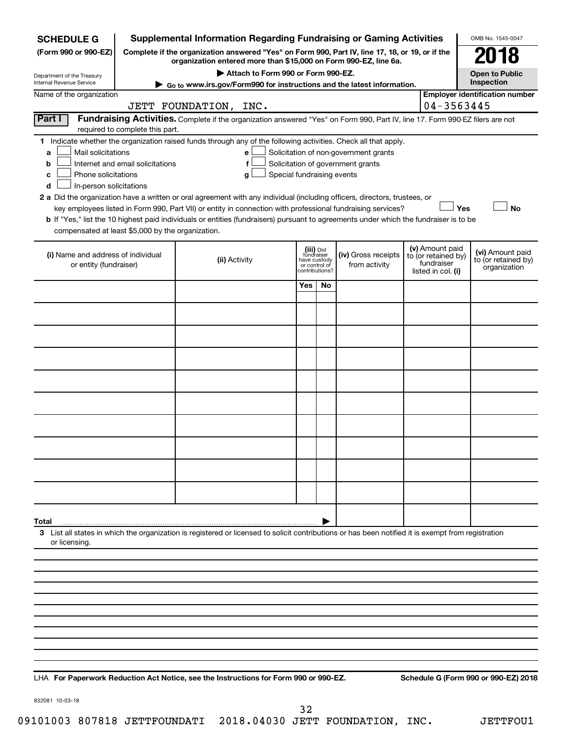**SCHEDULE G**
**(Form 990 or 990-EZ)**

Department of the Treasury
Internal Revenue Service

# Supplemental Information Regarding Fundraising or Gaming Activities

**Complete if the organization answered "Yes" on Form 990, Part IV, line 17, 18, or 19, or if the organization entered more than $15,000 on Form 990-EZ, line 6a.**

**▶ Attach to Form 990 or Form 990-EZ.**

**▶ Go to www.irs.gov/Form990 for instructions and the latest information.**

OMB No. 1545-0047

**2018**

**Open to Public Inspection**

Name of the organization: JETT FOUNDATION, INC.

**Employer identification number:** 04-3563445

**Part I** **Fundraising Activities.** Complete if the organization answered "Yes" on Form 990, Part IV, line 17. Form 990-EZ filers are not required to complete this part.

**1** Indicate whether the organization raised funds through any of the following activities. Check all that apply.

- **a** ☐ Mail solicitations
- **b** ☐ Internet and email solicitations
- **c** ☐ Phone solicitations
- **d** ☐ In-person solicitations
- **e** ☐ Solicitation of non-government grants
- **f** ☐ Solicitation of government grants
- **g** ☐ Special fundraising events

**2 a** Did the organization have a written or oral agreement with any individual (including officers, directors, trustees, or key employees listed in Form 990, Part VII) or entity in connection with professional fundraising services? ☐ **Yes** ☐ **No**

**b** If "Yes," list the 10 highest paid individuals or entities (fundraisers) pursuant to agreements under which the fundraiser is to be compensated at least $5,000 by the organization.

| **(i)** Name and address of individual or entity (fundraiser) | **(ii)** Activity | **(iii)** Did fundraiser have custody or control of contributions? | | **(iv)** Gross receipts from activity | **(v)** Amount paid to (or retained by) fundraiser listed in col. **(i)** | **(vi)** Amount paid to (or retained by) organization |
|---|---|---|---|---|---|---|
| | | **Yes** | **No** | | | |
| | | | | | | |
| | | | | | | |
| | | | | | | |
| | | | | | | |
| | | | | | | |
| | | | | | | |
| | | | | | | |
| | | | | | | |
| | | | | | | |
| | | | | | | |
| **Total** ▶ | | | | | | |

**3** List all states in which the organization is registered or licensed to solicit contributions or has been notified it is exempt from registration or licensing.

LHA **For Paperwork Reduction Act Notice, see the Instructions for Form 990 or 990-EZ.** **Schedule G (Form 990 or 990-EZ) 2018**

832081 10-03-18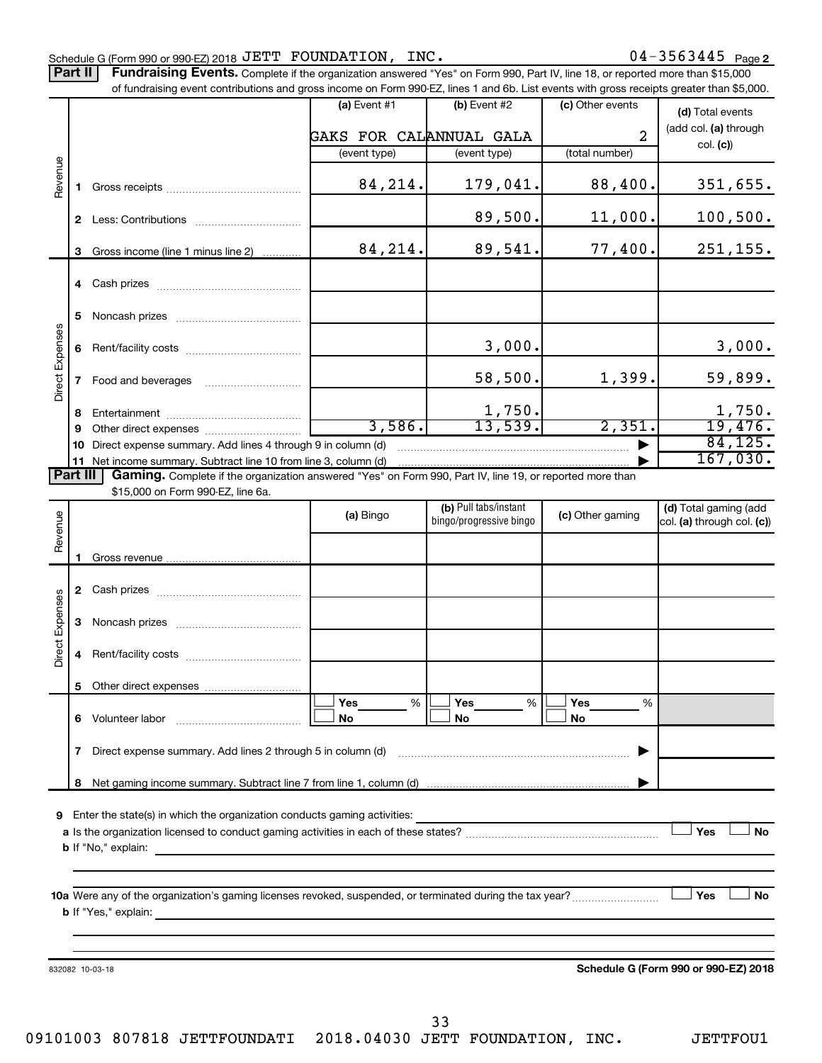Schedule G (Form 990 or 990-EZ) 2018 JETT FOUNDATION, INC. 04-3563445 Page 2

**Part II Fundraising Events.** Complete if the organization answered "Yes" on Form 990, Part IV, line 18, or reported more than $15,000 of fundraising event contributions and gross income on Form 990-EZ, lines 1 and 6b. List events with gross receipts greater than $5,000.

| | | (a) Event #1 | (b) Event #2 | (c) Other events | (d) Total events (add col. (a) through col. (c)) |
|---|---|---|---|---|---|
| | | GAKS FOR CAL | ANNUAL GALA | 2 | |
| | | (event type) | (event type) | (total number) | |
| Revenue | 1 Gross receipts | 84,214. | 179,041. | 88,400. | 351,655. |
| | 2 Less: Contributions | | 89,500. | 11,000. | 100,500. |
| | 3 Gross income (line 1 minus line 2) | 84,214. | 89,541. | 77,400. | 251,155. |
| Direct Expenses | 4 Cash prizes | | | | |
| | 5 Noncash prizes | | | | |
| | 6 Rent/facility costs | | 3,000. | | 3,000. |
| | 7 Food and beverages | | 58,500. | 1,399. | 59,899. |
| | 8 Entertainment | | 1,750. | | 1,750. |
| | 9 Other direct expenses | 3,586. | 13,539. | 2,351. | 19,476. |
| | 10 Direct expense summary. Add lines 4 through 9 in column (d) | | | | 84,125. |
| | 11 Net income summary. Subtract line 10 from line 3, column (d) | | | | 167,030. |

**Part III Gaming.** Complete if the organization answered "Yes" on Form 990, Part IV, line 19, or reported more than $15,000 on Form 990-EZ, line 6a.

| | | (a) Bingo | (b) Pull tabs/instant bingo/progressive bingo | (c) Other gaming | (d) Total gaming (add col. (a) through col. (c)) |
|---|---|---|---|---|---|
| Revenue | 1 Gross revenue | | | | |
| Direct Expenses | 2 Cash prizes | | | | |
| | 3 Noncash prizes | | | | |
| | 4 Rent/facility costs | | | | |
| | 5 Other direct expenses | | | | |
| | 6 Volunteer labor | ☐ Yes ___ % ☐ No | ☐ Yes ___ % ☐ No | ☐ Yes ___ % ☐ No | |
| | 7 Direct expense summary. Add lines 2 through 5 in column (d) | | | | |
| | 8 Net gaming income summary. Subtract line 7 from line 1, column (d) | | | | |

9 Enter the state(s) in which the organization conducts gaming activities:

a Is the organization licensed to conduct gaming activities in each of these states? ☐ Yes ☐ No

b If "No," explain:

10a Were any of the organization's gaming licenses revoked, suspended, or terminated during the tax year? ☐ Yes ☐ No

b If "Yes," explain:

832082 10-03-18

**Schedule G (Form 990 or 990-EZ) 2018**

09101003 807818 JETTFOUNDATI 2018.04030 JETT FOUNDATION, INC. JETTFOU1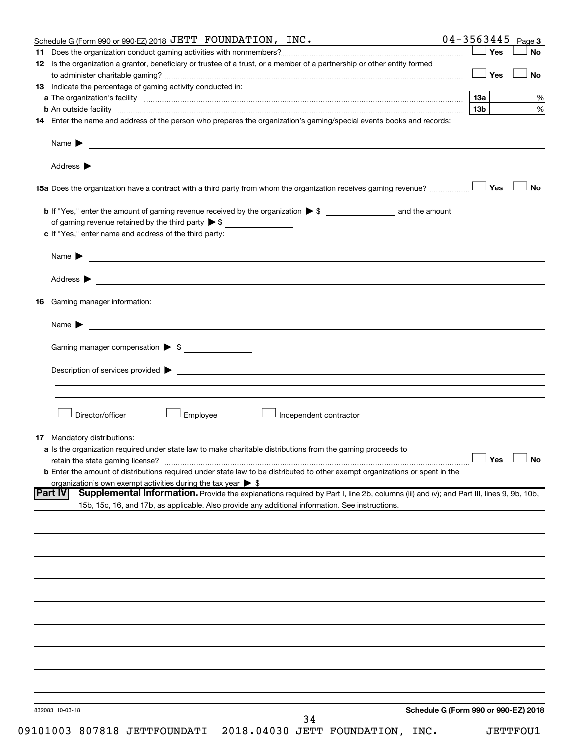Schedule G (Form 990 or 990-EZ) 2018 JETT FOUNDATION, INC. 04-3563445 Page 3

**11** Does the organization conduct gaming activities with nonmembers? ☐ Yes ☐ No

**12** Is the organization a grantor, beneficiary or trustee of a trust, or a member of a partnership or other entity formed to administer charitable gaming? ☐ Yes ☐ No

**13** Indicate the percentage of gaming activity conducted in:

**a** The organization's facility **13a** %

**b** An outside facility **13b** %

**14** Enter the name and address of the person who prepares the organization's gaming/special events books and records:

Name ▶

Address ▶

**15a** Does the organization have a contract with a third party from whom the organization receives gaming revenue? ☐ Yes ☐ No

**b** If "Yes," enter the amount of gaming revenue received by the organization ▶ $ ______ and the amount of gaming revenue retained by the third party ▶ $ ______

**c** If "Yes," enter name and address of the third party:

Name ▶

Address ▶

**16** Gaming manager information:

Name ▶

Gaming manager compensation ▶ $

Description of services provided ▶

☐ Director/officer ☐ Employee ☐ Independent contractor

**17** Mandatory distributions:

**a** Is the organization required under state law to make charitable distributions from the gaming proceeds to retain the state gaming license? ☐ Yes ☐ No

**b** Enter the amount of distributions required under state law to be distributed to other exempt organizations or spent in the organization's own exempt activities during the tax year ▶ $

**Part IV** **Supplemental Information.** Provide the explanations required by Part I, line 2b, columns (iii) and (v); and Part III, lines 9, 9b, 10b, 15b, 15c, 16, and 17b, as applicable. Also provide any additional information. See instructions.

832083 10-03-18 **Schedule G (Form 990 or 990-EZ) 2018**

09101003 807818 JETTFOUNDATI 2018.04030 JETT FOUNDATION, INC. JETTFOU1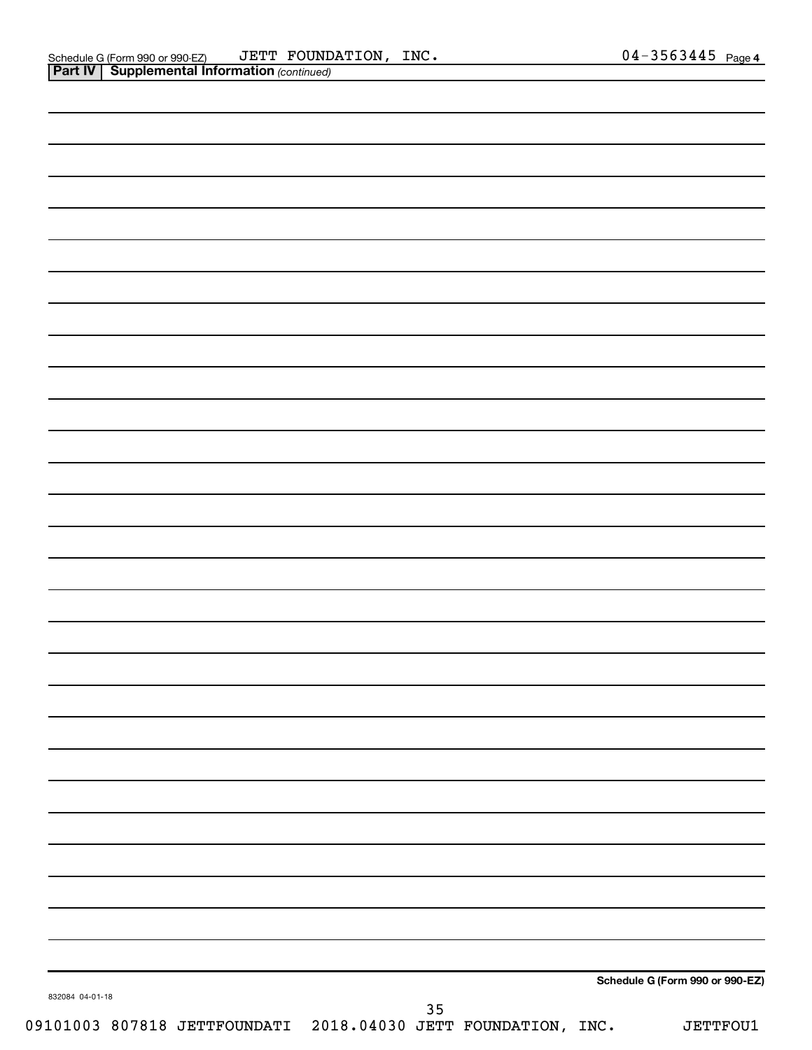Schedule G (Form 990 or 990-EZ)    JETT FOUNDATION, INC.    04-3563445    Page 4

**Part IV | Supplemental Information** *(continued)*

**Schedule G (Form 990 or 990-EZ)**

832084 04-01-18

09101003 807818 JETTFOUNDATI    2018.04030 JETT FOUNDATION, INC.    JETTFOU1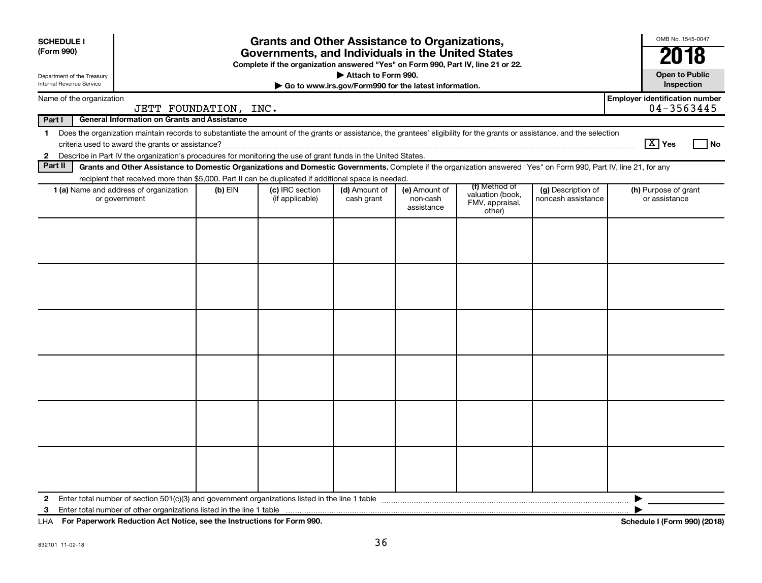**SCHEDULE I**
**(Form 990)**

Department of the Treasury
Internal Revenue Service

# Grants and Other Assistance to Organizations, Governments, and Individuals in the United States

**Complete if the organization answered "Yes" on Form 990, Part IV, line 21 or 22.**

**▶ Attach to Form 990.**

**▶ Go to www.irs.gov/Form990 for the latest information.**

OMB No. 1545-0047

**2018**

**Open to Public Inspection**

Name of the organization: JETT FOUNDATION, INC.

Employer identification number: 04-3563445

**Part I — General Information on Grants and Assistance**

1 Does the organization maintain records to substantiate the amount of the grants or assistance, the grantees' eligibility for the grants or assistance, and the selection criteria used to award the grants or assistance? [X] Yes [ ] No

2 Describe in Part IV the organization's procedures for monitoring the use of grant funds in the United States.

**Part II — Grants and Other Assistance to Domestic Organizations and Domestic Governments.** Complete if the organization answered "Yes" on Form 990, Part IV, line 21, for any recipient that received more than $5,000. Part II can be duplicated if additional space is needed.

| 1 (a) Name and address of organization or government | (b) EIN | (c) IRC section (if applicable) | (d) Amount of cash grant | (e) Amount of non-cash assistance | (f) Method of valuation (book, FMV, appraisal, other) | (g) Description of noncash assistance | (h) Purpose of grant or assistance |
|---|---|---|---|---|---|---|---|
| | | | | | | | |
| | | | | | | | |
| | | | | | | | |
| | | | | | | | |
| | | | | | | | |
| | | | | | | | |

2 Enter total number of section 501(c)(3) and government organizations listed in the line 1 table ▶

3 Enter total number of other organizations listed in the line 1 table ▶

LHA **For Paperwork Reduction Act Notice, see the Instructions for Form 990.** **Schedule I (Form 990) (2018)**

832101 11-02-18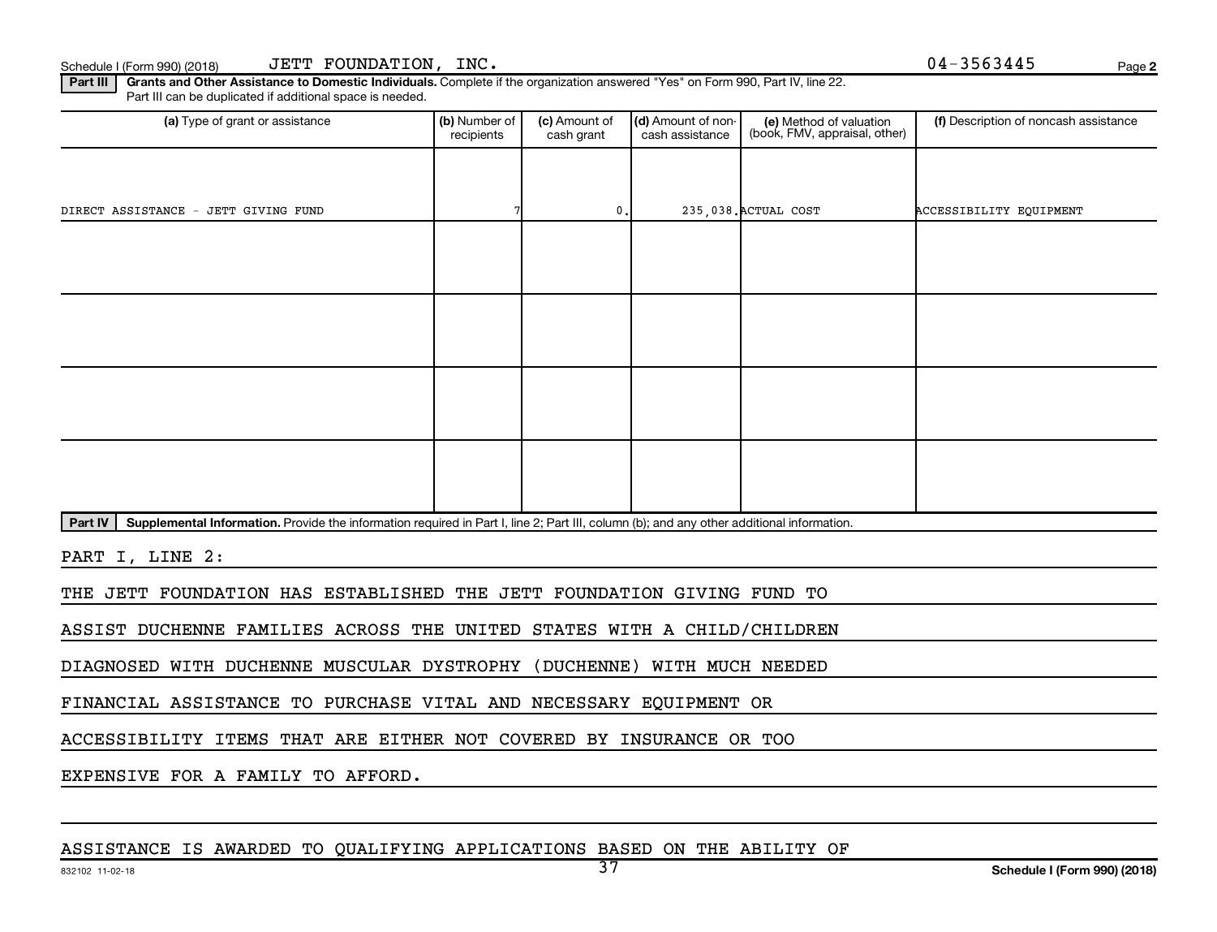Schedule I (Form 990) (2018) JETT FOUNDATION, INC. 04-3563445 Page 2

**Part III** **Grants and Other Assistance to Domestic Individuals.** Complete if the organization answered "Yes" on Form 990, Part IV, line 22. Part III can be duplicated if additional space is needed.

| (a) Type of grant or assistance | (b) Number of recipients | (c) Amount of cash grant | (d) Amount of non-cash assistance | (e) Method of valuation (book, FMV, appraisal, other) | (f) Description of noncash assistance |
|---|---|---|---|---|---|
| DIRECT ASSISTANCE - JETT GIVING FUND | 7 | 0. | 235,038. | ACTUAL COST | ACCESSIBILITY EQUIPMENT |
| | | | | | |
| | | | | | |
| | | | | | |
| | | | | | |

**Part IV** **Supplemental Information.** Provide the information required in Part I, line 2; Part III, column (b); and any other additional information.

PART I, LINE 2:

THE JETT FOUNDATION HAS ESTABLISHED THE JETT FOUNDATION GIVING FUND TO ASSIST DUCHENNE FAMILIES ACROSS THE UNITED STATES WITH A CHILD/CHILDREN DIAGNOSED WITH DUCHENNE MUSCULAR DYSTROPHY (DUCHENNE) WITH MUCH NEEDED FINANCIAL ASSISTANCE TO PURCHASE VITAL AND NECESSARY EQUIPMENT OR ACCESSIBILITY ITEMS THAT ARE EITHER NOT COVERED BY INSURANCE OR TOO EXPENSIVE FOR A FAMILY TO AFFORD.

ASSISTANCE IS AWARDED TO QUALIFYING APPLICATIONS BASED ON THE ABILITY OF

832102 11-02-18 Schedule I (Form 990) (2018)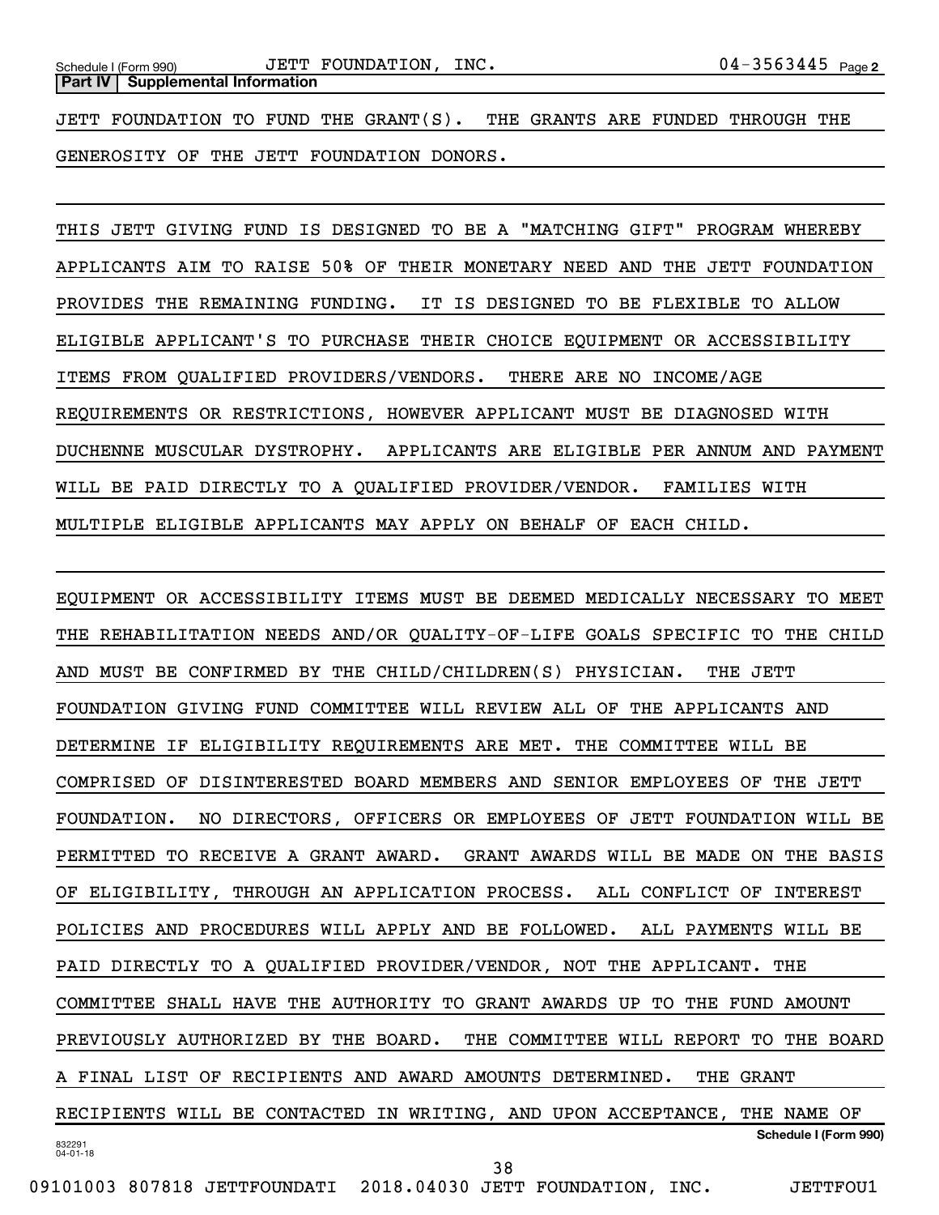**Part IV | Supplemental Information**

JETT FOUNDATION TO FUND THE GRANT(S). THE GRANTS ARE FUNDED THROUGH THE GENEROSITY OF THE JETT FOUNDATION DONORS.

THIS JETT GIVING FUND IS DESIGNED TO BE A "MATCHING GIFT" PROGRAM WHEREBY APPLICANTS AIM TO RAISE 50% OF THEIR MONETARY NEED AND THE JETT FOUNDATION PROVIDES THE REMAINING FUNDING. IT IS DESIGNED TO BE FLEXIBLE TO ALLOW ELIGIBLE APPLICANT'S TO PURCHASE THEIR CHOICE EQUIPMENT OR ACCESSIBILITY ITEMS FROM QUALIFIED PROVIDERS/VENDORS. THERE ARE NO INCOME/AGE REQUIREMENTS OR RESTRICTIONS, HOWEVER APPLICANT MUST BE DIAGNOSED WITH DUCHENNE MUSCULAR DYSTROPHY. APPLICANTS ARE ELIGIBLE PER ANNUM AND PAYMENT WILL BE PAID DIRECTLY TO A QUALIFIED PROVIDER/VENDOR. FAMILIES WITH MULTIPLE ELIGIBLE APPLICANTS MAY APPLY ON BEHALF OF EACH CHILD.

EQUIPMENT OR ACCESSIBILITY ITEMS MUST BE DEEMED MEDICALLY NECESSARY TO MEET THE REHABILITATION NEEDS AND/OR QUALITY-OF-LIFE GOALS SPECIFIC TO THE CHILD AND MUST BE CONFIRMED BY THE CHILD/CHILDREN(S) PHYSICIAN. THE JETT FOUNDATION GIVING FUND COMMITTEE WILL REVIEW ALL OF THE APPLICANTS AND DETERMINE IF ELIGIBILITY REQUIREMENTS ARE MET. THE COMMITTEE WILL BE COMPRISED OF DISINTERESTED BOARD MEMBERS AND SENIOR EMPLOYEES OF THE JETT FOUNDATION. NO DIRECTORS, OFFICERS OR EMPLOYEES OF JETT FOUNDATION WILL BE PERMITTED TO RECEIVE A GRANT AWARD. GRANT AWARDS WILL BE MADE ON THE BASIS OF ELIGIBILITY, THROUGH AN APPLICATION PROCESS. ALL CONFLICT OF INTEREST POLICIES AND PROCEDURES WILL APPLY AND BE FOLLOWED. ALL PAYMENTS WILL BE PAID DIRECTLY TO A QUALIFIED PROVIDER/VENDOR, NOT THE APPLICANT. THE COMMITTEE SHALL HAVE THE AUTHORITY TO GRANT AWARDS UP TO THE FUND AMOUNT PREVIOUSLY AUTHORIZED BY THE BOARD. THE COMMITTEE WILL REPORT TO THE BOARD A FINAL LIST OF RECIPIENTS AND AWARD AMOUNTS DETERMINED. THE GRANT RECIPIENTS WILL BE CONTACTED IN WRITING, AND UPON ACCEPTANCE, THE NAME OF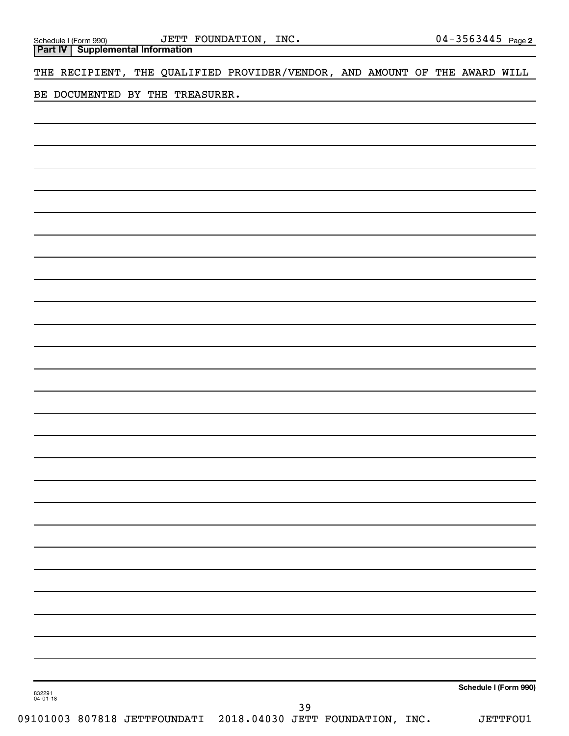Schedule I (Form 990) JETT FOUNDATION, INC. 04-3563445 Page 2

**Part IV | Supplemental Information**

THE RECIPIENT, THE QUALIFIED PROVIDER/VENDOR, AND AMOUNT OF THE AWARD WILL BE DOCUMENTED BY THE TREASURER.

**Schedule I (Form 990)**

832291 04-01-18

09101003 807818 JETTFOUNDATI 2018.04030 JETT FOUNDATION, INC. JETTFOU1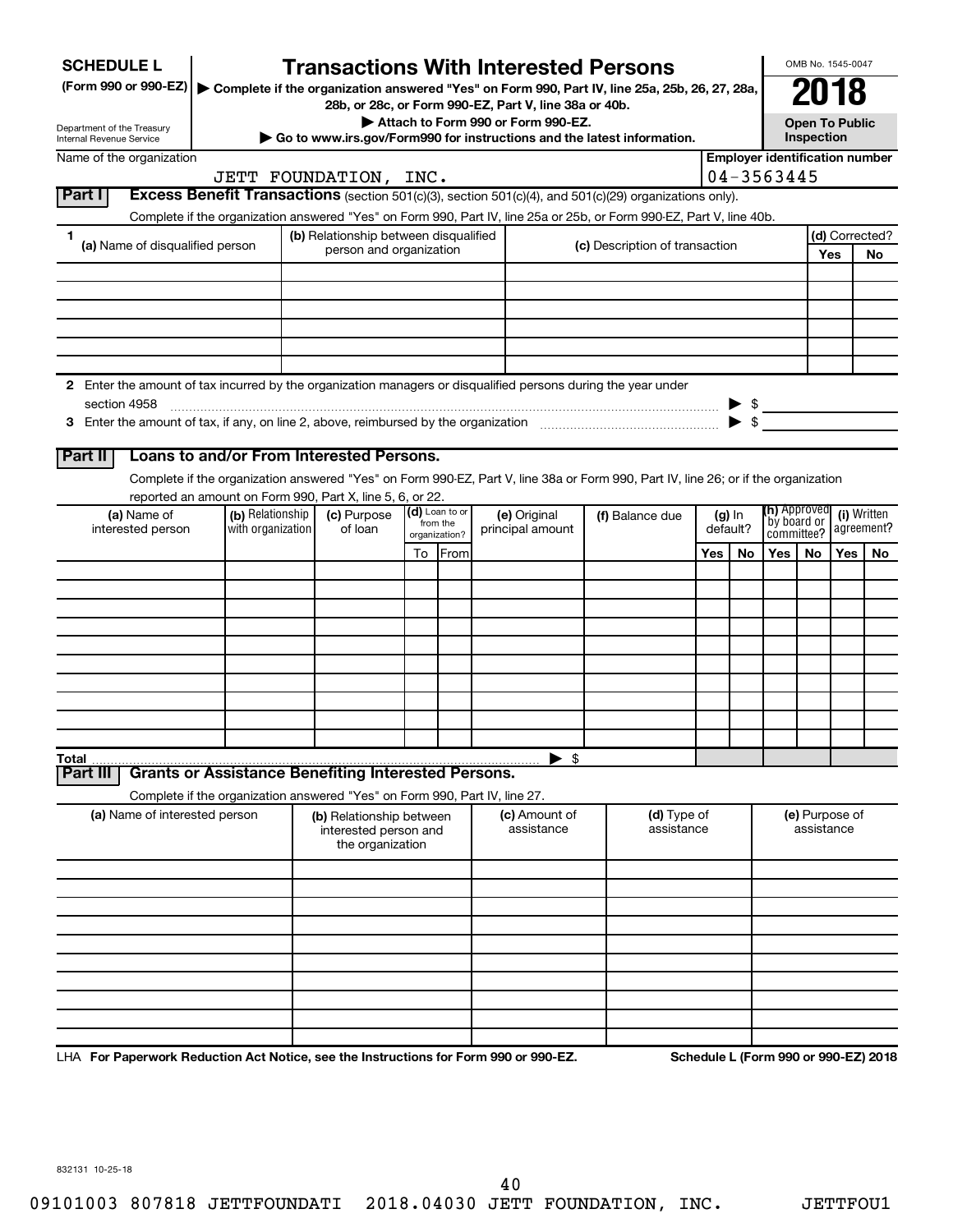**SCHEDULE L** (Form 990 or 990-EZ)

Department of the Treasury
Internal Revenue Service

# Transactions With Interested Persons

▶ Complete if the organization answered "Yes" on Form 990, Part IV, line 25a, 25b, 26, 27, 28a, 28b, or 28c, or Form 990-EZ, Part V, line 38a or 40b.
▶ Attach to Form 990 or Form 990-EZ.
▶ Go to www.irs.gov/Form990 for instructions and the latest information.

OMB No. 1545-0047

**2018**

**Open To Public Inspection**

Name of the organization: JETT FOUNDATION, INC.

Employer identification number: 04-3563445

## Part I Excess Benefit Transactions (section 501(c)(3), section 501(c)(4), and 501(c)(29) organizations only).

Complete if the organization answered "Yes" on Form 990, Part IV, line 25a or 25b, or Form 990-EZ, Part V, line 40b.

| 1 (a) Name of disqualified person | (b) Relationship between disqualified person and organization | (c) Description of transaction | (d) Corrected? Yes | No |
|---|---|---|---|---|
| | | | | |
| | | | | |
| | | | | |
| | | | | |
| | | | | |
| | | | | |

2 Enter the amount of tax incurred by the organization managers or disqualified persons during the year under section 4958 ▶ $

3 Enter the amount of tax, if any, on line 2, above, reimbursed by the organization ▶ $

## Part II Loans to and/or From Interested Persons.

Complete if the organization answered "Yes" on Form 990-EZ, Part V, line 38a or Form 990, Part IV, line 26; or if the organization reported an amount on Form 990, Part X, line 5, 6, or 22.

| (a) Name of interested person | (b) Relationship with organization | (c) Purpose of loan | (d) Loan to or from the organization? To | From | (e) Original principal amount | (f) Balance due | (g) In default? Yes | No | (h) Approved by board or committee? Yes | No | (i) Written agreement? Yes | No |
|---|---|---|---|---|---|---|---|---|---|---|---|---|
| | | | | | | | | | | | | |
| | | | | | | | | | | | | |
| | | | | | | | | | | | | |
| | | | | | | | | | | | | |
| | | | | | | | | | | | | |
| | | | | | | | | | | | | |
| | | | | | | | | | | | | |
| | | | | | | | | | | | | |
| | | | | | | | | | | | | |
| | | | | | | | | | | | | |
| **Total** | | | | | ▶ $ | | | | | | | |

## Part III Grants or Assistance Benefiting Interested Persons.

Complete if the organization answered "Yes" on Form 990, Part IV, line 27.

| (a) Name of interested person | (b) Relationship between interested person and the organization | (c) Amount of assistance | (d) Type of assistance | (e) Purpose of assistance |
|---|---|---|---|---|
| | | | | |
| | | | | |
| | | | | |
| | | | | |
| | | | | |
| | | | | |
| | | | | |
| | | | | |
| | | | | |
| | | | | |

LHA **For Paperwork Reduction Act Notice, see the Instructions for Form 990 or 990-EZ.** **Schedule L (Form 990 or 990-EZ) 2018**

832131 10-25-18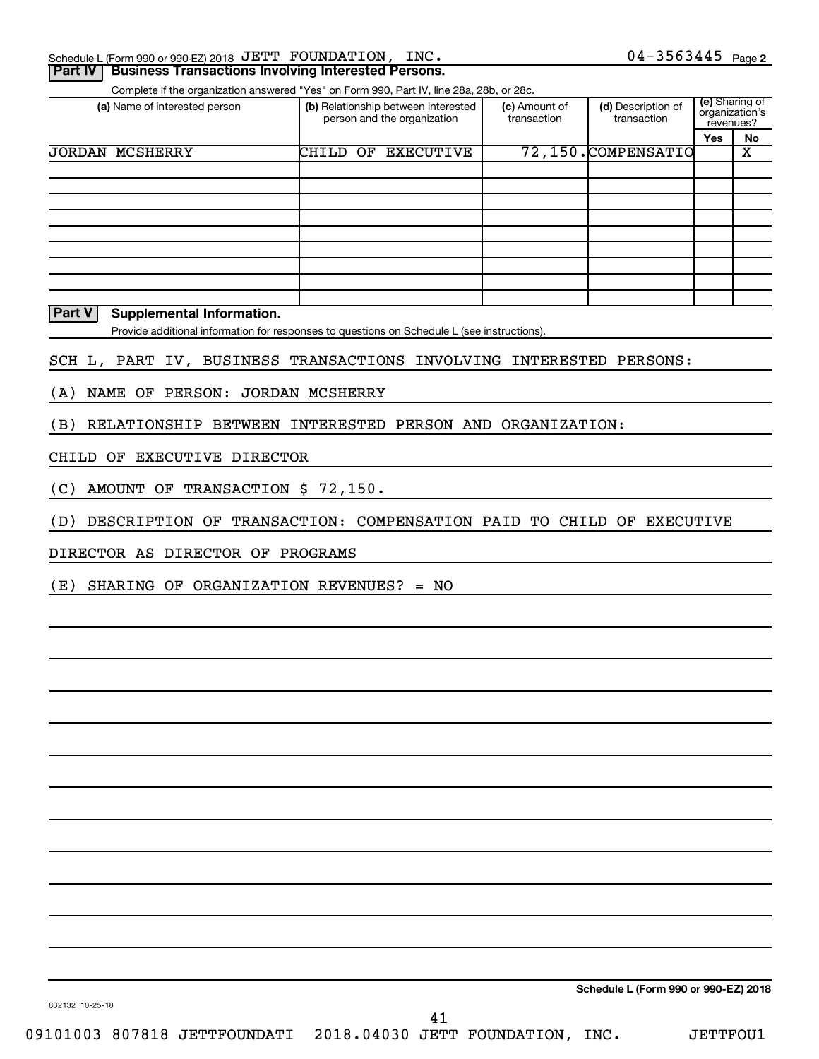Schedule L (Form 990 or 990-EZ) 2018 JETT FOUNDATION, INC. 04-3563445 Page 2

## Part IV Business Transactions Involving Interested Persons.

Complete if the organization answered "Yes" on Form 990, Part IV, line 28a, 28b, or 28c.

| (a) Name of interested person | (b) Relationship between interested person and the organization | (c) Amount of transaction | (d) Description of transaction | (e) Sharing of organization's revenues? | |
|---|---|---|---|---|---|
| | | | | Yes | No |
| JORDAN MCSHERRY | CHILD OF EXECUTIVE | 72,150. | COMPENSATIO | | X |
| | | | | | |
| | | | | | |
| | | | | | |
| | | | | | |
| | | | | | |
| | | | | | |
| | | | | | |
| | | | | | |

## Part V Supplemental Information.

Provide additional information for responses to questions on Schedule L (see instructions).

SCH L, PART IV, BUSINESS TRANSACTIONS INVOLVING INTERESTED PERSONS:

(A) NAME OF PERSON: JORDAN MCSHERRY

(B) RELATIONSHIP BETWEEN INTERESTED PERSON AND ORGANIZATION:

CHILD OF EXECUTIVE DIRECTOR

(C) AMOUNT OF TRANSACTION $ 72,150.

(D) DESCRIPTION OF TRANSACTION: COMPENSATION PAID TO CHILD OF EXECUTIVE

DIRECTOR AS DIRECTOR OF PROGRAMS

(E) SHARING OF ORGANIZATION REVENUES? = NO

Schedule L (Form 990 or 990-EZ) 2018

832132 10-25-18

09101003 807818 JETTFOUNDATI 2018.04030 JETT FOUNDATION, INC. JETTFOU1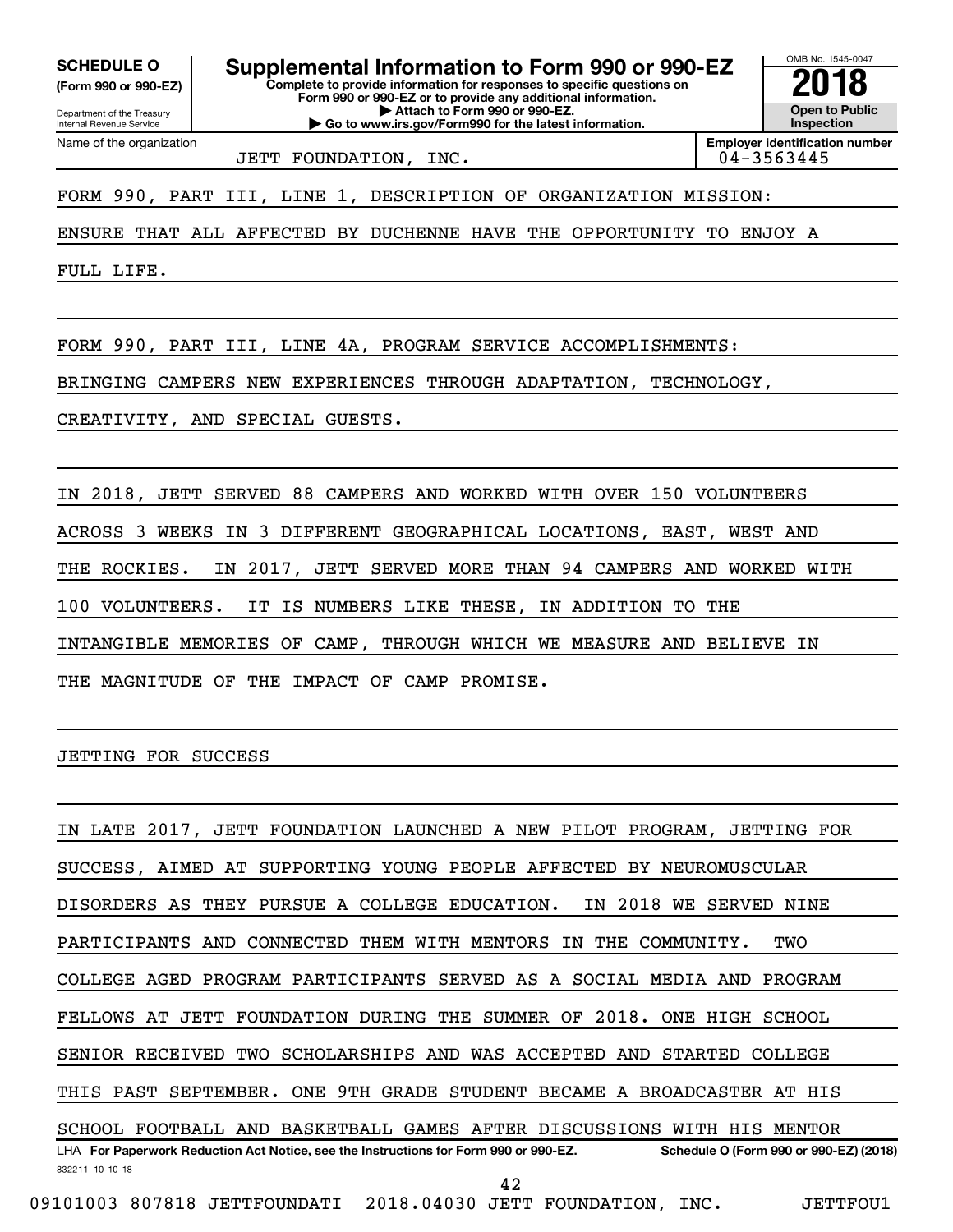**SCHEDULE O**
**(Form 990 or 990-EZ)**

Department of the Treasury
Internal Revenue Service

# Supplemental Information to Form 990 or 990-EZ

**Complete to provide information for responses to specific questions on Form 990 or 990-EZ or to provide any additional information.**
**▶ Attach to Form 990 or 990-EZ.**
**▶ Go to www.irs.gov/Form990 for the latest information.**

OMB No. 1545-0047

**2018**

**Open to Public Inspection**

Name of the organization: JETT FOUNDATION, INC.

**Employer identification number**: 04-3563445

FORM 990, PART III, LINE 1, DESCRIPTION OF ORGANIZATION MISSION:

ENSURE THAT ALL AFFECTED BY DUCHENNE HAVE THE OPPORTUNITY TO ENJOY A FULL LIFE.

FORM 990, PART III, LINE 4A, PROGRAM SERVICE ACCOMPLISHMENTS:

BRINGING CAMPERS NEW EXPERIENCES THROUGH ADAPTATION, TECHNOLOGY, CREATIVITY, AND SPECIAL GUESTS.

IN 2018, JETT SERVED 88 CAMPERS AND WORKED WITH OVER 150 VOLUNTEERS ACROSS 3 WEEKS IN 3 DIFFERENT GEOGRAPHICAL LOCATIONS, EAST, WEST AND THE ROCKIES. IN 2017, JETT SERVED MORE THAN 94 CAMPERS AND WORKED WITH 100 VOLUNTEERS. IT IS NUMBERS LIKE THESE, IN ADDITION TO THE INTANGIBLE MEMORIES OF CAMP, THROUGH WHICH WE MEASURE AND BELIEVE IN THE MAGNITUDE OF THE IMPACT OF CAMP PROMISE.

JETTING FOR SUCCESS

IN LATE 2017, JETT FOUNDATION LAUNCHED A NEW PILOT PROGRAM, JETTING FOR SUCCESS, AIMED AT SUPPORTING YOUNG PEOPLE AFFECTED BY NEUROMUSCULAR DISORDERS AS THEY PURSUE A COLLEGE EDUCATION. IN 2018 WE SERVED NINE PARTICIPANTS AND CONNECTED THEM WITH MENTORS IN THE COMMUNITY. TWO COLLEGE AGED PROGRAM PARTICIPANTS SERVED AS A SOCIAL MEDIA AND PROGRAM FELLOWS AT JETT FOUNDATION DURING THE SUMMER OF 2018. ONE HIGH SCHOOL SENIOR RECEIVED TWO SCHOLARSHIPS AND WAS ACCEPTED AND STARTED COLLEGE THIS PAST SEPTEMBER. ONE 9TH GRADE STUDENT BECAME A BROADCASTER AT HIS SCHOOL FOOTBALL AND BASKETBALL GAMES AFTER DISCUSSIONS WITH HIS MENTOR

LHA **For Paperwork Reduction Act Notice, see the Instructions for Form 990 or 990-EZ.** **Schedule O (Form 990 or 990-EZ) (2018)**

832211 10-10-18

09101003 807818 JETTFOUNDATI 2018.04030 JETT FOUNDATION, INC. JETTFOU1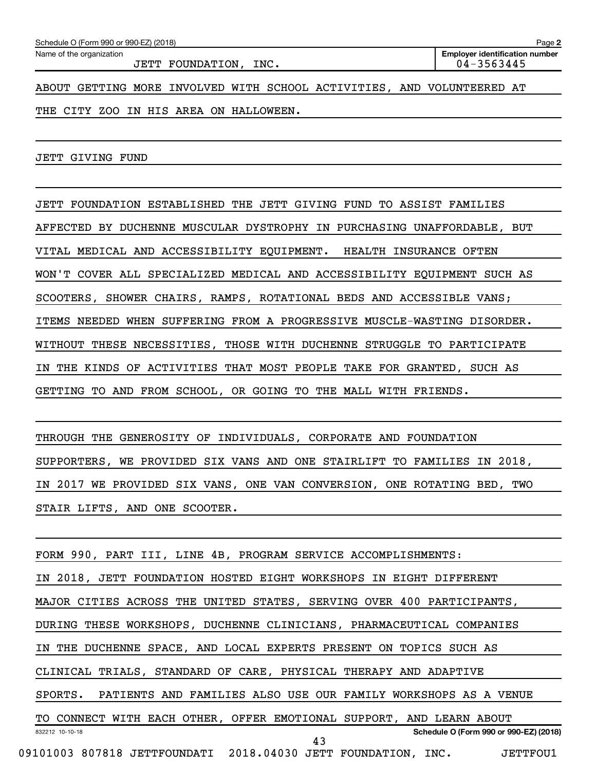ABOUT GETTING MORE INVOLVED WITH SCHOOL ACTIVITIES, AND VOLUNTEERED AT THE CITY ZOO IN HIS AREA ON HALLOWEEN.

JETT GIVING FUND

JETT FOUNDATION ESTABLISHED THE JETT GIVING FUND TO ASSIST FAMILIES AFFECTED BY DUCHENNE MUSCULAR DYSTROPHY IN PURCHASING UNAFFORDABLE, BUT VITAL MEDICAL AND ACCESSIBILITY EQUIPMENT. HEALTH INSURANCE OFTEN WON'T COVER ALL SPECIALIZED MEDICAL AND ACCESSIBILITY EQUIPMENT SUCH AS SCOOTERS, SHOWER CHAIRS, RAMPS, ROTATIONAL BEDS AND ACCESSIBLE VANS; ITEMS NEEDED WHEN SUFFERING FROM A PROGRESSIVE MUSCLE-WASTING DISORDER. WITHOUT THESE NECESSITIES, THOSE WITH DUCHENNE STRUGGLE TO PARTICIPATE IN THE KINDS OF ACTIVITIES THAT MOST PEOPLE TAKE FOR GRANTED, SUCH AS GETTING TO AND FROM SCHOOL, OR GOING TO THE MALL WITH FRIENDS.

THROUGH THE GENEROSITY OF INDIVIDUALS, CORPORATE AND FOUNDATION SUPPORTERS, WE PROVIDED SIX VANS AND ONE STAIRLIFT TO FAMILIES IN 2018, IN 2017 WE PROVIDED SIX VANS, ONE VAN CONVERSION, ONE ROTATING BED, TWO STAIR LIFTS, AND ONE SCOOTER.

FORM 990, PART III, LINE 4B, PROGRAM SERVICE ACCOMPLISHMENTS:

IN 2018, JETT FOUNDATION HOSTED EIGHT WORKSHOPS IN EIGHT DIFFERENT MAJOR CITIES ACROSS THE UNITED STATES, SERVING OVER 400 PARTICIPANTS, DURING THESE WORKSHOPS, DUCHENNE CLINICIANS, PHARMACEUTICAL COMPANIES IN THE DUCHENNE SPACE, AND LOCAL EXPERTS PRESENT ON TOPICS SUCH AS CLINICAL TRIALS, STANDARD OF CARE, PHYSICAL THERAPY AND ADAPTIVE SPORTS. PATIENTS AND FAMILIES ALSO USE OUR FAMILY WORKSHOPS AS A VENUE TO CONNECT WITH EACH OTHER, OFFER EMOTIONAL SUPPORT, AND LEARN ABOUT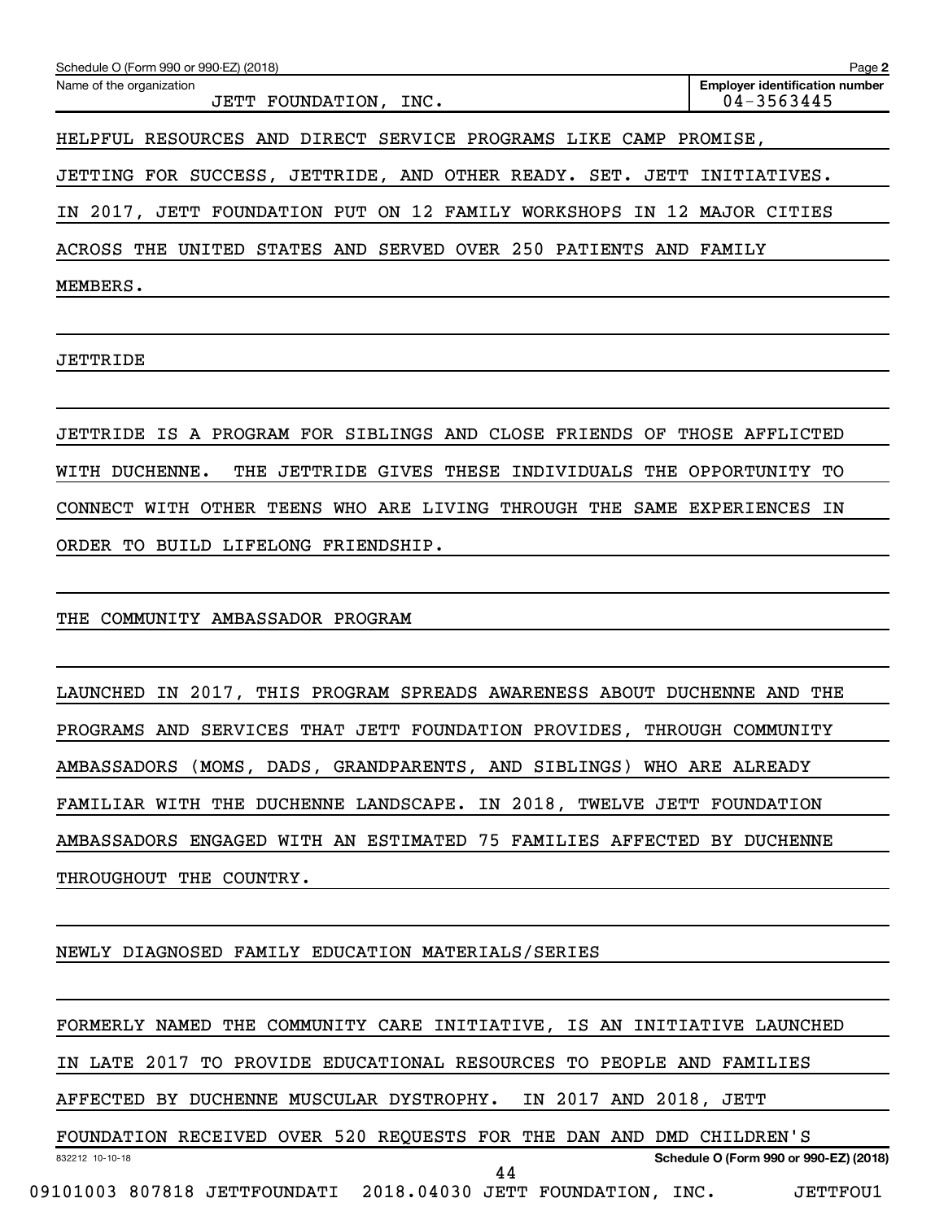HELPFUL RESOURCES AND DIRECT SERVICE PROGRAMS LIKE CAMP PROMISE, JETTING FOR SUCCESS, JETTRIDE, AND OTHER READY. SET. JETT INITIATIVES. IN 2017, JETT FOUNDATION PUT ON 12 FAMILY WORKSHOPS IN 12 MAJOR CITIES ACROSS THE UNITED STATES AND SERVED OVER 250 PATIENTS AND FAMILY MEMBERS.

JETTRIDE

JETTRIDE IS A PROGRAM FOR SIBLINGS AND CLOSE FRIENDS OF THOSE AFFLICTED WITH DUCHENNE. THE JETTRIDE GIVES THESE INDIVIDUALS THE OPPORTUNITY TO CONNECT WITH OTHER TEENS WHO ARE LIVING THROUGH THE SAME EXPERIENCES IN ORDER TO BUILD LIFELONG FRIENDSHIP.

THE COMMUNITY AMBASSADOR PROGRAM

LAUNCHED IN 2017, THIS PROGRAM SPREADS AWARENESS ABOUT DUCHENNE AND THE PROGRAMS AND SERVICES THAT JETT FOUNDATION PROVIDES, THROUGH COMMUNITY AMBASSADORS (MOMS, DADS, GRANDPARENTS, AND SIBLINGS) WHO ARE ALREADY FAMILIAR WITH THE DUCHENNE LANDSCAPE. IN 2018, TWELVE JETT FOUNDATION AMBASSADORS ENGAGED WITH AN ESTIMATED 75 FAMILIES AFFECTED BY DUCHENNE THROUGHOUT THE COUNTRY.

NEWLY DIAGNOSED FAMILY EDUCATION MATERIALS/SERIES

FORMERLY NAMED THE COMMUNITY CARE INITIATIVE, IS AN INITIATIVE LAUNCHED IN LATE 2017 TO PROVIDE EDUCATIONAL RESOURCES TO PEOPLE AND FAMILIES AFFECTED BY DUCHENNE MUSCULAR DYSTROPHY. IN 2017 AND 2018, JETT FOUNDATION RECEIVED OVER 520 REQUESTS FOR THE DAN AND DMD CHILDREN'S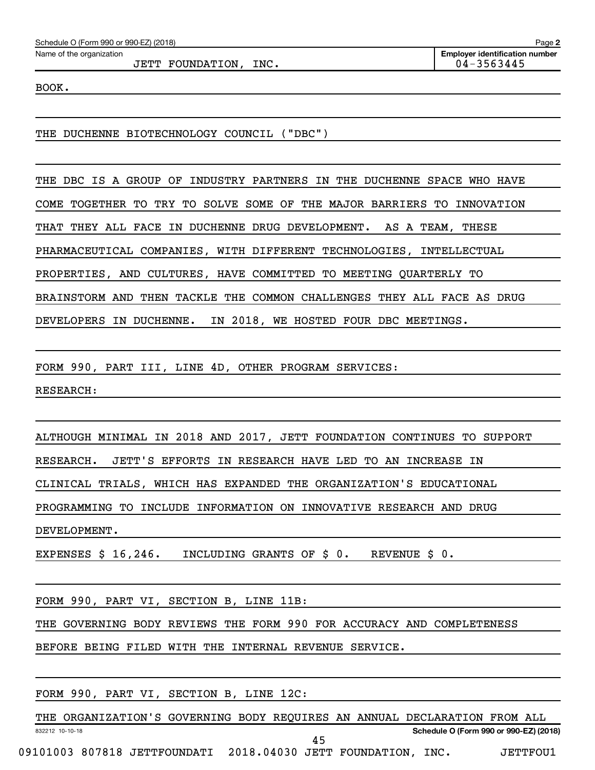Name of the organization: JETT FOUNDATION, INC.

Employer identification number: 04-3563445

BOOK.

THE DUCHENNE BIOTECHNOLOGY COUNCIL ("DBC")

THE DBC IS A GROUP OF INDUSTRY PARTNERS IN THE DUCHENNE SPACE WHO HAVE COME TOGETHER TO TRY TO SOLVE SOME OF THE MAJOR BARRIERS TO INNOVATION THAT THEY ALL FACE IN DUCHENNE DRUG DEVELOPMENT. AS A TEAM, THESE PHARMACEUTICAL COMPANIES, WITH DIFFERENT TECHNOLOGIES, INTELLECTUAL PROPERTIES, AND CULTURES, HAVE COMMITTED TO MEETING QUARTERLY TO BRAINSTORM AND THEN TACKLE THE COMMON CHALLENGES THEY ALL FACE AS DRUG DEVELOPERS IN DUCHENNE. IN 2018, WE HOSTED FOUR DBC MEETINGS.

FORM 990, PART III, LINE 4D, OTHER PROGRAM SERVICES:

RESEARCH:

ALTHOUGH MINIMAL IN 2018 AND 2017, JETT FOUNDATION CONTINUES TO SUPPORT RESEARCH. JETT'S EFFORTS IN RESEARCH HAVE LED TO AN INCREASE IN CLINICAL TRIALS, WHICH HAS EXPANDED THE ORGANIZATION'S EDUCATIONAL PROGRAMMING TO INCLUDE INFORMATION ON INNOVATIVE RESEARCH AND DRUG DEVELOPMENT.

EXPENSES $ 16,246. INCLUDING GRANTS OF $ 0. REVENUE $ 0.

FORM 990, PART VI, SECTION B, LINE 11B:

THE GOVERNING BODY REVIEWS THE FORM 990 FOR ACCURACY AND COMPLETENESS BEFORE BEING FILED WITH THE INTERNAL REVENUE SERVICE.

FORM 990, PART VI, SECTION B, LINE 12C:

THE ORGANIZATION'S GOVERNING BODY REQUIRES AN ANNUAL DECLARATION FROM ALL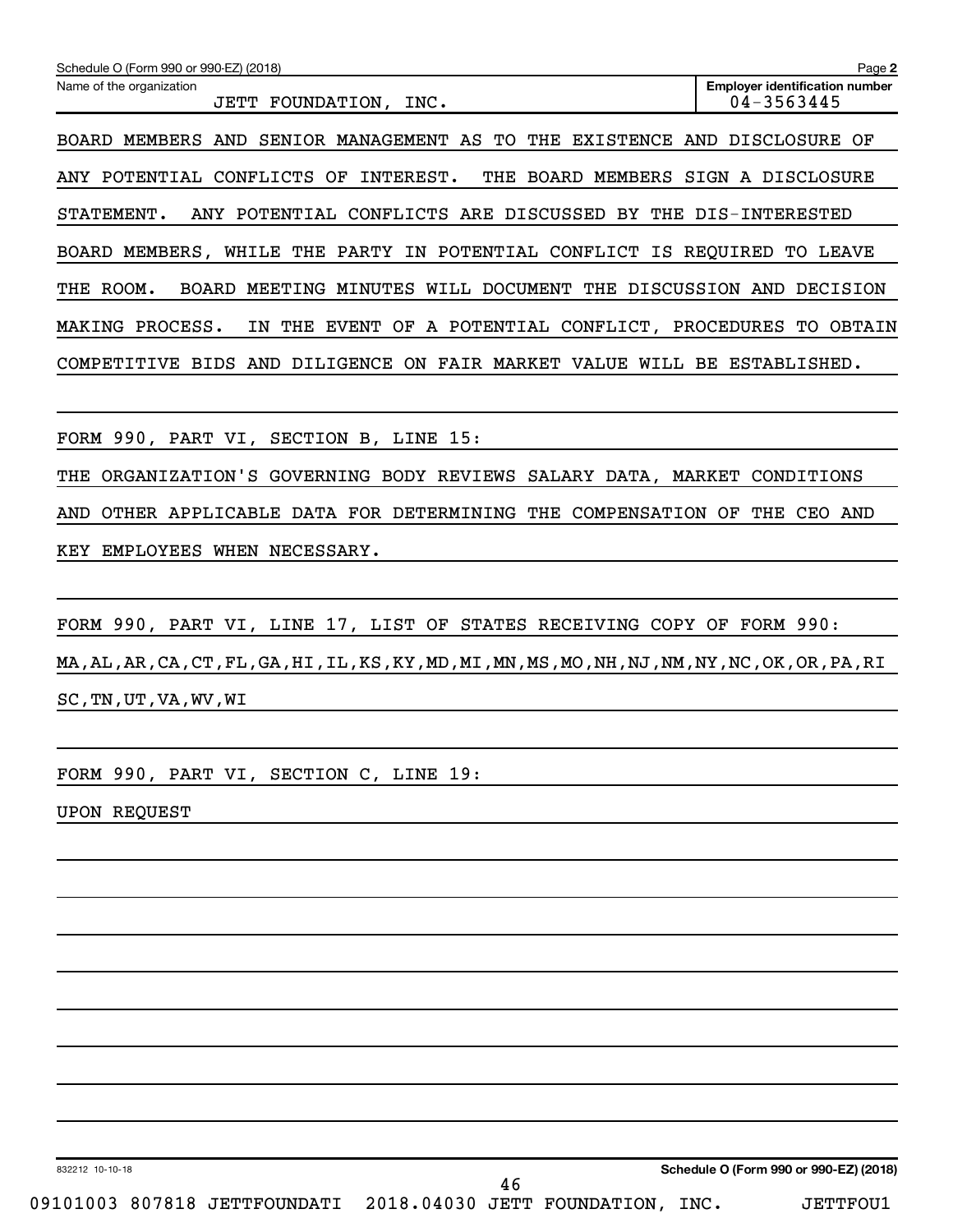Schedule O (Form 990 or 990-EZ) (2018) Page **2**

Name of the organization: JETT FOUNDATION, INC.

**Employer identification number**: 04-3563445

BOARD MEMBERS AND SENIOR MANAGEMENT AS TO THE EXISTENCE AND DISCLOSURE OF ANY POTENTIAL CONFLICTS OF INTEREST. THE BOARD MEMBERS SIGN A DISCLOSURE STATEMENT. ANY POTENTIAL CONFLICTS ARE DISCUSSED BY THE DIS-INTERESTED BOARD MEMBERS, WHILE THE PARTY IN POTENTIAL CONFLICT IS REQUIRED TO LEAVE THE ROOM. BOARD MEETING MINUTES WILL DOCUMENT THE DISCUSSION AND DECISION MAKING PROCESS. IN THE EVENT OF A POTENTIAL CONFLICT, PROCEDURES TO OBTAIN COMPETITIVE BIDS AND DILIGENCE ON FAIR MARKET VALUE WILL BE ESTABLISHED.

FORM 990, PART VI, SECTION B, LINE 15:

THE ORGANIZATION'S GOVERNING BODY REVIEWS SALARY DATA, MARKET CONDITIONS AND OTHER APPLICABLE DATA FOR DETERMINING THE COMPENSATION OF THE CEO AND KEY EMPLOYEES WHEN NECESSARY.

FORM 990, PART VI, LINE 17, LIST OF STATES RECEIVING COPY OF FORM 990:

MA,AL,AR,CA,CT,FL,GA,HI,IL,KS,KY,MD,MI,MN,MS,MO,NH,NJ,NM,NY,NC,OK,OR,PA,RI SC,TN,UT,VA,WV,WI

FORM 990, PART VI, SECTION C, LINE 19:

UPON REQUEST

832212 10-10-18

**Schedule O (Form 990 or 990-EZ) (2018)**

09101003 807818 JETTFOUNDATI 2018.04030 JETT FOUNDATION, INC. JETTFOU1